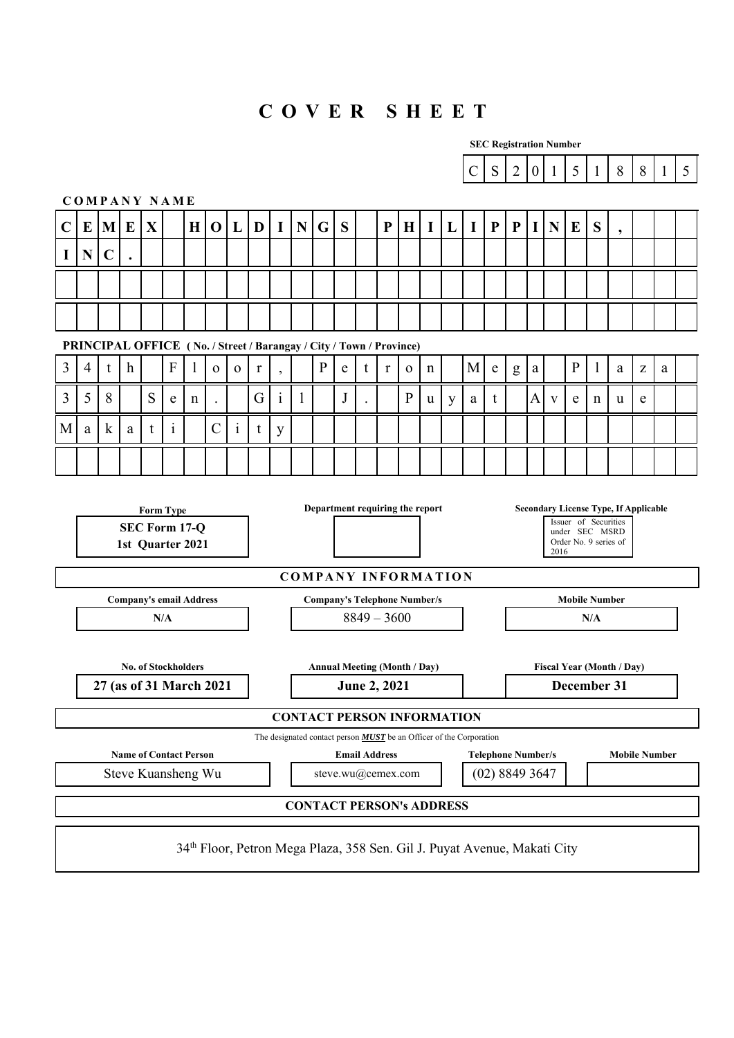# COVER SHEET

**SEC Registration Number**

CS201518815

**COMPANY NAME**

**CEMEX HOLDINGS PHILIPPINES, INC.**

**PRINCIPAL OFFICE ( No. / Street / Barangay / City / Town / Province)**

34th Floor, Petron Mega Plaza
358 Sen. Gil J. Puyat Avenue
Makati City

| Form Type | Department requiring the report | Secondary License Type, If Applicable |
|---|---|---|
| **SEC Form 17-Q 1st Quarter 2021** | | Issuer of Securities under SEC MSRD Order No. 9 series of 2016 |

**COMPANY INFORMATION**

| Company's email Address | Company's Telephone Number/s | Mobile Number |
|---|---|---|
| **N/A** | 8849 – 3600 | **N/A** |

| No. of Stockholders | Annual Meeting (Month / Day) | Fiscal Year (Month / Day) |
|---|---|---|
| **27 (as of 31 March 2021** | **June 2, 2021** | **December 31** |

**CONTACT PERSON INFORMATION**

The designated contact person ***MUST*** be an Officer of the Corporation

| Name of Contact Person | Email Address | Telephone Number/s | Mobile Number |
|---|---|---|---|
| Steve Kuansheng Wu | steve.wu@cemex.com | (02) 8849 3647 | |

**CONTACT PERSON's ADDRESS**

34th Floor, Petron Mega Plaza, 358 Sen. Gil J. Puyat Avenue, Makati City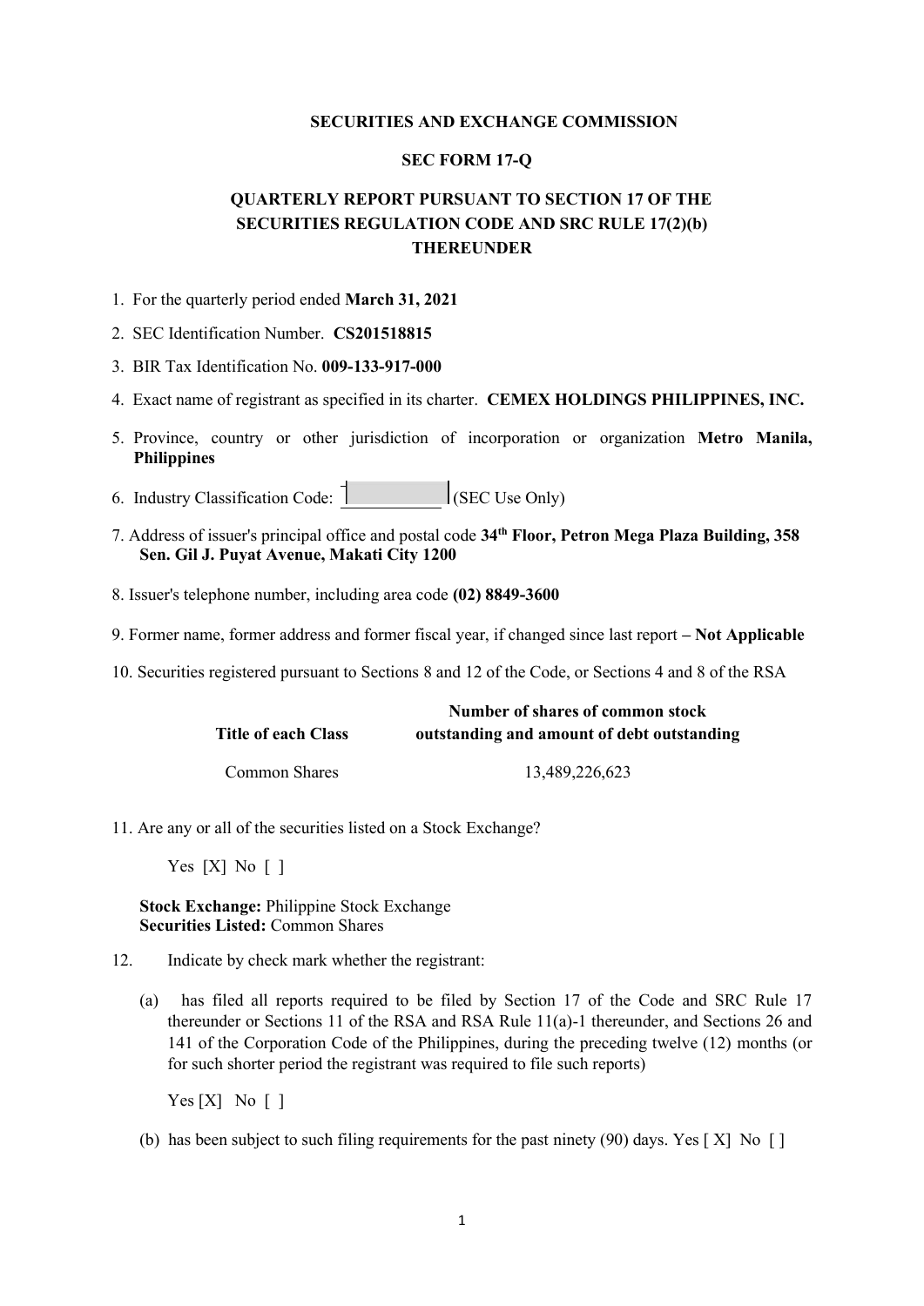**SECURITIES AND EXCHANGE COMMISSION**

**SEC FORM 17-Q**

**QUARTERLY REPORT PURSUANT TO SECTION 17 OF THE SECURITIES REGULATION CODE AND SRC RULE 17(2)(b) THEREUNDER**

1. For the quarterly period ended **March 31, 2021**
2. SEC Identification Number. **CS201518815**
3. BIR Tax Identification No. **009-133-917-000**
4. Exact name of registrant as specified in its charter. **CEMEX HOLDINGS PHILIPPINES, INC.**
5. Province, country or other jurisdiction of incorporation or organization **Metro Manila, Philippines**
6. Industry Classification Code: ____________ (SEC Use Only)
7. Address of issuer's principal office and postal code **34th Floor, Petron Mega Plaza Building, 358 Sen. Gil J. Puyat Avenue, Makati City 1200**
8. Issuer's telephone number, including area code **(02) 8849-3600**
9. Former name, former address and former fiscal year, if changed since last report **– Not Applicable**
10. Securities registered pursuant to Sections 8 and 12 of the Code, or Sections 4 and 8 of the RSA

| Title of each Class | Number of shares of common stock outstanding and amount of debt outstanding |
|---|---|
| Common Shares | 13,489,226,623 |

11. Are any or all of the securities listed on a Stock Exchange?

    Yes [X] No [ ]

    **Stock Exchange:** Philippine Stock Exchange
    **Securities Listed:** Common Shares

12. Indicate by check mark whether the registrant:

    (a) has filed all reports required to be filed by Section 17 of the Code and SRC Rule 17 thereunder or Sections 11 of the RSA and RSA Rule 11(a)-1 thereunder, and Sections 26 and 141 of the Corporation Code of the Philippines, during the preceding twelve (12) months (or for such shorter period the registrant was required to file such reports)

    Yes [X] No [ ]

    (b) has been subject to such filing requirements for the past ninety (90) days. Yes [ X] No [ ]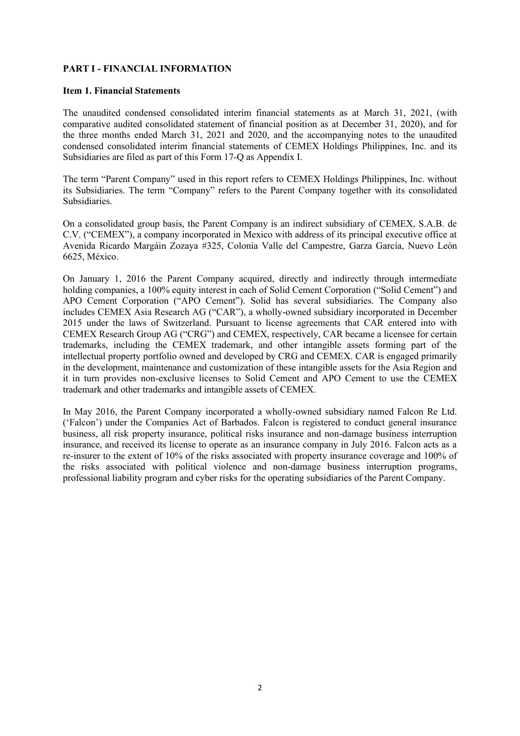## PART I - FINANCIAL INFORMATION

### Item 1. Financial Statements

The unaudited condensed consolidated interim financial statements as at March 31, 2021, (with comparative audited consolidated statement of financial position as at December 31, 2020), and for the three months ended March 31, 2021 and 2020, and the accompanying notes to the unaudited condensed consolidated interim financial statements of CEMEX Holdings Philippines, Inc. and its Subsidiaries are filed as part of this Form 17-Q as Appendix I.

The term "Parent Company" used in this report refers to CEMEX Holdings Philippines, Inc. without its Subsidiaries. The term "Company" refers to the Parent Company together with its consolidated Subsidiaries.

On a consolidated group basis, the Parent Company is an indirect subsidiary of CEMEX, S.A.B. de C.V. ("CEMEX"), a company incorporated in Mexico with address of its principal executive office at Avenida Ricardo Margáin Zozaya #325, Colonia Valle del Campestre, Garza García, Nuevo León 6625, México.

On January 1, 2016 the Parent Company acquired, directly and indirectly through intermediate holding companies, a 100% equity interest in each of Solid Cement Corporation ("Solid Cement") and APO Cement Corporation ("APO Cement"). Solid has several subsidiaries. The Company also includes CEMEX Asia Research AG ("CAR"), a wholly-owned subsidiary incorporated in December 2015 under the laws of Switzerland. Pursuant to license agreements that CAR entered into with CEMEX Research Group AG ("CRG") and CEMEX, respectively, CAR became a licensee for certain trademarks, including the CEMEX trademark, and other intangible assets forming part of the intellectual property portfolio owned and developed by CRG and CEMEX. CAR is engaged primarily in the development, maintenance and customization of these intangible assets for the Asia Region and it in turn provides non-exclusive licenses to Solid Cement and APO Cement to use the CEMEX trademark and other trademarks and intangible assets of CEMEX.

In May 2016, the Parent Company incorporated a wholly-owned subsidiary named Falcon Re Ltd. ('Falcon') under the Companies Act of Barbados. Falcon is registered to conduct general insurance business, all risk property insurance, political risks insurance and non-damage business interruption insurance, and received its license to operate as an insurance company in July 2016. Falcon acts as a re-insurer to the extent of 10% of the risks associated with property insurance coverage and 100% of the risks associated with political violence and non-damage business interruption programs, professional liability program and cyber risks for the operating subsidiaries of the Parent Company.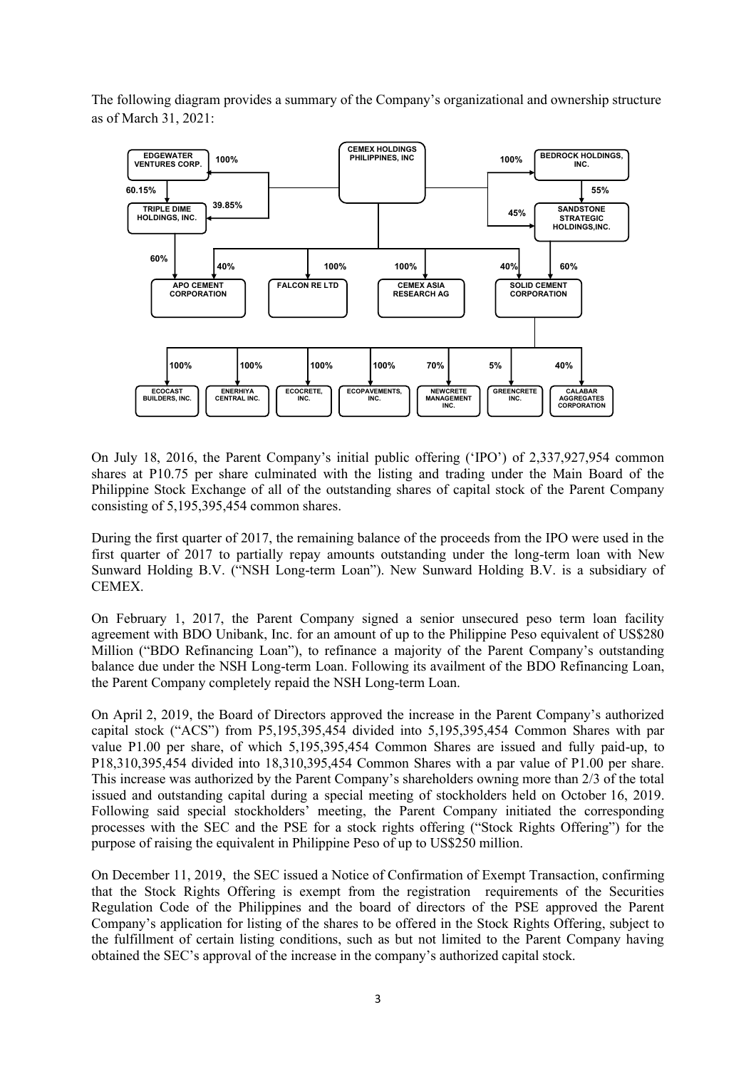The following diagram provides a summary of the Company's organizational and ownership structure as of March 31, 2021:

- CEMEX HOLDINGS PHILIPPINES, INC
  - EDGEWATER VENTURES CORP. – 100%
    - TRIPLE DIME HOLDINGS, INC. – 60.15%
  - TRIPLE DIME HOLDINGS, INC. – 39.85%
    - APO CEMENT CORPORATION – 60%
  - BEDROCK HOLDINGS, INC. – 100%
    - SANDSTONE STRATEGIC HOLDINGS,INC. – 55%
  - SANDSTONE STRATEGIC HOLDINGS,INC. – 45%
    - SOLID CEMENT CORPORATION – 60%
  - APO CEMENT CORPORATION – 40%
  - FALCON RE LTD – 100%
  - CEMEX ASIA RESEARCH AG – 100%
  - SOLID CEMENT CORPORATION – 40%
    - ECOCAST BUILDERS, INC. – 100%
    - ENERHIYA CENTRAL INC. – 100%
    - ECOCRETE, INC. – 100%
    - ECOPAVEMENTS, INC. – 100%
    - NEWCRETE MANAGEMENT INC. – 70%
    - GREENCRETE INC. – 5%
    - CALABAR AGGREGATES CORPORATION – 40%

On July 18, 2016, the Parent Company's initial public offering ('IPO') of 2,337,927,954 common shares at P10.75 per share culminated with the listing and trading under the Main Board of the Philippine Stock Exchange of all of the outstanding shares of capital stock of the Parent Company consisting of 5,195,395,454 common shares.

During the first quarter of 2017, the remaining balance of the proceeds from the IPO were used in the first quarter of 2017 to partially repay amounts outstanding under the long-term loan with New Sunward Holding B.V. ("NSH Long-term Loan"). New Sunward Holding B.V. is a subsidiary of CEMEX.

On February 1, 2017, the Parent Company signed a senior unsecured peso term loan facility agreement with BDO Unibank, Inc. for an amount of up to the Philippine Peso equivalent of US$280 Million ("BDO Refinancing Loan"), to refinance a majority of the Parent Company's outstanding balance due under the NSH Long-term Loan. Following its availment of the BDO Refinancing Loan, the Parent Company completely repaid the NSH Long-term Loan.

On April 2, 2019, the Board of Directors approved the increase in the Parent Company's authorized capital stock ("ACS") from P5,195,395,454 divided into 5,195,395,454 Common Shares with par value P1.00 per share, of which 5,195,395,454 Common Shares are issued and fully paid-up, to P18,310,395,454 divided into 18,310,395,454 Common Shares with a par value of P1.00 per share. This increase was authorized by the Parent Company's shareholders owning more than 2/3 of the total issued and outstanding capital during a special meeting of stockholders held on October 16, 2019. Following said special stockholders' meeting, the Parent Company initiated the corresponding processes with the SEC and the PSE for a stock rights offering ("Stock Rights Offering") for the purpose of raising the equivalent in Philippine Peso of up to US$250 million.

On December 11, 2019, the SEC issued a Notice of Confirmation of Exempt Transaction, confirming that the Stock Rights Offering is exempt from the registration requirements of the Securities Regulation Code of the Philippines and the board of directors of the PSE approved the Parent Company's application for listing of the shares to be offered in the Stock Rights Offering, subject to the fulfillment of certain listing conditions, such as but not limited to the Parent Company having obtained the SEC's approval of the increase in the company's authorized capital stock.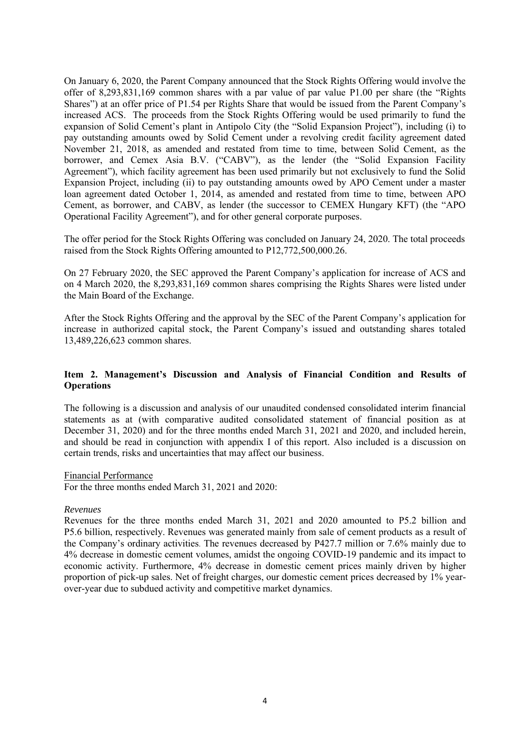On January 6, 2020, the Parent Company announced that the Stock Rights Offering would involve the offer of 8,293,831,169 common shares with a par value of par value P1.00 per share (the "Rights Shares") at an offer price of P1.54 per Rights Share that would be issued from the Parent Company's increased ACS. The proceeds from the Stock Rights Offering would be used primarily to fund the expansion of Solid Cement's plant in Antipolo City (the "Solid Expansion Project"), including (i) to pay outstanding amounts owed by Solid Cement under a revolving credit facility agreement dated November 21, 2018, as amended and restated from time to time, between Solid Cement, as the borrower, and Cemex Asia B.V. ("CABV"), as the lender (the "Solid Expansion Facility Agreement"), which facility agreement has been used primarily but not exclusively to fund the Solid Expansion Project, including (ii) to pay outstanding amounts owed by APO Cement under a master loan agreement dated October 1, 2014, as amended and restated from time to time, between APO Cement, as borrower, and CABV, as lender (the successor to CEMEX Hungary KFT) (the "APO Operational Facility Agreement"), and for other general corporate purposes.

The offer period for the Stock Rights Offering was concluded on January 24, 2020. The total proceeds raised from the Stock Rights Offering amounted to P12,772,500,000.26.

On 27 February 2020, the SEC approved the Parent Company's application for increase of ACS and on 4 March 2020, the 8,293,831,169 common shares comprising the Rights Shares were listed under the Main Board of the Exchange.

After the Stock Rights Offering and the approval by the SEC of the Parent Company's application for increase in authorized capital stock, the Parent Company's issued and outstanding shares totaled 13,489,226,623 common shares.

## Item 2. Management's Discussion and Analysis of Financial Condition and Results of Operations

The following is a discussion and analysis of our unaudited condensed consolidated interim financial statements as at (with comparative audited consolidated statement of financial position as at December 31, 2020) and for the three months ended March 31, 2021 and 2020, and included herein, and should be read in conjunction with appendix I of this report. Also included is a discussion on certain trends, risks and uncertainties that may affect our business.

Financial Performance

For the three months ended March 31, 2021 and 2020:

*Revenues*

Revenues for the three months ended March 31, 2021 and 2020 amounted to P5.2 billion and P5.6 billion, respectively. Revenues was generated mainly from sale of cement products as a result of the Company's ordinary activities. The revenues decreased by P427.7 million or 7.6% mainly due to 4% decrease in domestic cement volumes, amidst the ongoing COVID-19 pandemic and its impact to economic activity. Furthermore, 4% decrease in domestic cement prices mainly driven by higher proportion of pick-up sales. Net of freight charges, our domestic cement prices decreased by 1% year-over-year due to subdued activity and competitive market dynamics.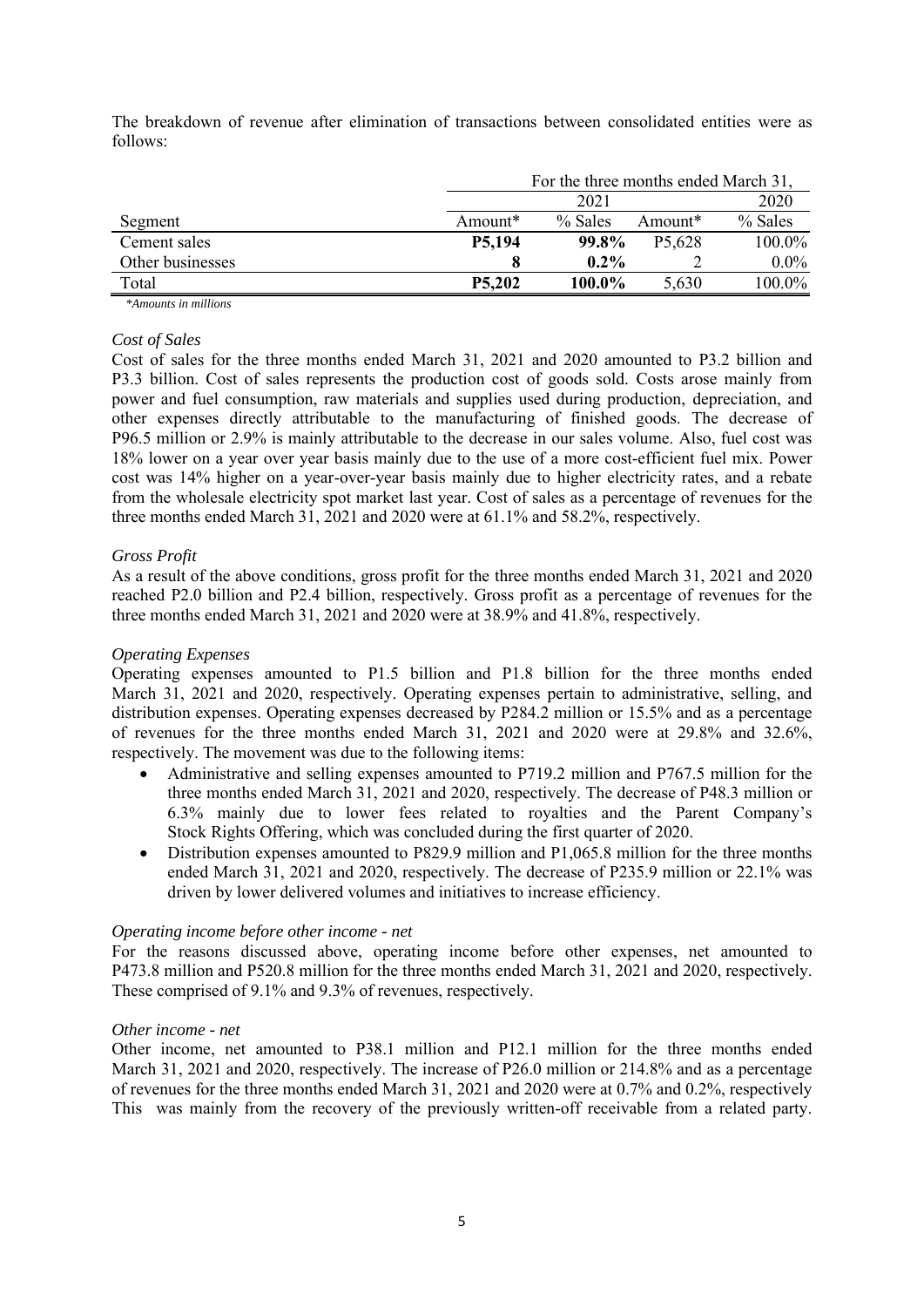The breakdown of revenue after elimination of transactions between consolidated entities were as follows:

| | For the three months ended March 31, | | | |
|---|---|---|---|---|
| | 2021 | | | 2020 |
| Segment | Amount* | % Sales | Amount* | % Sales |
| Cement sales | **P5,194** | **99.8%** | P5,628 | 100.0% |
| Other businesses | **8** | **0.2%** | 2 | 0.0% |
| Total | **P5,202** | **100.0%** | 5,630 | 100.0% |

*\*Amounts in millions*

*Cost of Sales*

Cost of sales for the three months ended March 31, 2021 and 2020 amounted to P3.2 billion and P3.3 billion. Cost of sales represents the production cost of goods sold. Costs arose mainly from power and fuel consumption, raw materials and supplies used during production, depreciation, and other expenses directly attributable to the manufacturing of finished goods. The decrease of P96.5 million or 2.9% is mainly attributable to the decrease in our sales volume. Also, fuel cost was 18% lower on a year over year basis mainly due to the use of a more cost-efficient fuel mix. Power cost was 14% higher on a year-over-year basis mainly due to higher electricity rates, and a rebate from the wholesale electricity spot market last year. Cost of sales as a percentage of revenues for the three months ended March 31, 2021 and 2020 were at 61.1% and 58.2%, respectively.

*Gross Profit*

As a result of the above conditions, gross profit for the three months ended March 31, 2021 and 2020 reached P2.0 billion and P2.4 billion, respectively. Gross profit as a percentage of revenues for the three months ended March 31, 2021 and 2020 were at 38.9% and 41.8%, respectively.

*Operating Expenses*

Operating expenses amounted to P1.5 billion and P1.8 billion for the three months ended March 31, 2021 and 2020, respectively. Operating expenses pertain to administrative, selling, and distribution expenses. Operating expenses decreased by P284.2 million or 15.5% and as a percentage of revenues for the three months ended March 31, 2021 and 2020 were at 29.8% and 32.6%, respectively. The movement was due to the following items:

- Administrative and selling expenses amounted to P719.2 million and P767.5 million for the three months ended March 31, 2021 and 2020, respectively. The decrease of P48.3 million or 6.3% mainly due to lower fees related to royalties and the Parent Company's Stock Rights Offering, which was concluded during the first quarter of 2020.
- Distribution expenses amounted to P829.9 million and P1,065.8 million for the three months ended March 31, 2021 and 2020, respectively. The decrease of P235.9 million or 22.1% was driven by lower delivered volumes and initiatives to increase efficiency.

*Operating income before other income - net*

For the reasons discussed above, operating income before other expenses, net amounted to P473.8 million and P520.8 million for the three months ended March 31, 2021 and 2020, respectively. These comprised of 9.1% and 9.3% of revenues, respectively.

*Other income - net*

Other income, net amounted to P38.1 million and P12.1 million for the three months ended March 31, 2021 and 2020, respectively. The increase of P26.0 million or 214.8% and as a percentage of revenues for the three months ended March 31, 2021 and 2020 were at 0.7% and 0.2%, respectively This was mainly from the recovery of the previously written-off receivable from a related party.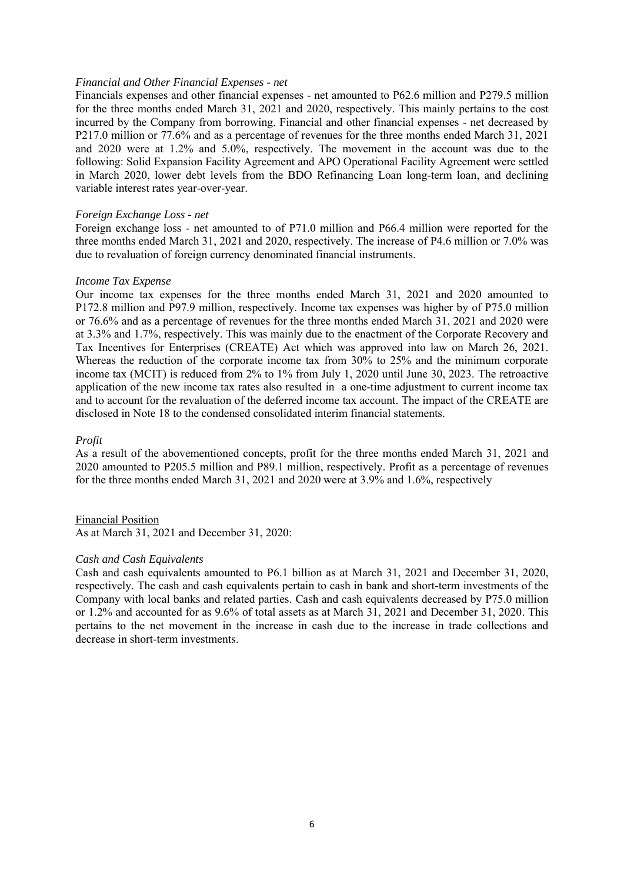*Financial and Other Financial Expenses - net*

Financials expenses and other financial expenses - net amounted to P62.6 million and P279.5 million for the three months ended March 31, 2021 and 2020, respectively. This mainly pertains to the cost incurred by the Company from borrowing. Financial and other financial expenses - net decreased by P217.0 million or 77.6% and as a percentage of revenues for the three months ended March 31, 2021 and 2020 were at 1.2% and 5.0%, respectively. The movement in the account was due to the following: Solid Expansion Facility Agreement and APO Operational Facility Agreement were settled in March 2020, lower debt levels from the BDO Refinancing Loan long-term loan, and declining variable interest rates year-over-year.

*Foreign Exchange Loss - net*

Foreign exchange loss - net amounted to of P71.0 million and P66.4 million were reported for the three months ended March 31, 2021 and 2020, respectively. The increase of P4.6 million or 7.0% was due to revaluation of foreign currency denominated financial instruments.

*Income Tax Expense*

Our income tax expenses for the three months ended March 31, 2021 and 2020 amounted to P172.8 million and P97.9 million, respectively. Income tax expenses was higher by of P75.0 million or 76.6% and as a percentage of revenues for the three months ended March 31, 2021 and 2020 were at 3.3% and 1.7%, respectively. This was mainly due to the enactment of the Corporate Recovery and Tax Incentives for Enterprises (CREATE) Act which was approved into law on March 26, 2021. Whereas the reduction of the corporate income tax from 30% to 25% and the minimum corporate income tax (MCIT) is reduced from 2% to 1% from July 1, 2020 until June 30, 2023. The retroactive application of the new income tax rates also resulted in a one-time adjustment to current income tax and to account for the revaluation of the deferred income tax account. The impact of the CREATE are disclosed in Note 18 to the condensed consolidated interim financial statements.

*Profit*

As a result of the abovementioned concepts, profit for the three months ended March 31, 2021 and 2020 amounted to P205.5 million and P89.1 million, respectively. Profit as a percentage of revenues for the three months ended March 31, 2021 and 2020 were at 3.9% and 1.6%, respectively

Financial Position

As at March 31, 2021 and December 31, 2020:

*Cash and Cash Equivalents*

Cash and cash equivalents amounted to P6.1 billion as at March 31, 2021 and December 31, 2020, respectively. The cash and cash equivalents pertain to cash in bank and short-term investments of the Company with local banks and related parties. Cash and cash equivalents decreased by P75.0 million or 1.2% and accounted for as 9.6% of total assets as at March 31, 2021 and December 31, 2020. This pertains to the net movement in the increase in cash due to the increase in trade collections and decrease in short-term investments.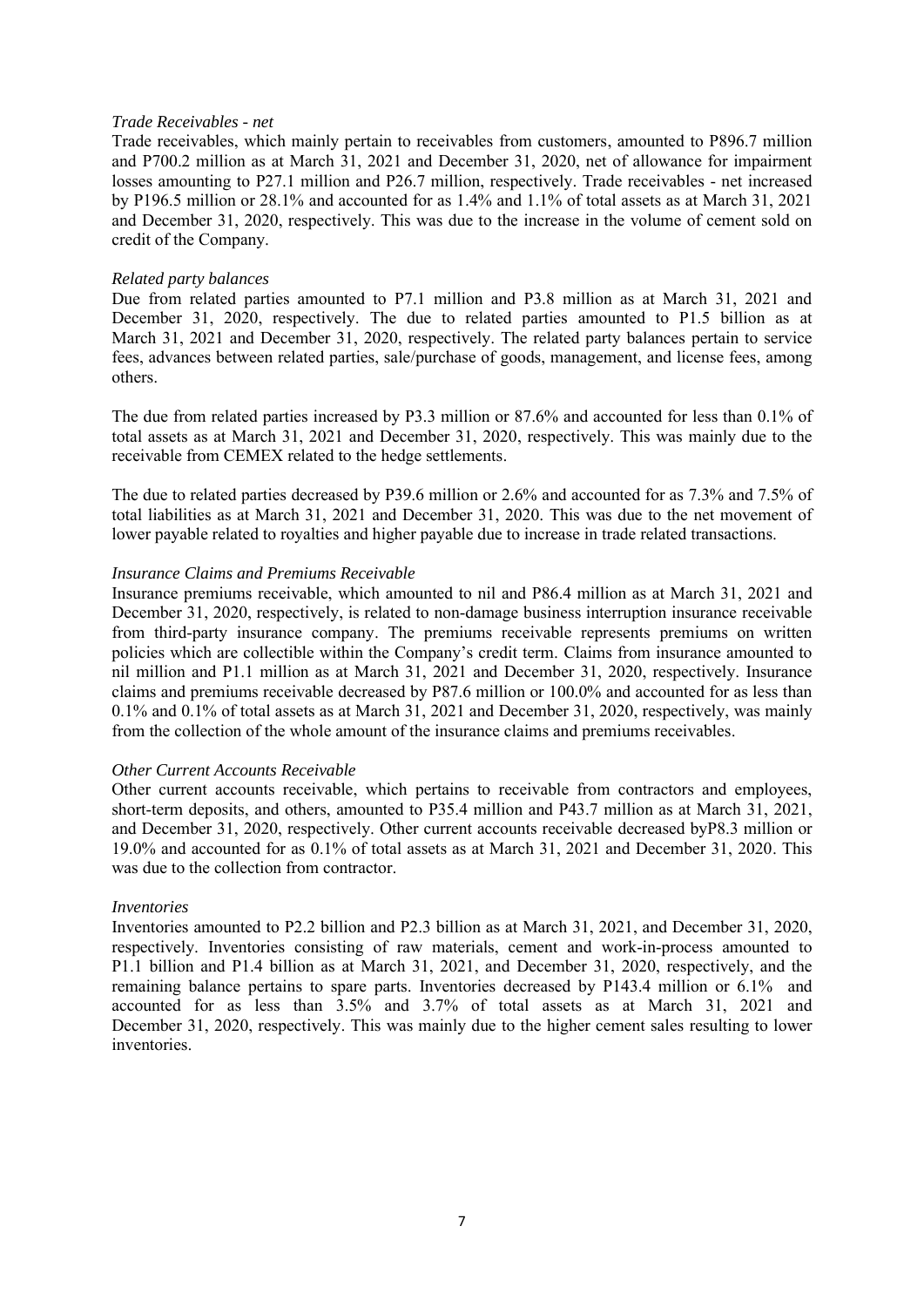*Trade Receivables - net*

Trade receivables, which mainly pertain to receivables from customers, amounted to P896.7 million and P700.2 million as at March 31, 2021 and December 31, 2020, net of allowance for impairment losses amounting to P27.1 million and P26.7 million, respectively. Trade receivables - net increased by P196.5 million or 28.1% and accounted for as 1.4% and 1.1% of total assets as at March 31, 2021 and December 31, 2020, respectively. This was due to the increase in the volume of cement sold on credit of the Company.

*Related party balances*

Due from related parties amounted to P7.1 million and P3.8 million as at March 31, 2021 and December 31, 2020, respectively. The due to related parties amounted to P1.5 billion as at March 31, 2021 and December 31, 2020, respectively. The related party balances pertain to service fees, advances between related parties, sale/purchase of goods, management, and license fees, among others.

The due from related parties increased by P3.3 million or 87.6% and accounted for less than 0.1% of total assets as at March 31, 2021 and December 31, 2020, respectively. This was mainly due to the receivable from CEMEX related to the hedge settlements.

The due to related parties decreased by P39.6 million or 2.6% and accounted for as 7.3% and 7.5% of total liabilities as at March 31, 2021 and December 31, 2020. This was due to the net movement of lower payable related to royalties and higher payable due to increase in trade related transactions.

*Insurance Claims and Premiums Receivable*

Insurance premiums receivable, which amounted to nil and P86.4 million as at March 31, 2021 and December 31, 2020, respectively, is related to non-damage business interruption insurance receivable from third-party insurance company. The premiums receivable represents premiums on written policies which are collectible within the Company's credit term. Claims from insurance amounted to nil million and P1.1 million as at March 31, 2021 and December 31, 2020, respectively. Insurance claims and premiums receivable decreased by P87.6 million or 100.0% and accounted for as less than 0.1% and 0.1% of total assets as at March 31, 2021 and December 31, 2020, respectively, was mainly from the collection of the whole amount of the insurance claims and premiums receivables.

*Other Current Accounts Receivable*

Other current accounts receivable, which pertains to receivable from contractors and employees, short-term deposits, and others, amounted to P35.4 million and P43.7 million as at March 31, 2021, and December 31, 2020, respectively. Other current accounts receivable decreased byP8.3 million or 19.0% and accounted for as 0.1% of total assets as at March 31, 2021 and December 31, 2020. This was due to the collection from contractor.

*Inventories*

Inventories amounted to P2.2 billion and P2.3 billion as at March 31, 2021, and December 31, 2020, respectively. Inventories consisting of raw materials, cement and work-in-process amounted to P1.1 billion and P1.4 billion as at March 31, 2021, and December 31, 2020, respectively, and the remaining balance pertains to spare parts. Inventories decreased by P143.4 million or 6.1% and accounted for as less than 3.5% and 3.7% of total assets as at March 31, 2021 and December 31, 2020, respectively. This was mainly due to the higher cement sales resulting to lower inventories.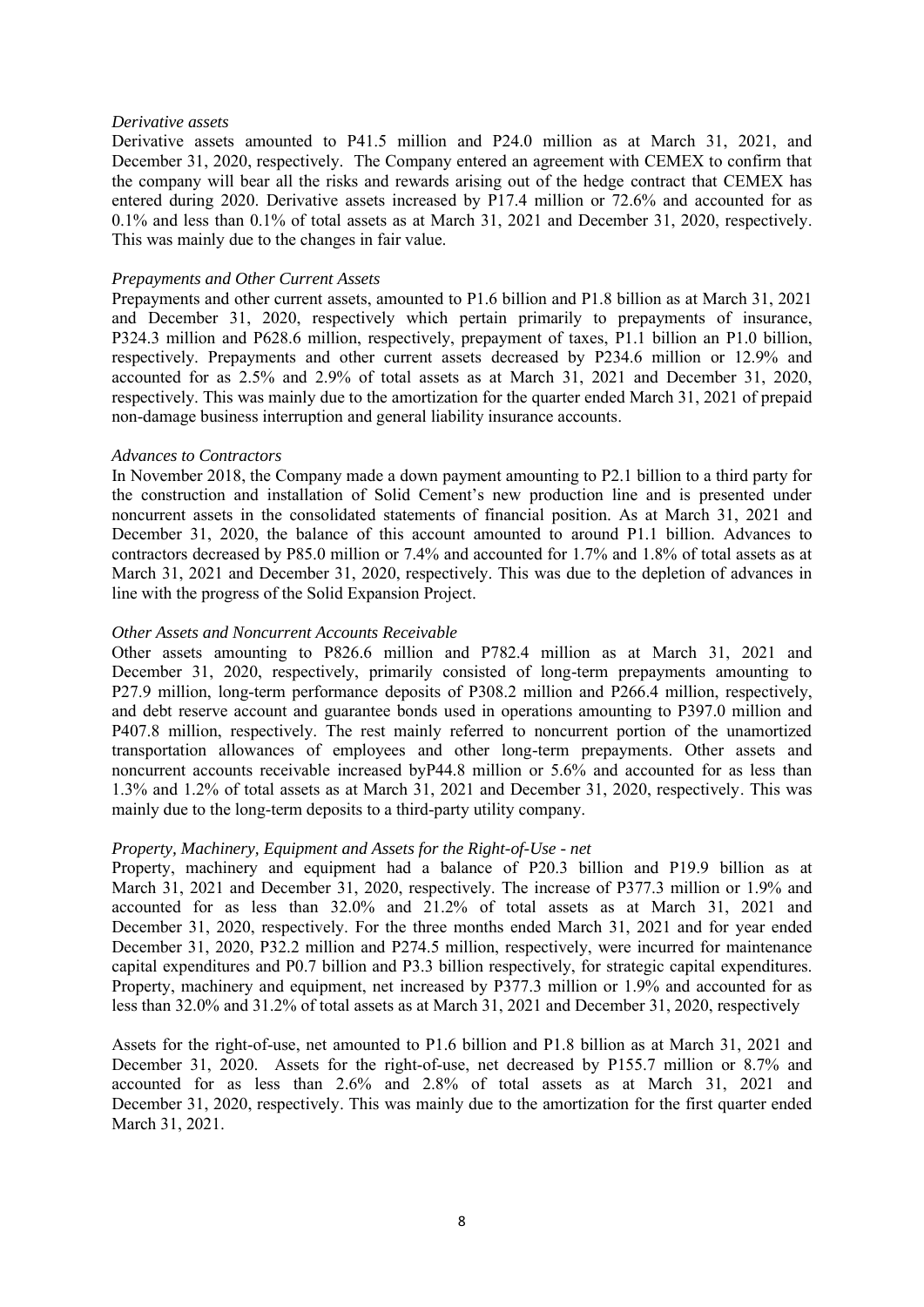*Derivative assets*

Derivative assets amounted to P41.5 million and P24.0 million as at March 31, 2021, and December 31, 2020, respectively. The Company entered an agreement with CEMEX to confirm that the company will bear all the risks and rewards arising out of the hedge contract that CEMEX has entered during 2020. Derivative assets increased by P17.4 million or 72.6% and accounted for as 0.1% and less than 0.1% of total assets as at March 31, 2021 and December 31, 2020, respectively. This was mainly due to the changes in fair value.

*Prepayments and Other Current Assets*

Prepayments and other current assets, amounted to P1.6 billion and P1.8 billion as at March 31, 2021 and December 31, 2020, respectively which pertain primarily to prepayments of insurance, P324.3 million and P628.6 million, respectively, prepayment of taxes, P1.1 billion an P1.0 billion, respectively. Prepayments and other current assets decreased by P234.6 million or 12.9% and accounted for as 2.5% and 2.9% of total assets as at March 31, 2021 and December 31, 2020, respectively. This was mainly due to the amortization for the quarter ended March 31, 2021 of prepaid non-damage business interruption and general liability insurance accounts.

*Advances to Contractors*

In November 2018, the Company made a down payment amounting to P2.1 billion to a third party for the construction and installation of Solid Cement's new production line and is presented under noncurrent assets in the consolidated statements of financial position. As at March 31, 2021 and December 31, 2020, the balance of this account amounted to around P1.1 billion. Advances to contractors decreased by P85.0 million or 7.4% and accounted for 1.7% and 1.8% of total assets as at March 31, 2021 and December 31, 2020, respectively. This was due to the depletion of advances in line with the progress of the Solid Expansion Project.

*Other Assets and Noncurrent Accounts Receivable*

Other assets amounting to P826.6 million and P782.4 million as at March 31, 2021 and December 31, 2020, respectively, primarily consisted of long-term prepayments amounting to P27.9 million, long-term performance deposits of P308.2 million and P266.4 million, respectively, and debt reserve account and guarantee bonds used in operations amounting to P397.0 million and P407.8 million, respectively. The rest mainly referred to noncurrent portion of the unamortized transportation allowances of employees and other long-term prepayments. Other assets and noncurrent accounts receivable increased byP44.8 million or 5.6% and accounted for as less than 1.3% and 1.2% of total assets as at March 31, 2021 and December 31, 2020, respectively. This was mainly due to the long-term deposits to a third-party utility company.

*Property, Machinery, Equipment and Assets for the Right-of-Use - net*

Property, machinery and equipment had a balance of P20.3 billion and P19.9 billion as at March 31, 2021 and December 31, 2020, respectively. The increase of P377.3 million or 1.9% and accounted for as less than 32.0% and 21.2% of total assets as at March 31, 2021 and December 31, 2020, respectively. For the three months ended March 31, 2021 and for year ended December 31, 2020, P32.2 million and P274.5 million, respectively, were incurred for maintenance capital expenditures and P0.7 billion and P3.3 billion respectively, for strategic capital expenditures. Property, machinery and equipment, net increased by P377.3 million or 1.9% and accounted for as less than 32.0% and 31.2% of total assets as at March 31, 2021 and December 31, 2020, respectively

Assets for the right-of-use, net amounted to P1.6 billion and P1.8 billion as at March 31, 2021 and December 31, 2020. Assets for the right-of-use, net decreased by P155.7 million or 8.7% and accounted for as less than 2.6% and 2.8% of total assets as at March 31, 2021 and December 31, 2020, respectively. This was mainly due to the amortization for the first quarter ended March 31, 2021.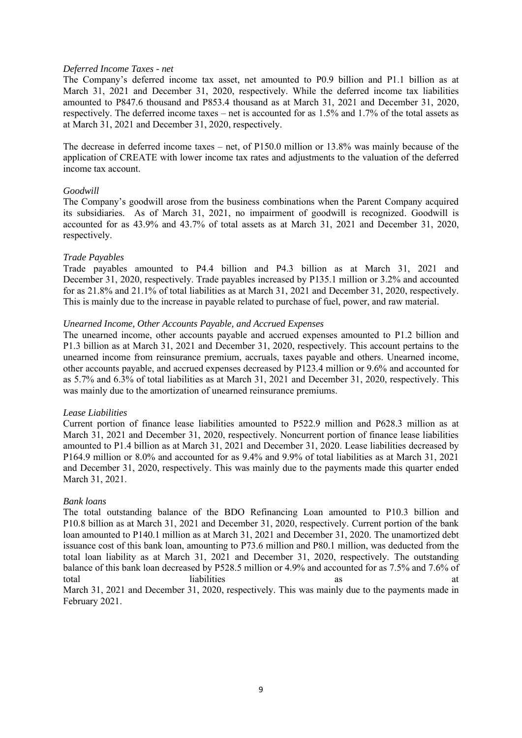*Deferred Income Taxes - net*

The Company's deferred income tax asset, net amounted to P0.9 billion and P1.1 billion as at March 31, 2021 and December 31, 2020, respectively. While the deferred income tax liabilities amounted to P847.6 thousand and P853.4 thousand as at March 31, 2021 and December 31, 2020, respectively. The deferred income taxes – net is accounted for as 1.5% and 1.7% of the total assets as at March 31, 2021 and December 31, 2020, respectively.

The decrease in deferred income taxes – net, of P150.0 million or 13.8% was mainly because of the application of CREATE with lower income tax rates and adjustments to the valuation of the deferred income tax account.

*Goodwill*

The Company's goodwill arose from the business combinations when the Parent Company acquired its subsidiaries. As of March 31, 2021, no impairment of goodwill is recognized. Goodwill is accounted for as 43.9% and 43.7% of total assets as at March 31, 2021 and December 31, 2020, respectively.

*Trade Payables*

Trade payables amounted to P4.4 billion and P4.3 billion as at March 31, 2021 and December 31, 2020, respectively. Trade payables increased by P135.1 million or 3.2% and accounted for as 21.8% and 21.1% of total liabilities as at March 31, 2021 and December 31, 2020, respectively. This is mainly due to the increase in payable related to purchase of fuel, power, and raw material.

*Unearned Income, Other Accounts Payable, and Accrued Expenses*

The unearned income, other accounts payable and accrued expenses amounted to P1.2 billion and P1.3 billion as at March 31, 2021 and December 31, 2020, respectively. This account pertains to the unearned income from reinsurance premium, accruals, taxes payable and others. Unearned income, other accounts payable, and accrued expenses decreased by P123.4 million or 9.6% and accounted for as 5.7% and 6.3% of total liabilities as at March 31, 2021 and December 31, 2020, respectively. This was mainly due to the amortization of unearned reinsurance premiums.

*Lease Liabilities*

Current portion of finance lease liabilities amounted to P522.9 million and P628.3 million as at March 31, 2021 and December 31, 2020, respectively. Noncurrent portion of finance lease liabilities amounted to P1.4 billion as at March 31, 2021 and December 31, 2020. Lease liabilities decreased by P164.9 million or 8.0% and accounted for as 9.4% and 9.9% of total liabilities as at March 31, 2021 and December 31, 2020, respectively. This was mainly due to the payments made this quarter ended March 31, 2021.

*Bank loans*

The total outstanding balance of the BDO Refinancing Loan amounted to P10.3 billion and P10.8 billion as at March 31, 2021 and December 31, 2020, respectively. Current portion of the bank loan amounted to P140.1 million as at March 31, 2021 and December 31, 2020. The unamortized debt issuance cost of this bank loan, amounting to P73.6 million and P80.1 million, was deducted from the total loan liability as at March 31, 2021 and December 31, 2020, respectively. The outstanding balance of this bank loan decreased by P528.5 million or 4.9% and accounted for as 7.5% and 7.6% of total liabilities as at March 31, 2021 and December 31, 2020, respectively. This was mainly due to the payments made in February 2021.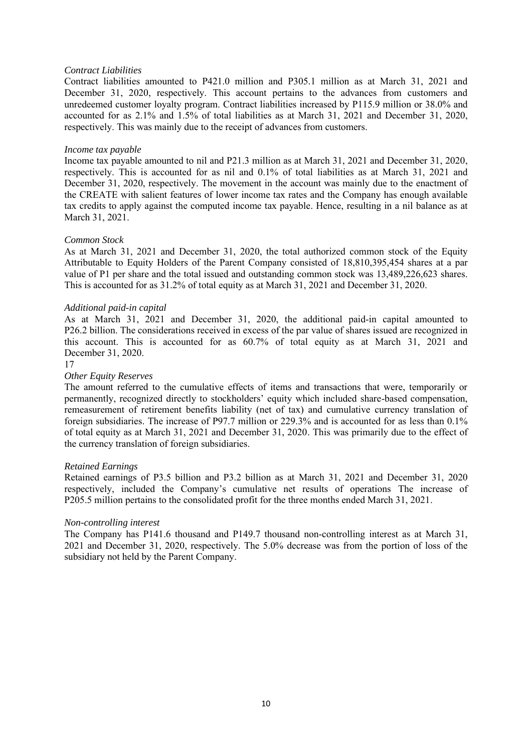*Contract Liabilities*

Contract liabilities amounted to P421.0 million and P305.1 million as at March 31, 2021 and December 31, 2020, respectively. This account pertains to the advances from customers and unredeemed customer loyalty program. Contract liabilities increased by P115.9 million or 38.0% and accounted for as 2.1% and 1.5% of total liabilities as at March 31, 2021 and December 31, 2020, respectively. This was mainly due to the receipt of advances from customers.

*Income tax payable*

Income tax payable amounted to nil and P21.3 million as at March 31, 2021 and December 31, 2020, respectively. This is accounted for as nil and 0.1% of total liabilities as at March 31, 2021 and December 31, 2020, respectively. The movement in the account was mainly due to the enactment of the CREATE with salient features of lower income tax rates and the Company has enough available tax credits to apply against the computed income tax payable. Hence, resulting in a nil balance as at March 31, 2021.

*Common Stock*

As at March 31, 2021 and December 31, 2020, the total authorized common stock of the Equity Attributable to Equity Holders of the Parent Company consisted of 18,810,395,454 shares at a par value of P1 per share and the total issued and outstanding common stock was 13,489,226,623 shares. This is accounted for as 31.2% of total equity as at March 31, 2021 and December 31, 2020.

*Additional paid-in capital*

As at March 31, 2021 and December 31, 2020, the additional paid-in capital amounted to P26.2 billion. The considerations received in excess of the par value of shares issued are recognized in this account. This is accounted for as 60.7% of total equity as at March 31, 2021 and December 31, 2020.

17

*Other Equity Reserves*

The amount referred to the cumulative effects of items and transactions that were, temporarily or permanently, recognized directly to stockholders' equity which included share-based compensation, remeasurement of retirement benefits liability (net of tax) and cumulative currency translation of foreign subsidiaries. The increase of P97.7 million or 229.3% and is accounted for as less than 0.1% of total equity as at March 31, 2021 and December 31, 2020. This was primarily due to the effect of the currency translation of foreign subsidiaries.

*Retained Earnings*

Retained earnings of P3.5 billion and P3.2 billion as at March 31, 2021 and December 31, 2020 respectively, included the Company's cumulative net results of operations The increase of P205.5 million pertains to the consolidated profit for the three months ended March 31, 2021.

*Non-controlling interest*

The Company has P141.6 thousand and P149.7 thousand non-controlling interest as at March 31, 2021 and December 31, 2020, respectively. The 5.0% decrease was from the portion of loss of the subsidiary not held by the Parent Company.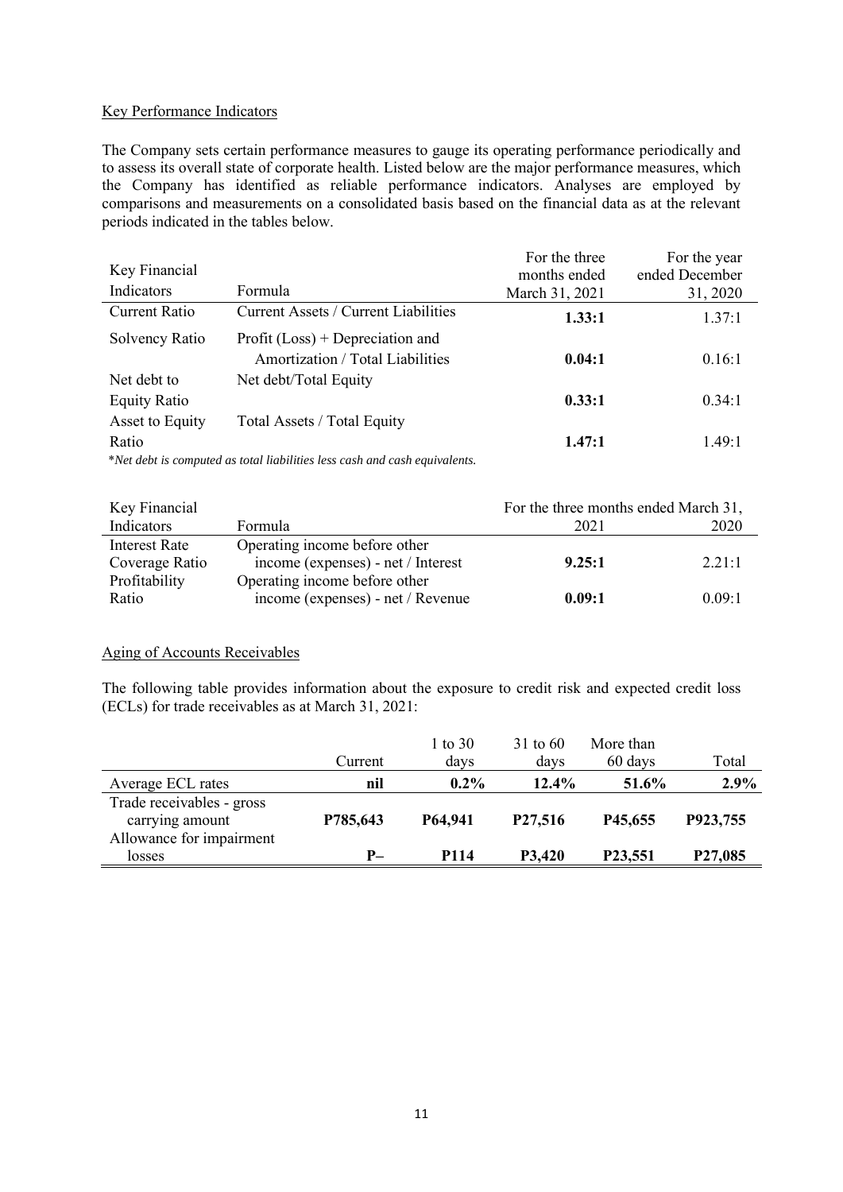Key Performance Indicators

The Company sets certain performance measures to gauge its operating performance periodically and to assess its overall state of corporate health. Listed below are the major performance measures, which the Company has identified as reliable performance indicators. Analyses are employed by comparisons and measurements on a consolidated basis based on the financial data as at the relevant periods indicated in the tables below.

| Key Financial Indicators | Formula | For the three months ended March 31, 2021 | For the year ended December 31, 2020 |
|---|---|---|---|
| Current Ratio | Current Assets / Current Liabilities | **1.33:1** | 1.37:1 |
| Solvency Ratio | Profit (Loss) + Depreciation and Amortization / Total Liabilities | **0.04:1** | 0.16:1 |
| Net debt to Equity Ratio | Net debt/Total Equity | **0.33:1** | 0.34:1 |
| Asset to Equity Ratio | Total Assets / Total Equity | **1.47:1** | 1.49:1 |

*\*Net debt is computed as total liabilities less cash and cash equivalents.*

| Key Financial Indicators | Formula | For the three months ended March 31, 2021 | 2020 |
|---|---|---|---|
| Interest Rate Coverage Ratio | Operating income before other income (expenses) - net / Interest | **9.25:1** | 2.21:1 |
| Profitability Ratio | Operating income before other income (expenses) - net / Revenue | **0.09:1** | 0.09:1 |

Aging of Accounts Receivables

The following table provides information about the exposure to credit risk and expected credit loss (ECLs) for trade receivables as at March 31, 2021:

| | Current | 1 to 30 days | 31 to 60 days | More than 60 days | Total |
|---|---|---|---|---|---|
| Average ECL rates | **nil** | **0.2%** | **12.4%** | **51.6%** | **2.9%** |
| Trade receivables - gross carrying amount | **P785,643** | **P64,941** | **P27,516** | **P45,655** | **P923,755** |
| Allowance for impairment losses | **P–** | **P114** | **P3,420** | **P23,551** | **P27,085** |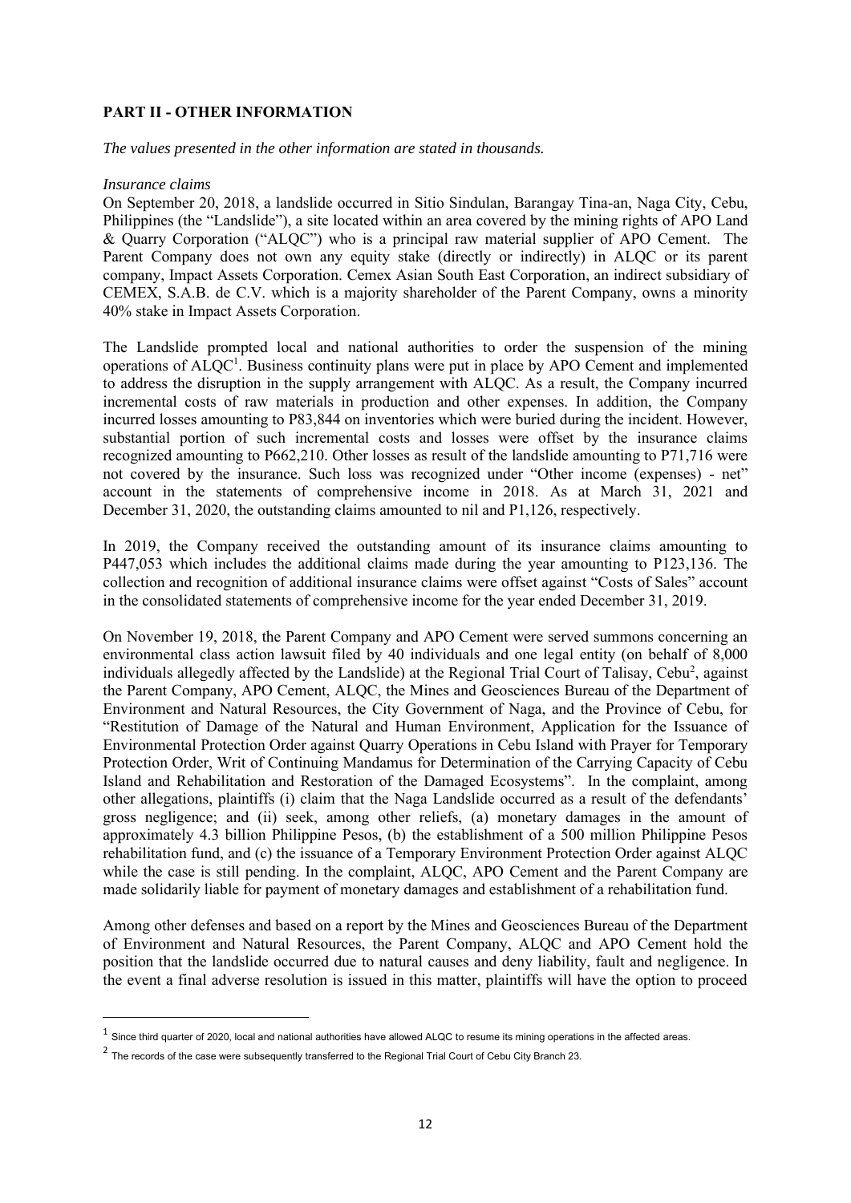## PART II - OTHER INFORMATION

*The values presented in the other information are stated in thousands.*

*Insurance claims*

On September 20, 2018, a landslide occurred in Sitio Sindulan, Barangay Tina-an, Naga City, Cebu, Philippines (the "Landslide"), a site located within an area covered by the mining rights of APO Land & Quarry Corporation ("ALQC") who is a principal raw material supplier of APO Cement. The Parent Company does not own any equity stake (directly or indirectly) in ALQC or its parent company, Impact Assets Corporation. Cemex Asian South East Corporation, an indirect subsidiary of CEMEX, S.A.B. de C.V. which is a majority shareholder of the Parent Company, owns a minority 40% stake in Impact Assets Corporation.

The Landslide prompted local and national authorities to order the suspension of the mining operations of ALQC[1]. Business continuity plans were put in place by APO Cement and implemented to address the disruption in the supply arrangement with ALQC. As a result, the Company incurred incremental costs of raw materials in production and other expenses. In addition, the Company incurred losses amounting to P83,844 on inventories which were buried during the incident. However, substantial portion of such incremental costs and losses were offset by the insurance claims recognized amounting to P662,210. Other losses as result of the landslide amounting to P71,716 were not covered by the insurance. Such loss was recognized under "Other income (expenses) - net" account in the statements of comprehensive income in 2018. As at March 31, 2021 and December 31, 2020, the outstanding claims amounted to nil and P1,126, respectively.

In 2019, the Company received the outstanding amount of its insurance claims amounting to P447,053 which includes the additional claims made during the year amounting to P123,136. The collection and recognition of additional insurance claims were offset against "Costs of Sales" account in the consolidated statements of comprehensive income for the year ended December 31, 2019.

On November 19, 2018, the Parent Company and APO Cement were served summons concerning an environmental class action lawsuit filed by 40 individuals and one legal entity (on behalf of 8,000 individuals allegedly affected by the Landslide) at the Regional Trial Court of Talisay, Cebu[2], against the Parent Company, APO Cement, ALQC, the Mines and Geosciences Bureau of the Department of Environment and Natural Resources, the City Government of Naga, and the Province of Cebu, for "Restitution of Damage of the Natural and Human Environment, Application for the Issuance of Environmental Protection Order against Quarry Operations in Cebu Island with Prayer for Temporary Protection Order, Writ of Continuing Mandamus for Determination of the Carrying Capacity of Cebu Island and Rehabilitation and Restoration of the Damaged Ecosystems". In the complaint, among other allegations, plaintiffs (i) claim that the Naga Landslide occurred as a result of the defendants' gross negligence; and (ii) seek, among other reliefs, (a) monetary damages in the amount of approximately 4.3 billion Philippine Pesos, (b) the establishment of a 500 million Philippine Pesos rehabilitation fund, and (c) the issuance of a Temporary Environment Protection Order against ALQC while the case is still pending. In the complaint, ALQC, APO Cement and the Parent Company are made solidarily liable for payment of monetary damages and establishment of a rehabilitation fund.

Among other defenses and based on a report by the Mines and Geosciences Bureau of the Department of Environment and Natural Resources, the Parent Company, ALQC and APO Cement hold the position that the landslide occurred due to natural causes and deny liability, fault and negligence. In the event a final adverse resolution is issued in this matter, plaintiffs will have the option to proceed

---

[1] Since third quarter of 2020, local and national authorities have allowed ALQC to resume its mining operations in the affected areas.

[2] The records of the case were subsequently transferred to the Regional Trial Court of Cebu City Branch 23.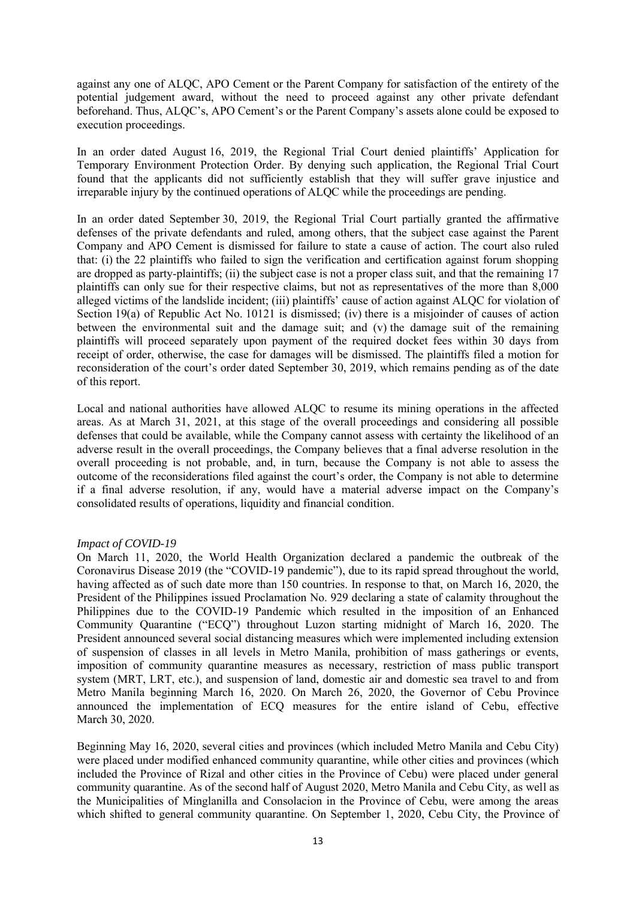against any one of ALQC, APO Cement or the Parent Company for satisfaction of the entirety of the potential judgement award, without the need to proceed against any other private defendant beforehand. Thus, ALQC's, APO Cement's or the Parent Company's assets alone could be exposed to execution proceedings.

In an order dated August 16, 2019, the Regional Trial Court denied plaintiffs' Application for Temporary Environment Protection Order. By denying such application, the Regional Trial Court found that the applicants did not sufficiently establish that they will suffer grave injustice and irreparable injury by the continued operations of ALQC while the proceedings are pending.

In an order dated September 30, 2019, the Regional Trial Court partially granted the affirmative defenses of the private defendants and ruled, among others, that the subject case against the Parent Company and APO Cement is dismissed for failure to state a cause of action. The court also ruled that: (i) the 22 plaintiffs who failed to sign the verification and certification against forum shopping are dropped as party-plaintiffs; (ii) the subject case is not a proper class suit, and that the remaining 17 plaintiffs can only sue for their respective claims, but not as representatives of the more than 8,000 alleged victims of the landslide incident; (iii) plaintiffs' cause of action against ALQC for violation of Section 19(a) of Republic Act No. 10121 is dismissed; (iv) there is a misjoinder of causes of action between the environmental suit and the damage suit; and (v) the damage suit of the remaining plaintiffs will proceed separately upon payment of the required docket fees within 30 days from receipt of order, otherwise, the case for damages will be dismissed. The plaintiffs filed a motion for reconsideration of the court's order dated September 30, 2019, which remains pending as of the date of this report.

Local and national authorities have allowed ALQC to resume its mining operations in the affected areas. As at March 31, 2021, at this stage of the overall proceedings and considering all possible defenses that could be available, while the Company cannot assess with certainty the likelihood of an adverse result in the overall proceedings, the Company believes that a final adverse resolution in the overall proceeding is not probable, and, in turn, because the Company is not able to assess the outcome of the reconsiderations filed against the court's order, the Company is not able to determine if a final adverse resolution, if any, would have a material adverse impact on the Company's consolidated results of operations, liquidity and financial condition.

*Impact of COVID-19*

On March 11, 2020, the World Health Organization declared a pandemic the outbreak of the Coronavirus Disease 2019 (the "COVID-19 pandemic"), due to its rapid spread throughout the world, having affected as of such date more than 150 countries. In response to that, on March 16, 2020, the President of the Philippines issued Proclamation No. 929 declaring a state of calamity throughout the Philippines due to the COVID-19 Pandemic which resulted in the imposition of an Enhanced Community Quarantine ("ECQ") throughout Luzon starting midnight of March 16, 2020. The President announced several social distancing measures which were implemented including extension of suspension of classes in all levels in Metro Manila, prohibition of mass gatherings or events, imposition of community quarantine measures as necessary, restriction of mass public transport system (MRT, LRT, etc.), and suspension of land, domestic air and domestic sea travel to and from Metro Manila beginning March 16, 2020. On March 26, 2020, the Governor of Cebu Province announced the implementation of ECQ measures for the entire island of Cebu, effective March 30, 2020.

Beginning May 16, 2020, several cities and provinces (which included Metro Manila and Cebu City) were placed under modified enhanced community quarantine, while other cities and provinces (which included the Province of Rizal and other cities in the Province of Cebu) were placed under general community quarantine. As of the second half of August 2020, Metro Manila and Cebu City, as well as the Municipalities of Minglanilla and Consolacion in the Province of Cebu, were among the areas which shifted to general community quarantine. On September 1, 2020, Cebu City, the Province of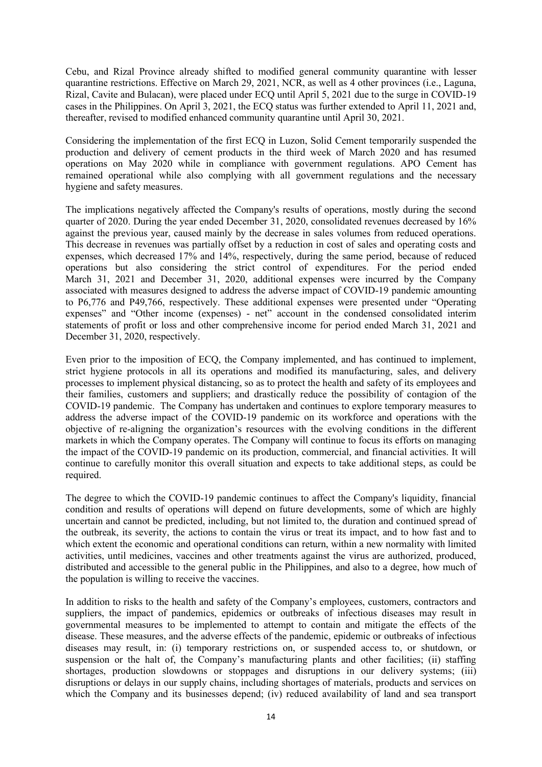Cebu, and Rizal Province already shifted to modified general community quarantine with lesser quarantine restrictions. Effective on March 29, 2021, NCR, as well as 4 other provinces (i.e., Laguna, Rizal, Cavite and Bulacan), were placed under ECQ until April 5, 2021 due to the surge in COVID-19 cases in the Philippines. On April 3, 2021, the ECQ status was further extended to April 11, 2021 and, thereafter, revised to modified enhanced community quarantine until April 30, 2021.

Considering the implementation of the first ECQ in Luzon, Solid Cement temporarily suspended the production and delivery of cement products in the third week of March 2020 and has resumed operations on May 2020 while in compliance with government regulations. APO Cement has remained operational while also complying with all government regulations and the necessary hygiene and safety measures.

The implications negatively affected the Company's results of operations, mostly during the second quarter of 2020. During the year ended December 31, 2020, consolidated revenues decreased by 16% against the previous year, caused mainly by the decrease in sales volumes from reduced operations. This decrease in revenues was partially offset by a reduction in cost of sales and operating costs and expenses, which decreased 17% and 14%, respectively, during the same period, because of reduced operations but also considering the strict control of expenditures. For the period ended March 31, 2021 and December 31, 2020, additional expenses were incurred by the Company associated with measures designed to address the adverse impact of COVID-19 pandemic amounting to P6,776 and P49,766, respectively. These additional expenses were presented under "Operating expenses" and "Other income (expenses) - net" account in the condensed consolidated interim statements of profit or loss and other comprehensive income for period ended March 31, 2021 and December 31, 2020, respectively.

Even prior to the imposition of ECQ, the Company implemented, and has continued to implement, strict hygiene protocols in all its operations and modified its manufacturing, sales, and delivery processes to implement physical distancing, so as to protect the health and safety of its employees and their families, customers and suppliers; and drastically reduce the possibility of contagion of the COVID-19 pandemic. The Company has undertaken and continues to explore temporary measures to address the adverse impact of the COVID-19 pandemic on its workforce and operations with the objective of re-aligning the organization's resources with the evolving conditions in the different markets in which the Company operates. The Company will continue to focus its efforts on managing the impact of the COVID-19 pandemic on its production, commercial, and financial activities. It will continue to carefully monitor this overall situation and expects to take additional steps, as could be required.

The degree to which the COVID-19 pandemic continues to affect the Company's liquidity, financial condition and results of operations will depend on future developments, some of which are highly uncertain and cannot be predicted, including, but not limited to, the duration and continued spread of the outbreak, its severity, the actions to contain the virus or treat its impact, and to how fast and to which extent the economic and operational conditions can return, within a new normality with limited activities, until medicines, vaccines and other treatments against the virus are authorized, produced, distributed and accessible to the general public in the Philippines, and also to a degree, how much of the population is willing to receive the vaccines.

In addition to risks to the health and safety of the Company's employees, customers, contractors and suppliers, the impact of pandemics, epidemics or outbreaks of infectious diseases may result in governmental measures to be implemented to attempt to contain and mitigate the effects of the disease. These measures, and the adverse effects of the pandemic, epidemic or outbreaks of infectious diseases may result, in: (i) temporary restrictions on, or suspended access to, or shutdown, or suspension or the halt of, the Company's manufacturing plants and other facilities; (ii) staffing shortages, production slowdowns or stoppages and disruptions in our delivery systems; (iii) disruptions or delays in our supply chains, including shortages of materials, products and services on which the Company and its businesses depend; (iv) reduced availability of land and sea transport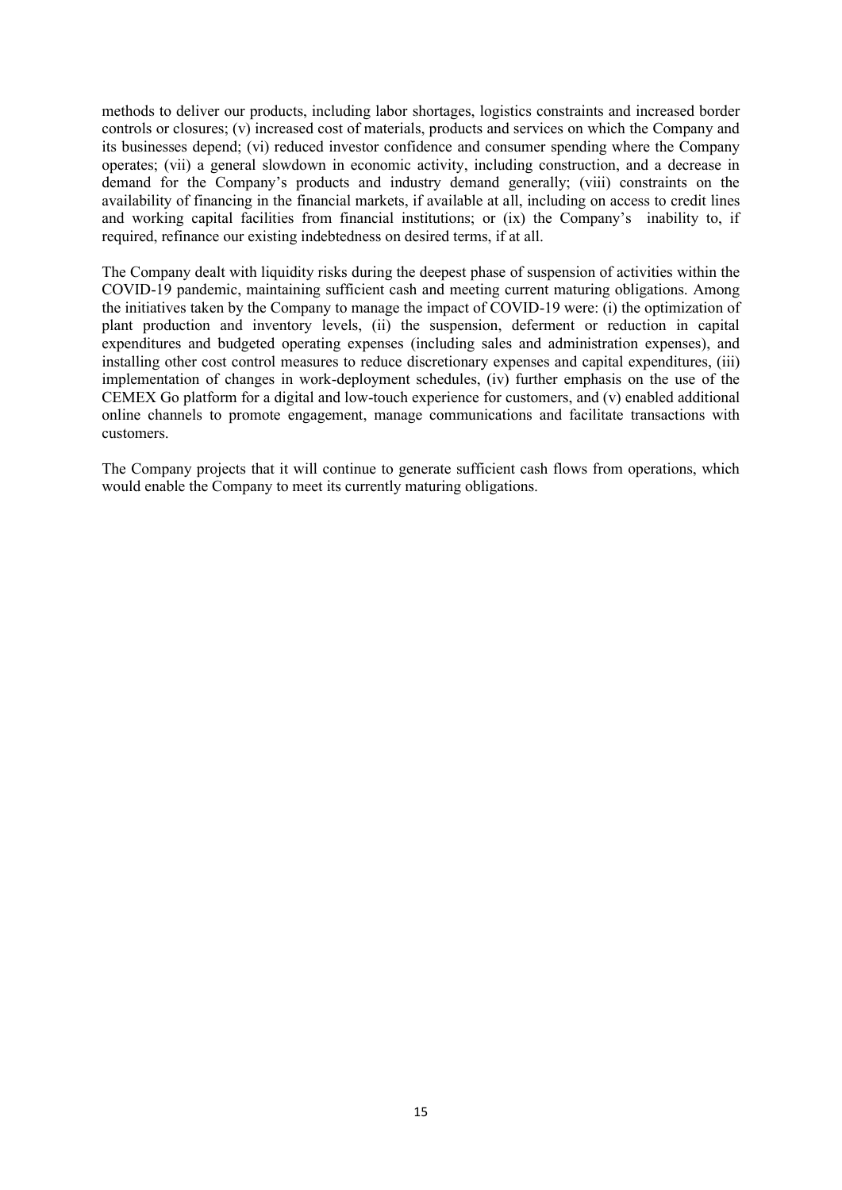methods to deliver our products, including labor shortages, logistics constraints and increased border controls or closures; (v) increased cost of materials, products and services on which the Company and its businesses depend; (vi) reduced investor confidence and consumer spending where the Company operates; (vii) a general slowdown in economic activity, including construction, and a decrease in demand for the Company's products and industry demand generally; (viii) constraints on the availability of financing in the financial markets, if available at all, including on access to credit lines and working capital facilities from financial institutions; or (ix) the Company's inability to, if required, refinance our existing indebtedness on desired terms, if at all.

The Company dealt with liquidity risks during the deepest phase of suspension of activities within the COVID-19 pandemic, maintaining sufficient cash and meeting current maturing obligations. Among the initiatives taken by the Company to manage the impact of COVID-19 were: (i) the optimization of plant production and inventory levels, (ii) the suspension, deferment or reduction in capital expenditures and budgeted operating expenses (including sales and administration expenses), and installing other cost control measures to reduce discretionary expenses and capital expenditures, (iii) implementation of changes in work-deployment schedules, (iv) further emphasis on the use of the CEMEX Go platform for a digital and low-touch experience for customers, and (v) enabled additional online channels to promote engagement, manage communications and facilitate transactions with customers.

The Company projects that it will continue to generate sufficient cash flows from operations, which would enable the Company to meet its currently maturing obligations.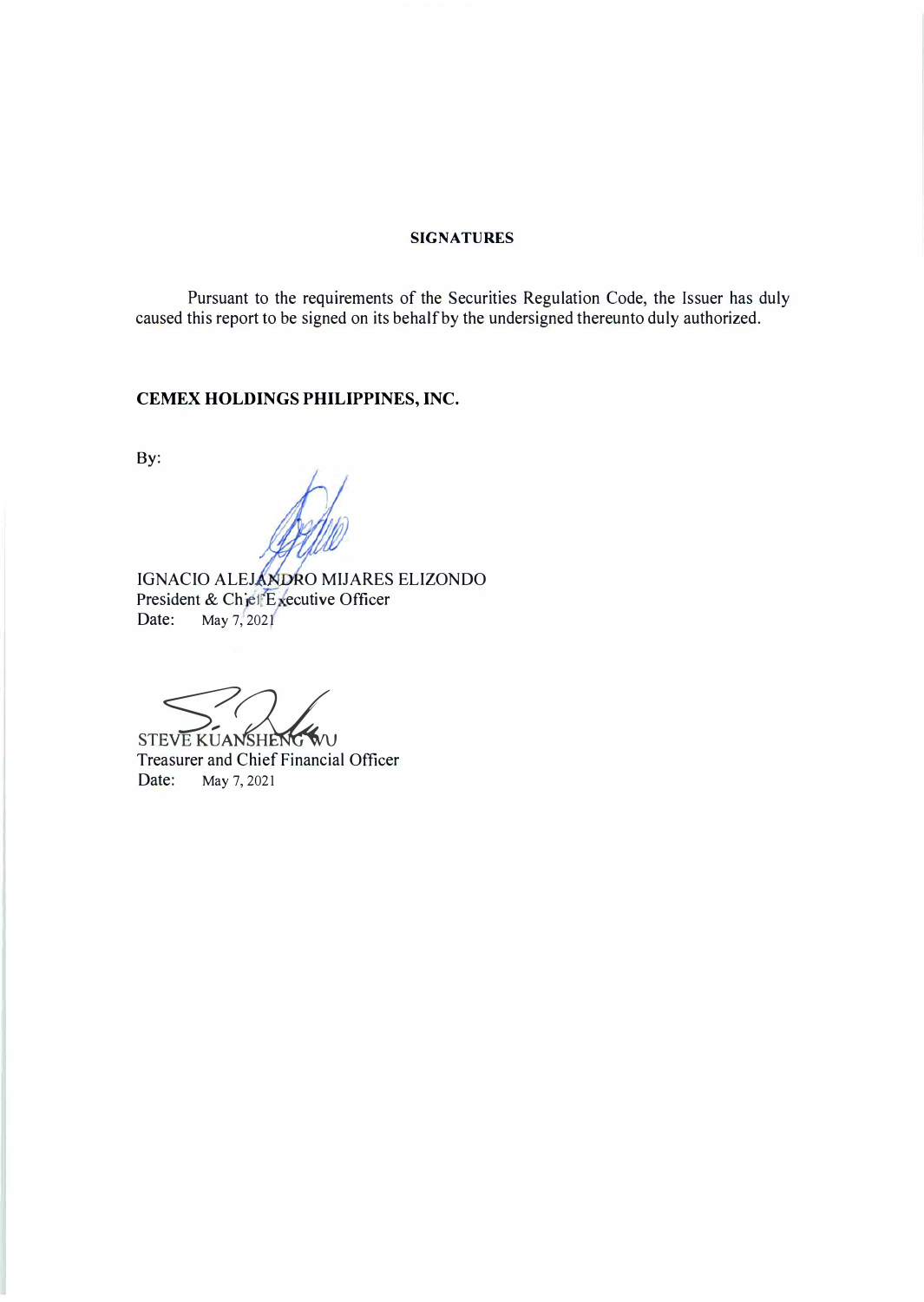## SIGNATURES

Pursuant to the requirements of the Securities Regulation Code, the Issuer has duly caused this report to be signed on its behalf by the undersigned thereunto duly authorized.

**CEMEX HOLDINGS PHILIPPINES, INC.**

By:

IGNACIO ALEJANDRO MIJARES ELIZONDO
President & Chief Executive Officer
Date: May 7, 2021

STEVE KUANSHENG WU
Treasurer and Chief Financial Officer
Date: May 7, 2021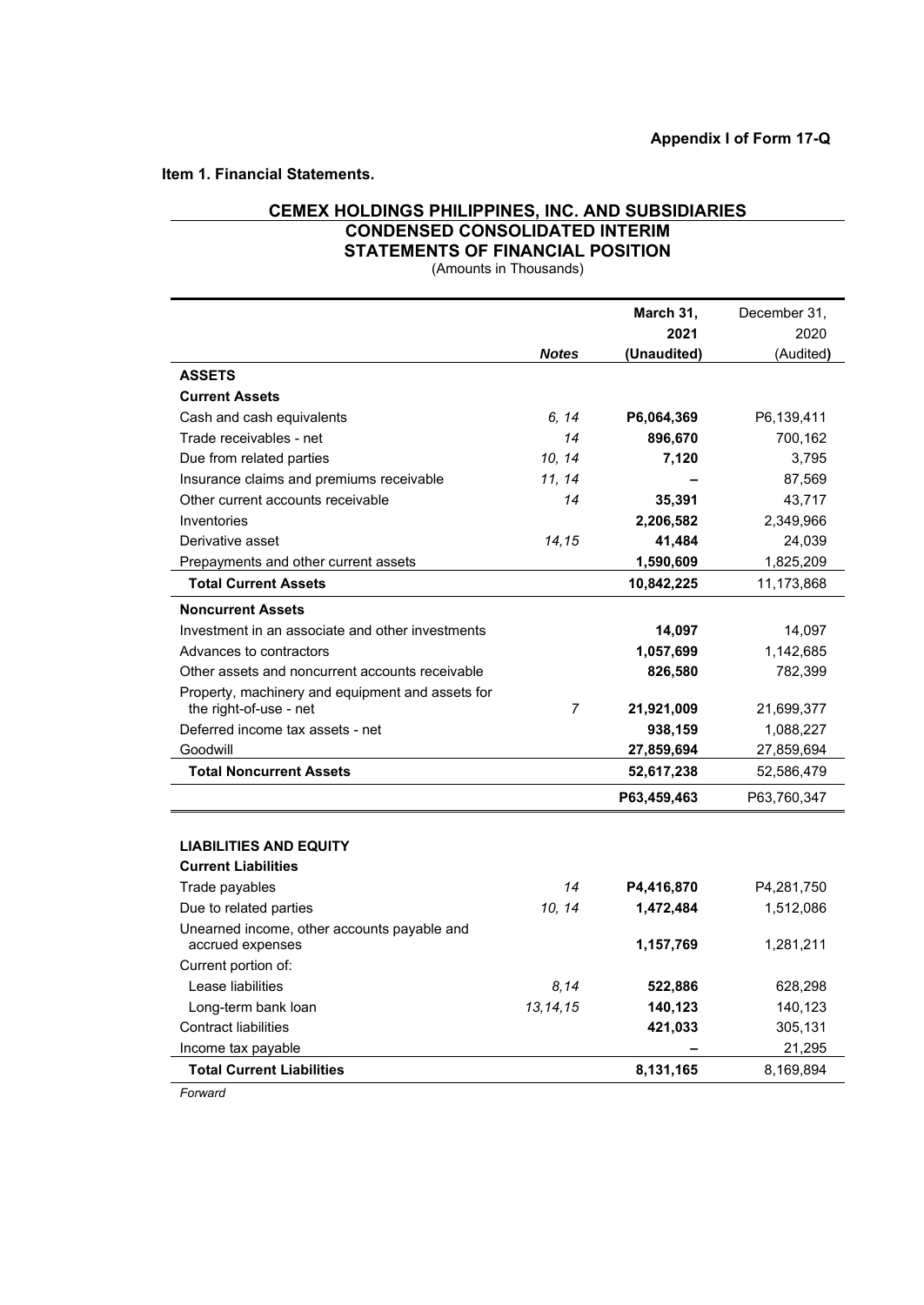**Appendix I of Form 17-Q**

**Item 1. Financial Statements.**

## CEMEX HOLDINGS PHILIPPINES, INC. AND SUBSIDIARIES
## CONDENSED CONSOLIDATED INTERIM STATEMENTS OF FINANCIAL POSITION

(Amounts in Thousands)

| | *Notes* | **March 31, 2021 (Unaudited)** | December 31, 2020 (Audited) |
|---|---|---|---|
| **ASSETS** | | | |
| **Current Assets** | | | |
| Cash and cash equivalents | *6, 14* | **P6,064,369** | P6,139,411 |
| Trade receivables - net | *14* | **896,670** | 700,162 |
| Due from related parties | *10, 14* | **7,120** | 3,795 |
| Insurance claims and premiums receivable | *11, 14* | **–** | 87,569 |
| Other current accounts receivable | *14* | **35,391** | 43,717 |
| Inventories | | **2,206,582** | 2,349,966 |
| Derivative asset | *14,15* | **41,484** | 24,039 |
| Prepayments and other current assets | | **1,590,609** | 1,825,209 |
| **Total Current Assets** | | **10,842,225** | 11,173,868 |
| **Noncurrent Assets** | | | |
| Investment in an associate and other investments | | **14,097** | 14,097 |
| Advances to contractors | | **1,057,699** | 1,142,685 |
| Other assets and noncurrent accounts receivable | | **826,580** | 782,399 |
| Property, machinery and equipment and assets for the right-of-use - net | *7* | **21,921,009** | 21,699,377 |
| Deferred income tax assets - net | | **938,159** | 1,088,227 |
| Goodwill | | **27,859,694** | 27,859,694 |
| **Total Noncurrent Assets** | | **52,617,238** | 52,586,479 |
| | | **P63,459,463** | P63,760,347 |
| | | | |
| **LIABILITIES AND EQUITY** | | | |
| **Current Liabilities** | | | |
| Trade payables | *14* | **P4,416,870** | P4,281,750 |
| Due to related parties | *10, 14* | **1,472,484** | 1,512,086 |
| Unearned income, other accounts payable and accrued expenses | | **1,157,769** | 1,281,211 |
| Current portion of: | | | |
| Lease liabilities | *8,14* | **522,886** | 628,298 |
| Long-term bank loan | *13,14,15* | **140,123** | 140,123 |
| Contract liabilities | | **421,033** | 305,131 |
| Income tax payable | | **–** | 21,295 |
| **Total Current Liabilities** | | **8,131,165** | 8,169,894 |

*Forward*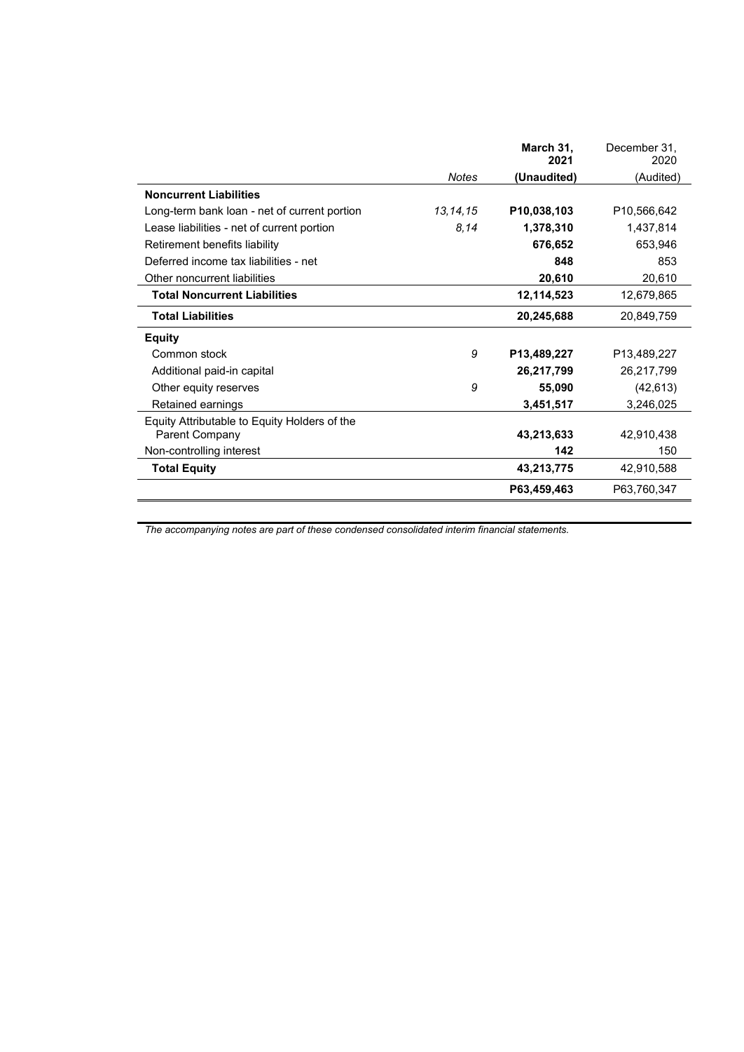| | Notes | March 31, 2021 (Unaudited) | December 31, 2020 (Audited) |
|---|---|---|---|
| **Noncurrent Liabilities** | | | |
| Long-term bank loan - net of current portion | *13, 14, 15* | **P10,038,103** | P10,566,642 |
| Lease liabilities - net of current portion | *8, 14* | **1,378,310** | 1,437,814 |
| Retirement benefits liability | | **676,652** | 653,946 |
| Deferred income tax liabilities - net | | **848** | 853 |
| Other noncurrent liabilities | | **20,610** | 20,610 |
| **Total Noncurrent Liabilities** | | **12,114,523** | 12,679,865 |
| **Total Liabilities** | | **20,245,688** | 20,849,759 |
| **Equity** | | | |
| Common stock | *9* | **P13,489,227** | P13,489,227 |
| Additional paid-in capital | | **26,217,799** | 26,217,799 |
| Other equity reserves | *9* | **55,090** | (42,613) |
| Retained earnings | | **3,451,517** | 3,246,025 |
| Equity Attributable to Equity Holders of the Parent Company | | **43,213,633** | 42,910,438 |
| Non-controlling interest | | **142** | 150 |
| **Total Equity** | | **43,213,775** | 42,910,588 |
| | | **P63,459,463** | P63,760,347 |

*The accompanying notes are part of these condensed consolidated interim financial statements.*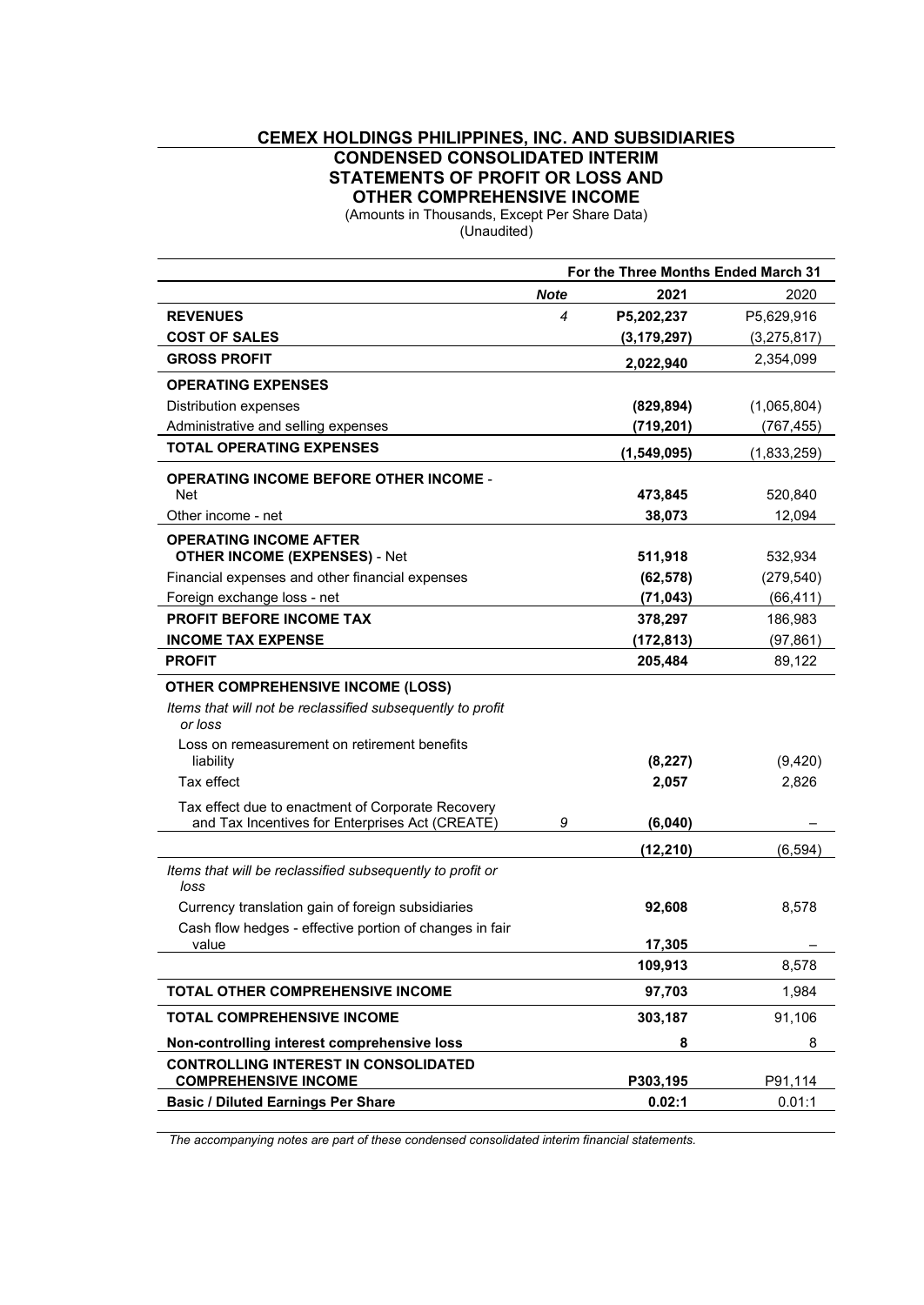# CEMEX HOLDINGS PHILIPPINES, INC. AND SUBSIDIARIES

## CONDENSED CONSOLIDATED INTERIM STATEMENTS OF PROFIT OR LOSS AND OTHER COMPREHENSIVE INCOME

(Amounts in Thousands, Except Per Share Data)
(Unaudited)

| | | For the Three Months Ended March 31 | |
|---|---|---|---|
| | *Note* | **2021** | 2020 |
| **REVENUES** | *4* | **P5,202,237** | P5,629,916 |
| **COST OF SALES** | | **(3,179,297)** | (3,275,817) |
| **GROSS PROFIT** | | **2,022,940** | 2,354,099 |
| **OPERATING EXPENSES** | | | |
| Distribution expenses | | **(829,894)** | (1,065,804) |
| Administrative and selling expenses | | **(719,201)** | (767,455) |
| **TOTAL OPERATING EXPENSES** | | **(1,549,095)** | (1,833,259) |
| **OPERATING INCOME BEFORE OTHER INCOME** - Net | | **473,845** | 520,840 |
| Other income - net | | **38,073** | 12,094 |
| **OPERATING INCOME AFTER OTHER INCOME (EXPENSES)** - Net | | **511,918** | 532,934 |
| Financial expenses and other financial expenses | | **(62,578)** | (279,540) |
| Foreign exchange loss - net | | **(71,043)** | (66,411) |
| **PROFIT BEFORE INCOME TAX** | | **378,297** | 186,983 |
| **INCOME TAX EXPENSE** | | **(172,813)** | (97,861) |
| **PROFIT** | | **205,484** | 89,122 |
| **OTHER COMPREHENSIVE INCOME (LOSS)** | | | |
| *Items that will not be reclassified subsequently to profit or loss* | | | |
| Loss on remeasurement on retirement benefits liability | | **(8,227)** | (9,420) |
| Tax effect | | **2,057** | 2,826 |
| Tax effect due to enactment of Corporate Recovery and Tax Incentives for Enterprises Act (CREATE) | *9* | **(6,040)** | – |
| | | **(12,210)** | (6,594) |
| *Items that will be reclassified subsequently to profit or loss* | | | |
| Currency translation gain of foreign subsidiaries | | **92,608** | 8,578 |
| Cash flow hedges - effective portion of changes in fair value | | **17,305** | – |
| | | **109,913** | 8,578 |
| **TOTAL OTHER COMPREHENSIVE INCOME** | | **97,703** | 1,984 |
| **TOTAL COMPREHENSIVE INCOME** | | **303,187** | 91,106 |
| **Non-controlling interest comprehensive loss** | | **8** | 8 |
| **CONTROLLING INTEREST IN CONSOLIDATED COMPREHENSIVE INCOME** | | **P303,195** | P91,114 |
| **Basic / Diluted Earnings Per Share** | | **0.02:1** | 0.01:1 |

*The accompanying notes are part of these condensed consolidated interim financial statements.*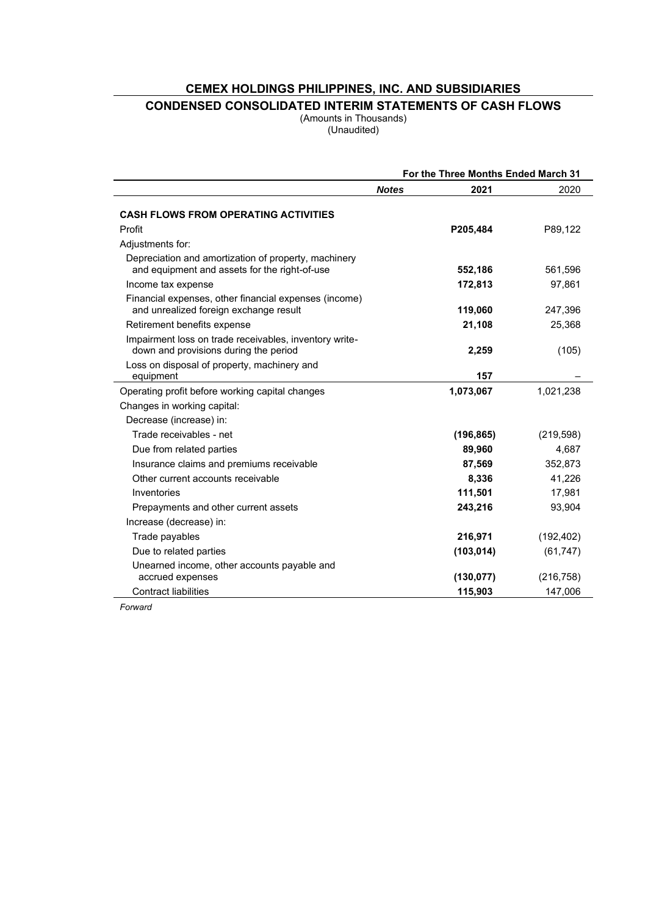# CEMEX HOLDINGS PHILIPPINES, INC. AND SUBSIDIARIES

## CONDENSED CONSOLIDATED INTERIM STATEMENTS OF CASH FLOWS

(Amounts in Thousands)
(Unaudited)

| | | For the Three Months Ended March 31 | |
|---|---|---|---|
| | ***Notes*** | **2021** | 2020 |
| **CASH FLOWS FROM OPERATING ACTIVITIES** | | | |
| Profit | | **P205,484** | P89,122 |
| Adjustments for: | | | |
| Depreciation and amortization of property, machinery and equipment and assets for the right-of-use | | **552,186** | 561,596 |
| Income tax expense | | **172,813** | 97,861 |
| Financial expenses, other financial expenses (income) and unrealized foreign exchange result | | **119,060** | 247,396 |
| Retirement benefits expense | | **21,108** | 25,368 |
| Impairment loss on trade receivables, inventory write-down and provisions during the period | | **2,259** | (105) |
| Loss on disposal of property, machinery and equipment | | **157** | – |
| Operating profit before working capital changes | | **1,073,067** | 1,021,238 |
| Changes in working capital: | | | |
| Decrease (increase) in: | | | |
| Trade receivables - net | | **(196,865)** | (219,598) |
| Due from related parties | | **89,960** | 4,687 |
| Insurance claims and premiums receivable | | **87,569** | 352,873 |
| Other current accounts receivable | | **8,336** | 41,226 |
| Inventories | | **111,501** | 17,981 |
| Prepayments and other current assets | | **243,216** | 93,904 |
| Increase (decrease) in: | | | |
| Trade payables | | **216,971** | (192,402) |
| Due to related parties | | **(103,014)** | (61,747) |
| Unearned income, other accounts payable and accrued expenses | | **(130,077)** | (216,758) |
| Contract liabilities | | **115,903** | 147,006 |

*Forward*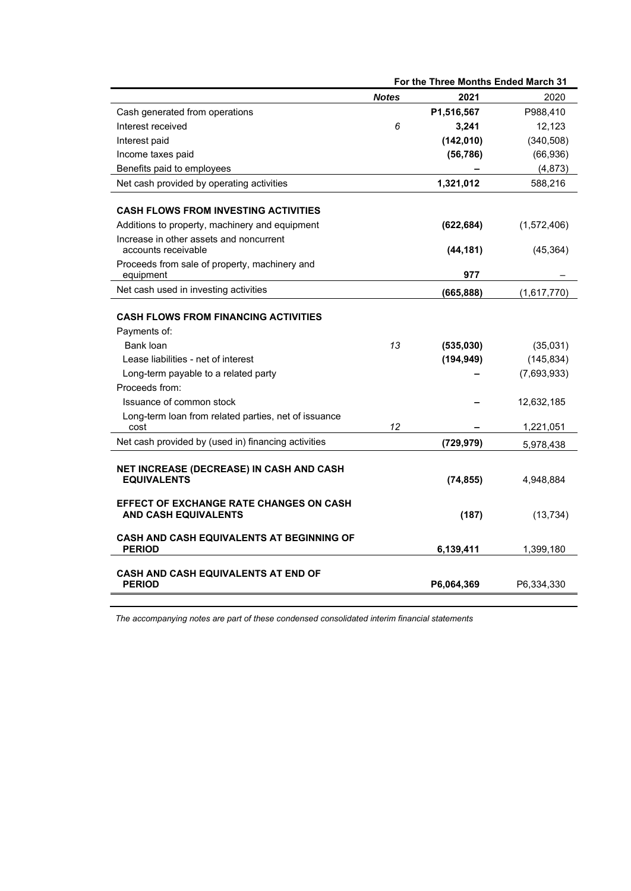| | | For the Three Months Ended March 31 | |
|---|---|---|---|
| | ***Notes*** | **2021** | 2020 |
| Cash generated from operations | | **P1,516,567** | P988,410 |
| Interest received | *6* | **3,241** | 12,123 |
| Interest paid | | **(142,010)** | (340,508) |
| Income taxes paid | | **(56,786)** | (66,936) |
| Benefits paid to employees | | **–** | (4,873) |
| Net cash provided by operating activities | | **1,321,012** | 588,216 |
| **CASH FLOWS FROM INVESTING ACTIVITIES** | | | |
| Additions to property, machinery and equipment | | **(622,684)** | (1,572,406) |
| Increase in other assets and noncurrent accounts receivable | | **(44,181)** | (45,364) |
| Proceeds from sale of property, machinery and equipment | | **977** | – |
| Net cash used in investing activities | | **(665,888)** | (1,617,770) |
| **CASH FLOWS FROM FINANCING ACTIVITIES** | | | |
| Payments of: | | | |
| Bank loan | *13* | **(535,030)** | (35,031) |
| Lease liabilities - net of interest | | **(194,949)** | (145,834) |
| Long-term payable to a related party | | **–** | (7,693,933) |
| Proceeds from: | | | |
| Issuance of common stock | | **–** | 12,632,185 |
| Long-term loan from related parties, net of issuance cost | *12* | **–** | 1,221,051 |
| Net cash provided by (used in) financing activities | | **(729,979)** | 5,978,438 |
| **NET INCREASE (DECREASE) IN CASH AND CASH EQUIVALENTS** | | **(74,855)** | 4,948,884 |
| **EFFECT OF EXCHANGE RATE CHANGES ON CASH AND CASH EQUIVALENTS** | | **(187)** | (13,734) |
| **CASH AND CASH EQUIVALENTS AT BEGINNING OF PERIOD** | | **6,139,411** | 1,399,180 |
| **CASH AND CASH EQUIVALENTS AT END OF PERIOD** | | **P6,064,369** | P6,334,330 |

*The accompanying notes are part of these condensed consolidated interim financial statements*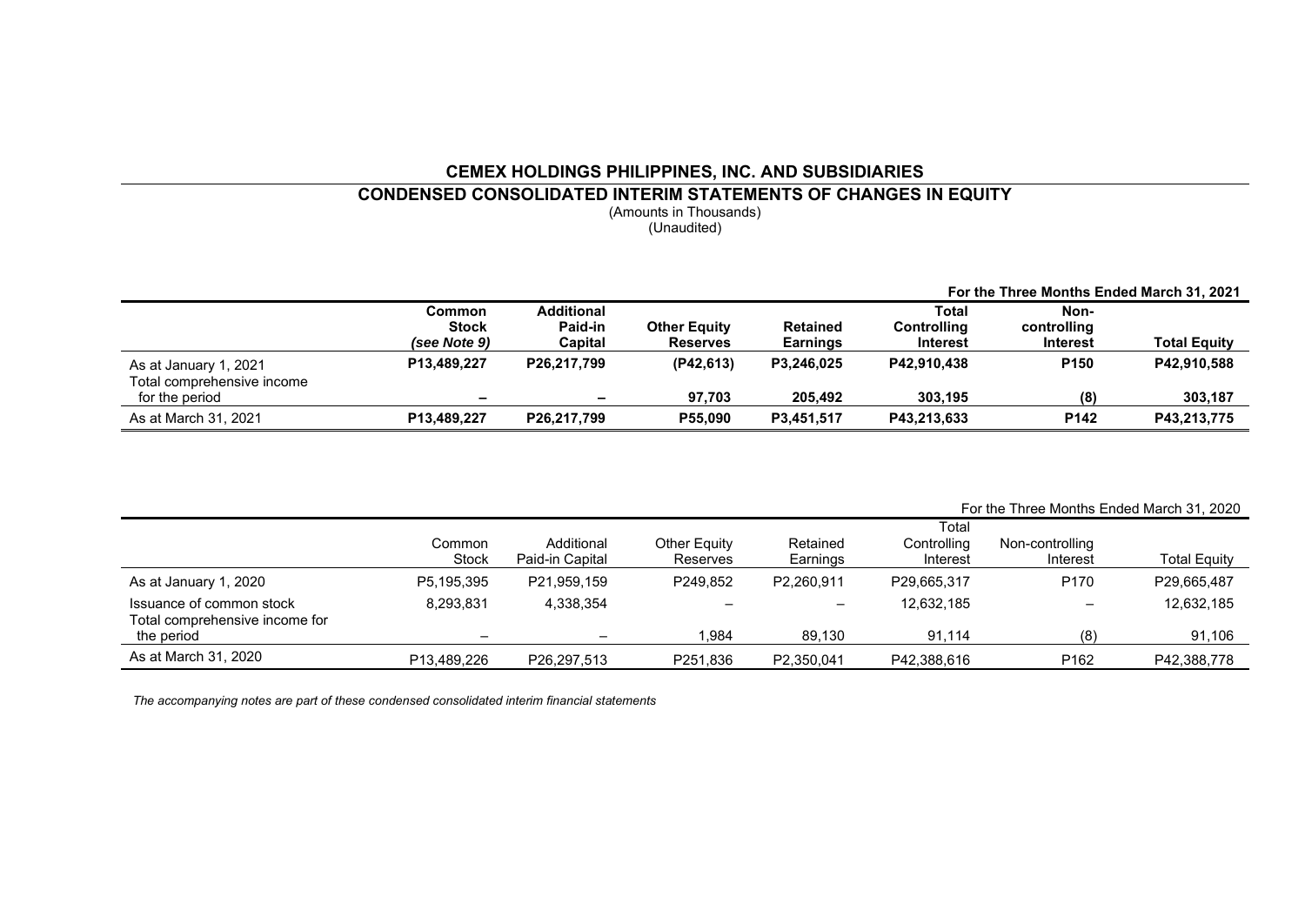# CEMEX HOLDINGS PHILIPPINES, INC. AND SUBSIDIARIES

## CONDENSED CONSOLIDATED INTERIM STATEMENTS OF CHANGES IN EQUITY

(Amounts in Thousands)
(Unaudited)

**For the Three Months Ended March 31, 2021**

| | **Common Stock** *(see Note 9)* | **Additional Paid-in Capital** | **Other Equity Reserves** | **Retained Earnings** | **Total Controlling Interest** | **Non-controlling Interest** | **Total Equity** |
|---|---|---|---|---|---|---|---|
| As at January 1, 2021 | **P13,489,227** | **P26,217,799** | **(P42,613)** | **P3,246,025** | **P42,910,438** | **P150** | **P42,910,588** |
| Total comprehensive income for the period | **–** | **–** | **97,703** | **205,492** | **303,195** | **(8)** | **303,187** |
| As at March 31, 2021 | **P13,489,227** | **P26,217,799** | **P55,090** | **P3,451,517** | **P43,213,633** | **P142** | **P43,213,775** |

For the Three Months Ended March 31, 2020

| | Common Stock | Additional Paid-in Capital | Other Equity Reserves | Retained Earnings | Total Controlling Interest | Non-controlling Interest | Total Equity |
|---|---|---|---|---|---|---|---|
| As at January 1, 2020 | P5,195,395 | P21,959,159 | P249,852 | P2,260,911 | P29,665,317 | P170 | P29,665,487 |
| Issuance of common stock | 8,293,831 | 4,338,354 | – | – | 12,632,185 | – | 12,632,185 |
| Total comprehensive income for the period | – | – | 1,984 | 89,130 | 91,114 | (8) | 91,106 |
| As at March 31, 2020 | P13,489,226 | P26,297,513 | P251,836 | P2,350,041 | P42,388,616 | P162 | P42,388,778 |

*The accompanying notes are part of these condensed consolidated interim financial statements*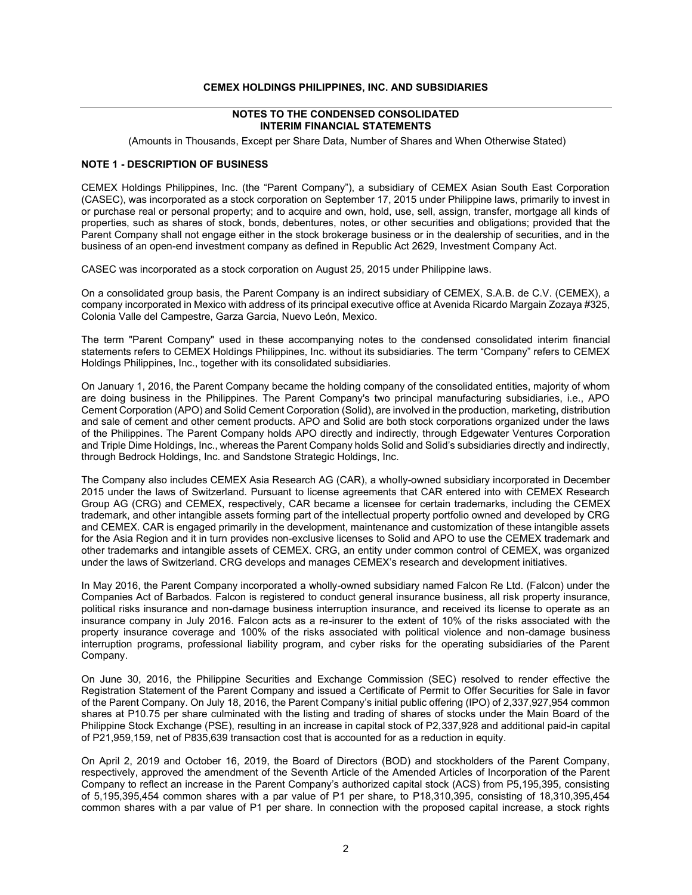**CEMEX HOLDINGS PHILIPPINES, INC. AND SUBSIDIARIES**

**NOTES TO THE CONDENSED CONSOLIDATED INTERIM FINANCIAL STATEMENTS**

(Amounts in Thousands, Except per Share Data, Number of Shares and When Otherwise Stated)

## NOTE 1 - DESCRIPTION OF BUSINESS

CEMEX Holdings Philippines, Inc. (the "Parent Company"), a subsidiary of CEMEX Asian South East Corporation (CASEC), was incorporated as a stock corporation on September 17, 2015 under Philippine laws, primarily to invest in or purchase real or personal property; and to acquire and own, hold, use, sell, assign, transfer, mortgage all kinds of properties, such as shares of stock, bonds, debentures, notes, or other securities and obligations; provided that the Parent Company shall not engage either in the stock brokerage business or in the dealership of securities, and in the business of an open-end investment company as defined in Republic Act 2629, Investment Company Act.

CASEC was incorporated as a stock corporation on August 25, 2015 under Philippine laws.

On a consolidated group basis, the Parent Company is an indirect subsidiary of CEMEX, S.A.B. de C.V. (CEMEX), a company incorporated in Mexico with address of its principal executive office at Avenida Ricardo Margain Zozaya #325, Colonia Valle del Campestre, Garza Garcia, Nuevo León, Mexico.

The term "Parent Company" used in these accompanying notes to the condensed consolidated interim financial statements refers to CEMEX Holdings Philippines, Inc. without its subsidiaries. The term "Company" refers to CEMEX Holdings Philippines, Inc., together with its consolidated subsidiaries.

On January 1, 2016, the Parent Company became the holding company of the consolidated entities, majority of whom are doing business in the Philippines. The Parent Company's two principal manufacturing subsidiaries, i.e., APO Cement Corporation (APO) and Solid Cement Corporation (Solid), are involved in the production, marketing, distribution and sale of cement and other cement products. APO and Solid are both stock corporations organized under the laws of the Philippines. The Parent Company holds APO directly and indirectly, through Edgewater Ventures Corporation and Triple Dime Holdings, Inc., whereas the Parent Company holds Solid and Solid's subsidiaries directly and indirectly, through Bedrock Holdings, Inc. and Sandstone Strategic Holdings, Inc.

The Company also includes CEMEX Asia Research AG (CAR), a wholly-owned subsidiary incorporated in December 2015 under the laws of Switzerland. Pursuant to license agreements that CAR entered into with CEMEX Research Group AG (CRG) and CEMEX, respectively, CAR became a licensee for certain trademarks, including the CEMEX trademark, and other intangible assets forming part of the intellectual property portfolio owned and developed by CRG and CEMEX. CAR is engaged primarily in the development, maintenance and customization of these intangible assets for the Asia Region and it in turn provides non-exclusive licenses to Solid and APO to use the CEMEX trademark and other trademarks and intangible assets of CEMEX. CRG, an entity under common control of CEMEX, was organized under the laws of Switzerland. CRG develops and manages CEMEX's research and development initiatives.

In May 2016, the Parent Company incorporated a wholly-owned subsidiary named Falcon Re Ltd. (Falcon) under the Companies Act of Barbados. Falcon is registered to conduct general insurance business, all risk property insurance, political risks insurance and non-damage business interruption insurance, and received its license to operate as an insurance company in July 2016. Falcon acts as a re-insurer to the extent of 10% of the risks associated with the property insurance coverage and 100% of the risks associated with political violence and non-damage business interruption programs, professional liability program, and cyber risks for the operating subsidiaries of the Parent Company.

On June 30, 2016, the Philippine Securities and Exchange Commission (SEC) resolved to render effective the Registration Statement of the Parent Company and issued a Certificate of Permit to Offer Securities for Sale in favor of the Parent Company. On July 18, 2016, the Parent Company's initial public offering (IPO) of 2,337,927,954 common shares at P10.75 per share culminated with the listing and trading of shares of stocks under the Main Board of the Philippine Stock Exchange (PSE), resulting in an increase in capital stock of P2,337,928 and additional paid-in capital of P21,959,159, net of P835,639 transaction cost that is accounted for as a reduction in equity.

On April 2, 2019 and October 16, 2019, the Board of Directors (BOD) and stockholders of the Parent Company, respectively, approved the amendment of the Seventh Article of the Amended Articles of Incorporation of the Parent Company to reflect an increase in the Parent Company's authorized capital stock (ACS) from P5,195,395, consisting of 5,195,395,454 common shares with a par value of P1 per share, to P18,310,395, consisting of 18,310,395,454 common shares with a par value of P1 per share. In connection with the proposed capital increase, a stock rights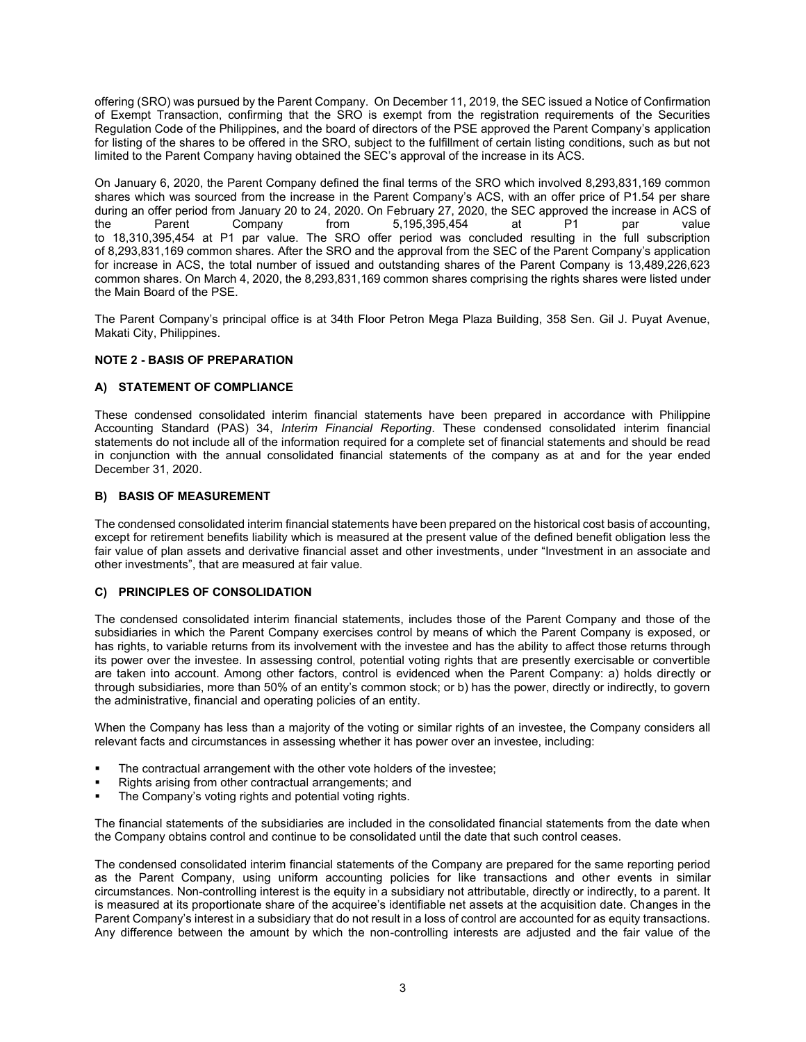offering (SRO) was pursued by the Parent Company. On December 11, 2019, the SEC issued a Notice of Confirmation of Exempt Transaction, confirming that the SRO is exempt from the registration requirements of the Securities Regulation Code of the Philippines, and the board of directors of the PSE approved the Parent Company's application for listing of the shares to be offered in the SRO, subject to the fulfillment of certain listing conditions, such as but not limited to the Parent Company having obtained the SEC's approval of the increase in its ACS.

On January 6, 2020, the Parent Company defined the final terms of the SRO which involved 8,293,831,169 common shares which was sourced from the increase in the Parent Company's ACS, with an offer price of P1.54 per share during an offer period from January 20 to 24, 2020. On February 27, 2020, the SEC approved the increase in ACS of the Parent Company from 5,195,395,454 at P1 par value to 18,310,395,454 at P1 par value. The SRO offer period was concluded resulting in the full subscription of 8,293,831,169 common shares. After the SRO and the approval from the SEC of the Parent Company's application for increase in ACS, the total number of issued and outstanding shares of the Parent Company is 13,489,226,623 common shares. On March 4, 2020, the 8,293,831,169 common shares comprising the rights shares were listed under the Main Board of the PSE.

The Parent Company's principal office is at 34th Floor Petron Mega Plaza Building, 358 Sen. Gil J. Puyat Avenue, Makati City, Philippines.

## NOTE 2 - BASIS OF PREPARATION

### A) STATEMENT OF COMPLIANCE

These condensed consolidated interim financial statements have been prepared in accordance with Philippine Accounting Standard (PAS) 34, *Interim Financial Reporting*. These condensed consolidated interim financial statements do not include all of the information required for a complete set of financial statements and should be read in conjunction with the annual consolidated financial statements of the company as at and for the year ended December 31, 2020.

### B) BASIS OF MEASUREMENT

The condensed consolidated interim financial statements have been prepared on the historical cost basis of accounting, except for retirement benefits liability which is measured at the present value of the defined benefit obligation less the fair value of plan assets and derivative financial asset and other investments, under "Investment in an associate and other investments", that are measured at fair value.

### C) PRINCIPLES OF CONSOLIDATION

The condensed consolidated interim financial statements, includes those of the Parent Company and those of the subsidiaries in which the Parent Company exercises control by means of which the Parent Company is exposed, or has rights, to variable returns from its involvement with the investee and has the ability to affect those returns through its power over the investee. In assessing control, potential voting rights that are presently exercisable or convertible are taken into account. Among other factors, control is evidenced when the Parent Company: a) holds directly or through subsidiaries, more than 50% of an entity's common stock; or b) has the power, directly or indirectly, to govern the administrative, financial and operating policies of an entity.

When the Company has less than a majority of the voting or similar rights of an investee, the Company considers all relevant facts and circumstances in assessing whether it has power over an investee, including:

- The contractual arrangement with the other vote holders of the investee;
- Rights arising from other contractual arrangements; and
- The Company's voting rights and potential voting rights.

The financial statements of the subsidiaries are included in the consolidated financial statements from the date when the Company obtains control and continue to be consolidated until the date that such control ceases.

The condensed consolidated interim financial statements of the Company are prepared for the same reporting period as the Parent Company, using uniform accounting policies for like transactions and other events in similar circumstances. Non-controlling interest is the equity in a subsidiary not attributable, directly or indirectly, to a parent. It is measured at its proportionate share of the acquiree's identifiable net assets at the acquisition date. Changes in the Parent Company's interest in a subsidiary that do not result in a loss of control are accounted for as equity transactions. Any difference between the amount by which the non-controlling interests are adjusted and the fair value of the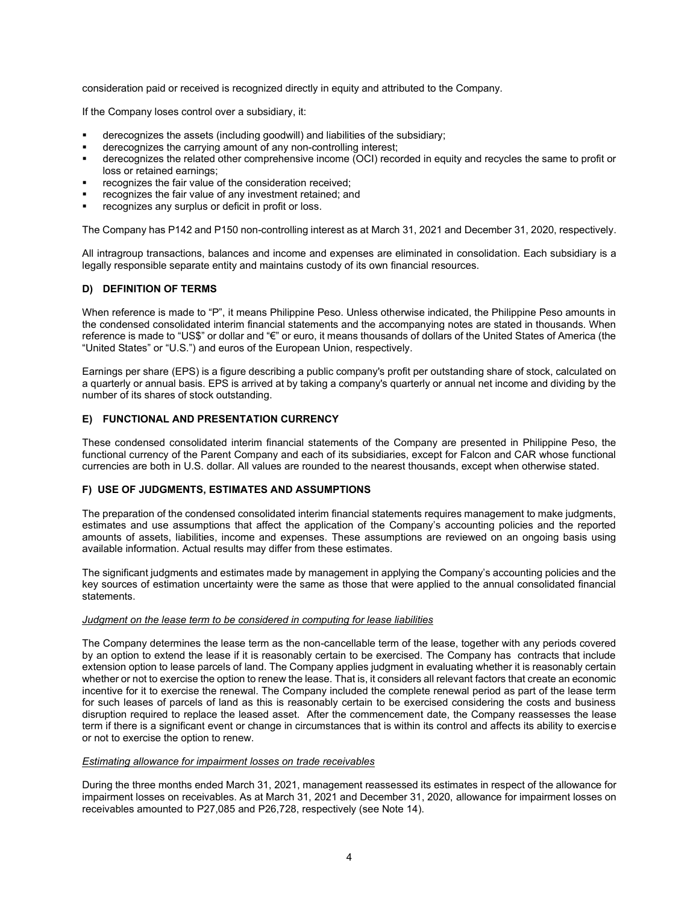consideration paid or received is recognized directly in equity and attributed to the Company.

If the Company loses control over a subsidiary, it:

- derecognizes the assets (including goodwill) and liabilities of the subsidiary;
- derecognizes the carrying amount of any non-controlling interest;
- derecognizes the related other comprehensive income (OCI) recorded in equity and recycles the same to profit or loss or retained earnings;
- recognizes the fair value of the consideration received;
- recognizes the fair value of any investment retained; and
- recognizes any surplus or deficit in profit or loss.

The Company has P142 and P150 non-controlling interest as at March 31, 2021 and December 31, 2020, respectively.

All intragroup transactions, balances and income and expenses are eliminated in consolidation. Each subsidiary is a legally responsible separate entity and maintains custody of its own financial resources.

## D) DEFINITION OF TERMS

When reference is made to "P", it means Philippine Peso. Unless otherwise indicated, the Philippine Peso amounts in the condensed consolidated interim financial statements and the accompanying notes are stated in thousands. When reference is made to "US$" or dollar and "€" or euro, it means thousands of dollars of the United States of America (the "United States" or "U.S.") and euros of the European Union, respectively.

Earnings per share (EPS) is a figure describing a public company's profit per outstanding share of stock, calculated on a quarterly or annual basis. EPS is arrived at by taking a company's quarterly or annual net income and dividing by the number of its shares of stock outstanding.

## E) FUNCTIONAL AND PRESENTATION CURRENCY

These condensed consolidated interim financial statements of the Company are presented in Philippine Peso, the functional currency of the Parent Company and each of its subsidiaries, except for Falcon and CAR whose functional currencies are both in U.S. dollar. All values are rounded to the nearest thousands, except when otherwise stated.

## F) USE OF JUDGMENTS, ESTIMATES AND ASSUMPTIONS

The preparation of the condensed consolidated interim financial statements requires management to make judgments, estimates and use assumptions that affect the application of the Company's accounting policies and the reported amounts of assets, liabilities, income and expenses. These assumptions are reviewed on an ongoing basis using available information. Actual results may differ from these estimates.

The significant judgments and estimates made by management in applying the Company's accounting policies and the key sources of estimation uncertainty were the same as those that were applied to the annual consolidated financial statements.

*Judgment on the lease term to be considered in computing for lease liabilities*

The Company determines the lease term as the non-cancellable term of the lease, together with any periods covered by an option to extend the lease if it is reasonably certain to be exercised. The Company has contracts that include extension option to lease parcels of land. The Company applies judgment in evaluating whether it is reasonably certain whether or not to exercise the option to renew the lease. That is, it considers all relevant factors that create an economic incentive for it to exercise the renewal. The Company included the complete renewal period as part of the lease term for such leases of parcels of land as this is reasonably certain to be exercised considering the costs and business disruption required to replace the leased asset. After the commencement date, the Company reassesses the lease term if there is a significant event or change in circumstances that is within its control and affects its ability to exercise or not to exercise the option to renew.

*Estimating allowance for impairment losses on trade receivables*

During the three months ended March 31, 2021, management reassessed its estimates in respect of the allowance for impairment losses on receivables. As at March 31, 2021 and December 31, 2020, allowance for impairment losses on receivables amounted to P27,085 and P26,728, respectively (see Note 14).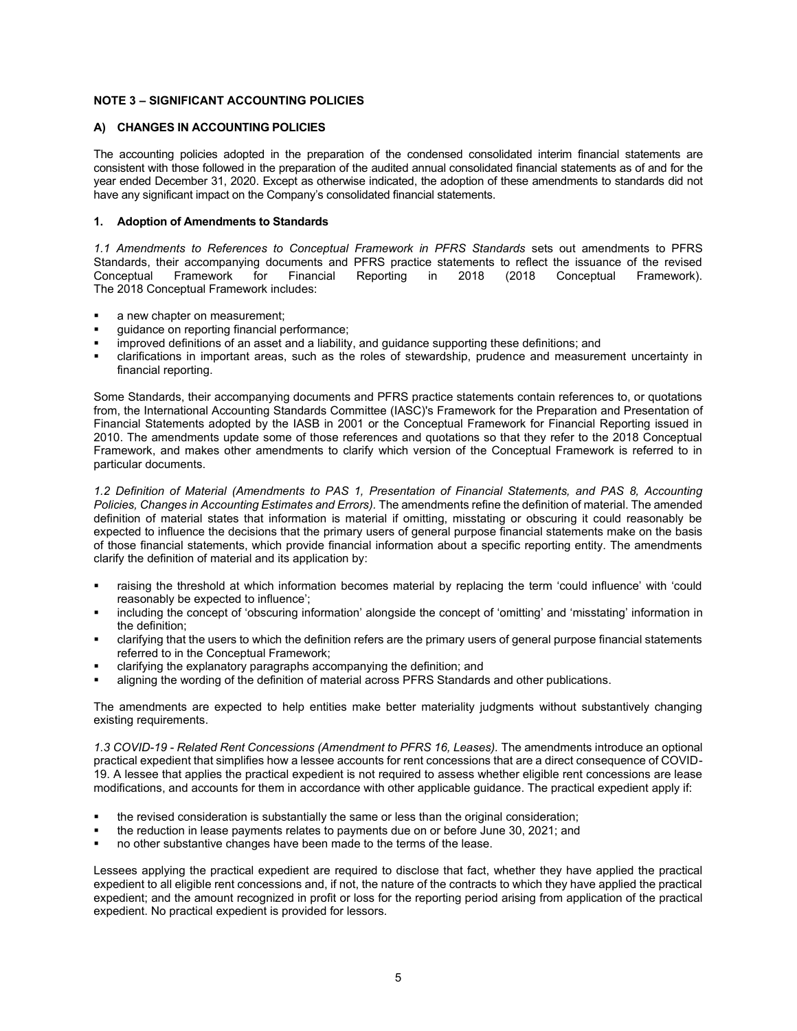## NOTE 3 – SIGNIFICANT ACCOUNTING POLICIES

### A) CHANGES IN ACCOUNTING POLICIES

The accounting policies adopted in the preparation of the condensed consolidated interim financial statements are consistent with those followed in the preparation of the audited annual consolidated financial statements as of and for the year ended December 31, 2020. Except as otherwise indicated, the adoption of these amendments to standards did not have any significant impact on the Company's consolidated financial statements.

#### 1. Adoption of Amendments to Standards

*1.1 Amendments to References to Conceptual Framework in PFRS Standards* sets out amendments to PFRS Standards, their accompanying documents and PFRS practice statements to reflect the issuance of the revised Conceptual Framework for Financial Reporting in 2018 (2018 Conceptual Framework). The 2018 Conceptual Framework includes:

- a new chapter on measurement;
- guidance on reporting financial performance;
- improved definitions of an asset and a liability, and guidance supporting these definitions; and
- clarifications in important areas, such as the roles of stewardship, prudence and measurement uncertainty in financial reporting.

Some Standards, their accompanying documents and PFRS practice statements contain references to, or quotations from, the International Accounting Standards Committee (IASC)'s Framework for the Preparation and Presentation of Financial Statements adopted by the IASB in 2001 or the Conceptual Framework for Financial Reporting issued in 2010. The amendments update some of those references and quotations so that they refer to the 2018 Conceptual Framework, and makes other amendments to clarify which version of the Conceptual Framework is referred to in particular documents.

*1.2 Definition of Material (Amendments to PAS 1, Presentation of Financial Statements, and PAS 8, Accounting Policies, Changes in Accounting Estimates and Errors).* The amendments refine the definition of material. The amended definition of material states that information is material if omitting, misstating or obscuring it could reasonably be expected to influence the decisions that the primary users of general purpose financial statements make on the basis of those financial statements, which provide financial information about a specific reporting entity. The amendments clarify the definition of material and its application by:

- raising the threshold at which information becomes material by replacing the term 'could influence' with 'could reasonably be expected to influence';
- including the concept of 'obscuring information' alongside the concept of 'omitting' and 'misstating' information in the definition;
- clarifying that the users to which the definition refers are the primary users of general purpose financial statements referred to in the Conceptual Framework;
- clarifying the explanatory paragraphs accompanying the definition; and
- aligning the wording of the definition of material across PFRS Standards and other publications.

The amendments are expected to help entities make better materiality judgments without substantively changing existing requirements.

*1.3 COVID-19 - Related Rent Concessions (Amendment to PFRS 16, Leases).* The amendments introduce an optional practical expedient that simplifies how a lessee accounts for rent concessions that are a direct consequence of COVID-19. A lessee that applies the practical expedient is not required to assess whether eligible rent concessions are lease modifications, and accounts for them in accordance with other applicable guidance. The practical expedient apply if:

- the revised consideration is substantially the same or less than the original consideration;
- the reduction in lease payments relates to payments due on or before June 30, 2021; and
- no other substantive changes have been made to the terms of the lease.

Lessees applying the practical expedient are required to disclose that fact, whether they have applied the practical expedient to all eligible rent concessions and, if not, the nature of the contracts to which they have applied the practical expedient; and the amount recognized in profit or loss for the reporting period arising from application of the practical expedient. No practical expedient is provided for lessors.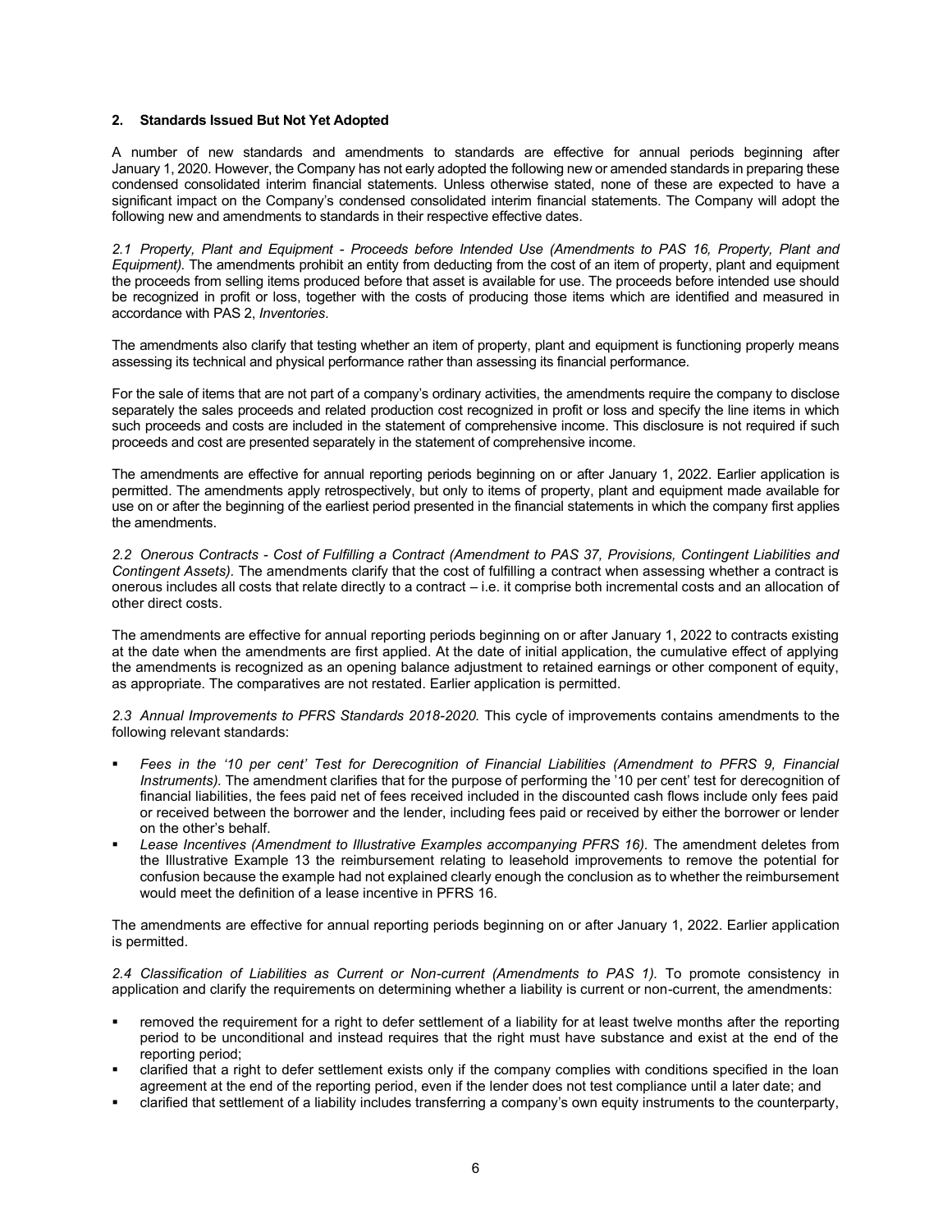## 2. Standards Issued But Not Yet Adopted

A number of new standards and amendments to standards are effective for annual periods beginning after January 1, 2020. However, the Company has not early adopted the following new or amended standards in preparing these condensed consolidated interim financial statements. Unless otherwise stated, none of these are expected to have a significant impact on the Company's condensed consolidated interim financial statements. The Company will adopt the following new and amendments to standards in their respective effective dates.

*2.1 Property, Plant and Equipment - Proceeds before Intended Use (Amendments to PAS 16, Property, Plant and Equipment).* The amendments prohibit an entity from deducting from the cost of an item of property, plant and equipment the proceeds from selling items produced before that asset is available for use. The proceeds before intended use should be recognized in profit or loss, together with the costs of producing those items which are identified and measured in accordance with PAS 2, *Inventories*.

The amendments also clarify that testing whether an item of property, plant and equipment is functioning properly means assessing its technical and physical performance rather than assessing its financial performance.

For the sale of items that are not part of a company's ordinary activities, the amendments require the company to disclose separately the sales proceeds and related production cost recognized in profit or loss and specify the line items in which such proceeds and costs are included in the statement of comprehensive income. This disclosure is not required if such proceeds and cost are presented separately in the statement of comprehensive income.

The amendments are effective for annual reporting periods beginning on or after January 1, 2022. Earlier application is permitted. The amendments apply retrospectively, but only to items of property, plant and equipment made available for use on or after the beginning of the earliest period presented in the financial statements in which the company first applies the amendments.

*2.2 Onerous Contracts - Cost of Fulfilling a Contract (Amendment to PAS 37, Provisions, Contingent Liabilities and Contingent Assets).* The amendments clarify that the cost of fulfilling a contract when assessing whether a contract is onerous includes all costs that relate directly to a contract – i.e. it comprise both incremental costs and an allocation of other direct costs.

The amendments are effective for annual reporting periods beginning on or after January 1, 2022 to contracts existing at the date when the amendments are first applied. At the date of initial application, the cumulative effect of applying the amendments is recognized as an opening balance adjustment to retained earnings or other component of equity, as appropriate. The comparatives are not restated. Earlier application is permitted.

*2.3 Annual Improvements to PFRS Standards 2018-2020.* This cycle of improvements contains amendments to the following relevant standards:

- *Fees in the '10 per cent' Test for Derecognition of Financial Liabilities (Amendment to PFRS 9, Financial Instruments).* The amendment clarifies that for the purpose of performing the '10 per cent' test for derecognition of financial liabilities, the fees paid net of fees received included in the discounted cash flows include only fees paid or received between the borrower and the lender, including fees paid or received by either the borrower or lender on the other's behalf.
- *Lease Incentives (Amendment to Illustrative Examples accompanying PFRS 16).* The amendment deletes from the Illustrative Example 13 the reimbursement relating to leasehold improvements to remove the potential for confusion because the example had not explained clearly enough the conclusion as to whether the reimbursement would meet the definition of a lease incentive in PFRS 16.

The amendments are effective for annual reporting periods beginning on or after January 1, 2022. Earlier application is permitted.

*2.4 Classification of Liabilities as Current or Non-current (Amendments to PAS 1).* To promote consistency in application and clarify the requirements on determining whether a liability is current or non-current, the amendments:

- removed the requirement for a right to defer settlement of a liability for at least twelve months after the reporting period to be unconditional and instead requires that the right must have substance and exist at the end of the reporting period;
- clarified that a right to defer settlement exists only if the company complies with conditions specified in the loan agreement at the end of the reporting period, even if the lender does not test compliance until a later date; and
- clarified that settlement of a liability includes transferring a company's own equity instruments to the counterparty,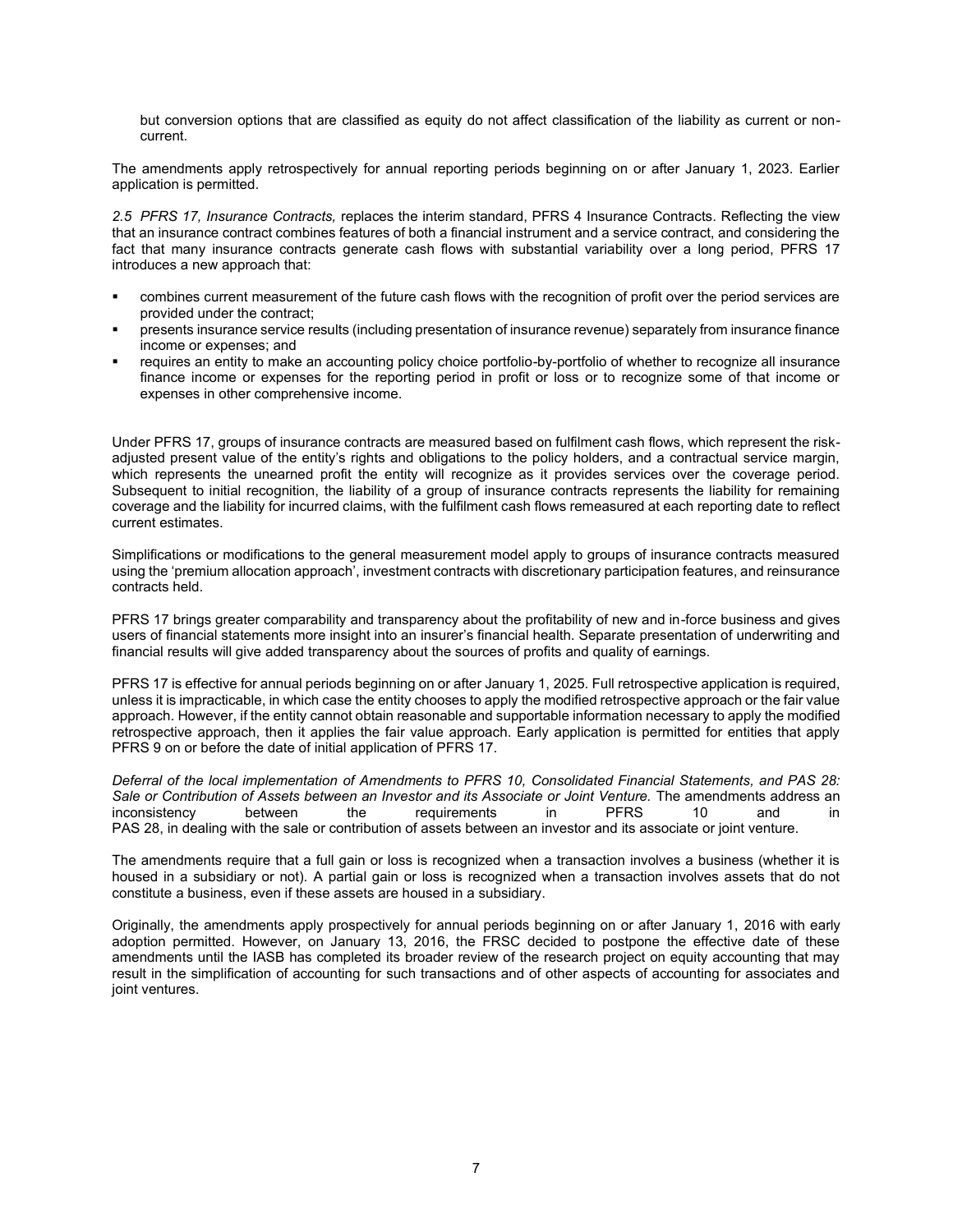but conversion options that are classified as equity do not affect classification of the liability as current or non-current.

The amendments apply retrospectively for annual reporting periods beginning on or after January 1, 2023. Earlier application is permitted.

*2.5 PFRS 17, Insurance Contracts,* replaces the interim standard, PFRS 4 Insurance Contracts. Reflecting the view that an insurance contract combines features of both a financial instrument and a service contract, and considering the fact that many insurance contracts generate cash flows with substantial variability over a long period, PFRS 17 introduces a new approach that:

- combines current measurement of the future cash flows with the recognition of profit over the period services are provided under the contract;
- presents insurance service results (including presentation of insurance revenue) separately from insurance finance income or expenses; and
- requires an entity to make an accounting policy choice portfolio-by-portfolio of whether to recognize all insurance finance income or expenses for the reporting period in profit or loss or to recognize some of that income or expenses in other comprehensive income.

Under PFRS 17, groups of insurance contracts are measured based on fulfilment cash flows, which represent the risk-adjusted present value of the entity's rights and obligations to the policy holders, and a contractual service margin, which represents the unearned profit the entity will recognize as it provides services over the coverage period. Subsequent to initial recognition, the liability of a group of insurance contracts represents the liability for remaining coverage and the liability for incurred claims, with the fulfilment cash flows remeasured at each reporting date to reflect current estimates.

Simplifications or modifications to the general measurement model apply to groups of insurance contracts measured using the 'premium allocation approach', investment contracts with discretionary participation features, and reinsurance contracts held.

PFRS 17 brings greater comparability and transparency about the profitability of new and in-force business and gives users of financial statements more insight into an insurer's financial health. Separate presentation of underwriting and financial results will give added transparency about the sources of profits and quality of earnings.

PFRS 17 is effective for annual periods beginning on or after January 1, 2025. Full retrospective application is required, unless it is impracticable, in which case the entity chooses to apply the modified retrospective approach or the fair value approach. However, if the entity cannot obtain reasonable and supportable information necessary to apply the modified retrospective approach, then it applies the fair value approach. Early application is permitted for entities that apply PFRS 9 on or before the date of initial application of PFRS 17.

*Deferral of the local implementation of Amendments to PFRS 10, Consolidated Financial Statements, and PAS 28: Sale or Contribution of Assets between an Investor and its Associate or Joint Venture.* The amendments address an inconsistency between the requirements in PFRS 10 and in PAS 28, in dealing with the sale or contribution of assets between an investor and its associate or joint venture.

The amendments require that a full gain or loss is recognized when a transaction involves a business (whether it is housed in a subsidiary or not). A partial gain or loss is recognized when a transaction involves assets that do not constitute a business, even if these assets are housed in a subsidiary.

Originally, the amendments apply prospectively for annual periods beginning on or after January 1, 2016 with early adoption permitted. However, on January 13, 2016, the FRSC decided to postpone the effective date of these amendments until the IASB has completed its broader review of the research project on equity accounting that may result in the simplification of accounting for such transactions and of other aspects of accounting for associates and joint ventures.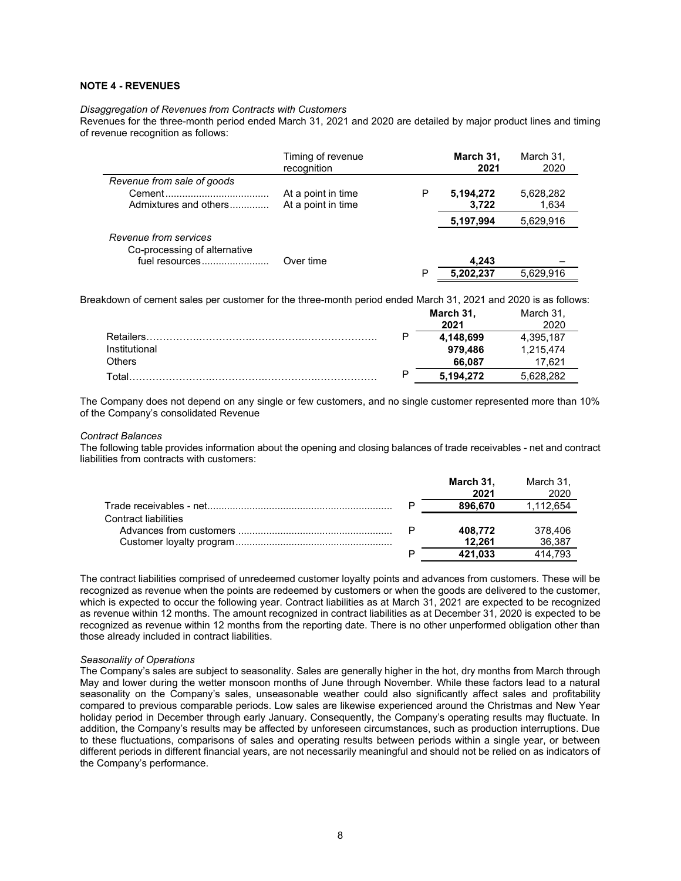**NOTE 4 - REVENUES**

*Disaggregation of Revenues from Contracts with Customers*

Revenues for the three-month period ended March 31, 2021 and 2020 are detailed by major product lines and timing of revenue recognition as follows:

| | Timing of revenue recognition | | March 31, 2021 | March 31, 2020 |
|---|---|---|---|---|
| *Revenue from sale of goods* | | | | |
| Cement | At a point in time | P | **5,194,272** | 5,628,282 |
| Admixtures and others | At a point in time | | **3,722** | 1,634 |
| | | | **5,197,994** | 5,629,916 |
| *Revenue from services* | | | | |
| Co-processing of alternative fuel resources | Over time | | **4,243** | – |
| | | P | **5,202,237** | 5,629,916 |

Breakdown of cement sales per customer for the three-month period ended March 31, 2021 and 2020 is as follows:

| | | March 31, 2021 | March 31, 2020 |
|---|---|---|---|
| Retailers | P | **4,148,699** | 4,395,187 |
| Institutional | | **979,486** | 1,215,474 |
| Others | | **66,087** | 17,621 |
| Total | P | **5,194,272** | 5,628,282 |

The Company does not depend on any single or few customers, and no single customer represented more than 10% of the Company's consolidated Revenue

*Contract Balances*

The following table provides information about the opening and closing balances of trade receivables - net and contract liabilities from contracts with customers:

| | | March 31, 2021 | March 31, 2020 |
|---|---|---|---|
| Trade receivables - net | P | **896,670** | 1,112,654 |
| Contract liabilities | | | |
| Advances from customers | P | **408,772** | 378,406 |
| Customer loyalty program | | **12,261** | 36,387 |
| | P | **421,033** | 414,793 |

The contract liabilities comprised of unredeemed customer loyalty points and advances from customers. These will be recognized as revenue when the points are redeemed by customers or when the goods are delivered to the customer, which is expected to occur the following year. Contract liabilities as at March 31, 2021 are expected to be recognized as revenue within 12 months. The amount recognized in contract liabilities as at December 31, 2020 is expected to be recognized as revenue within 12 months from the reporting date. There is no other unperformed obligation other than those already included in contract liabilities.

*Seasonality of Operations*

The Company's sales are subject to seasonality. Sales are generally higher in the hot, dry months from March through May and lower during the wetter monsoon months of June through November. While these factors lead to a natural seasonality on the Company's sales, unseasonable weather could also significantly affect sales and profitability compared to previous comparable periods. Low sales are likewise experienced around the Christmas and New Year holiday period in December through early January. Consequently, the Company's operating results may fluctuate. In addition, the Company's results may be affected by unforeseen circumstances, such as production interruptions. Due to these fluctuations, comparisons of sales and operating results between periods within a single year, or between different periods in different financial years, are not necessarily meaningful and should not be relied on as indicators of the Company's performance.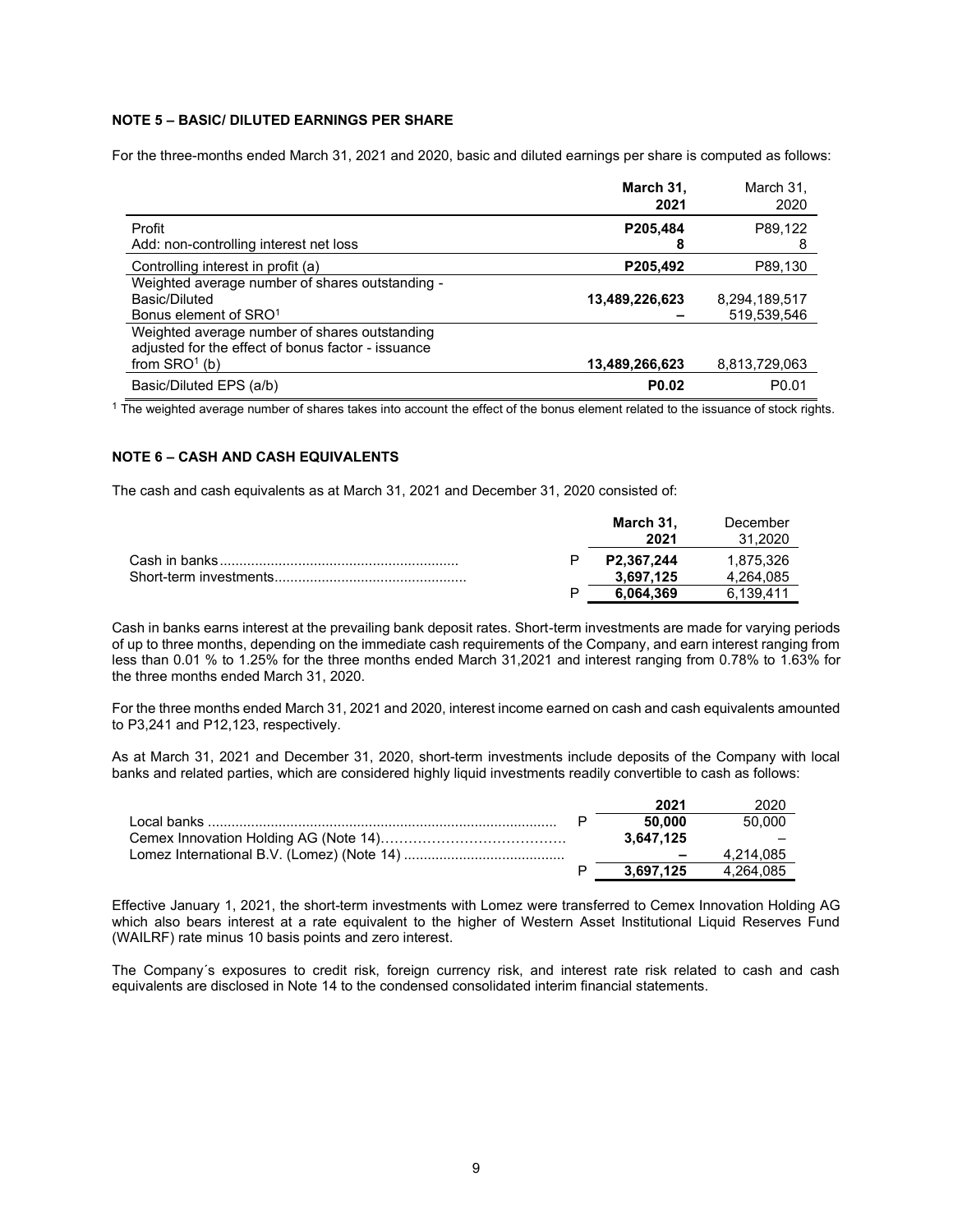**NOTE 5 – BASIC/ DILUTED EARNINGS PER SHARE**

For the three-months ended March 31, 2021 and 2020, basic and diluted earnings per share is computed as follows:

| | **March 31, 2021** | March 31, 2020 |
|---|---|---|
| Profit | **P205,484** | P89,122 |
| Add: non-controlling interest net loss | **8** | 8 |
| Controlling interest in profit (a) | **P205,492** | P89,130 |
| Weighted average number of shares outstanding - Basic/Diluted | **13,489,226,623** | 8,294,189,517 |
| Bonus element of SRO[1] | **–** | 519,539,546 |
| Weighted average number of shares outstanding adjusted for the effect of bonus factor - issuance from SRO[1] (b) | **13,489,266,623** | 8,813,729,063 |
| Basic/Diluted EPS (a/b) | **P0.02** | P0.01 |

[1] The weighted average number of shares takes into account the effect of the bonus element related to the issuance of stock rights.

**NOTE 6 – CASH AND CASH EQUIVALENTS**

The cash and cash equivalents as at March 31, 2021 and December 31, 2020 consisted of:

| | **March 31, 2021** | December 31,2020 |
|---|---|---|
| Cash in banks | P **P2,367,244** | 1,875,326 |
| Short-term investments | **3,697,125** | 4,264,085 |
| | P **6,064,369** | 6,139,411 |

Cash in banks earns interest at the prevailing bank deposit rates. Short-term investments are made for varying periods of up to three months, depending on the immediate cash requirements of the Company, and earn interest ranging from less than 0.01 % to 1.25% for the three months ended March 31,2021 and interest ranging from 0.78% to 1.63% for the three months ended March 31, 2020.

For the three months ended March 31, 2021 and 2020, interest income earned on cash and cash equivalents amounted to P3,241 and P12,123, respectively.

As at March 31, 2021 and December 31, 2020, short-term investments include deposits of the Company with local banks and related parties, which are considered highly liquid investments readily convertible to cash as follows:

| | **2021** | 2020 |
|---|---|---|
| Local banks | P **50,000** | 50,000 |
| Cemex Innovation Holding AG (Note 14) | **3,647,125** | – |
| Lomez International B.V. (Lomez) (Note 14) | **–** | 4,214,085 |
| | P **3,697,125** | 4,264,085 |

Effective January 1, 2021, the short-term investments with Lomez were transferred to Cemex Innovation Holding AG which also bears interest at a rate equivalent to the higher of Western Asset Institutional Liquid Reserves Fund (WAILRF) rate minus 10 basis points and zero interest.

The Company´s exposures to credit risk, foreign currency risk, and interest rate risk related to cash and cash equivalents are disclosed in Note 14 to the condensed consolidated interim financial statements.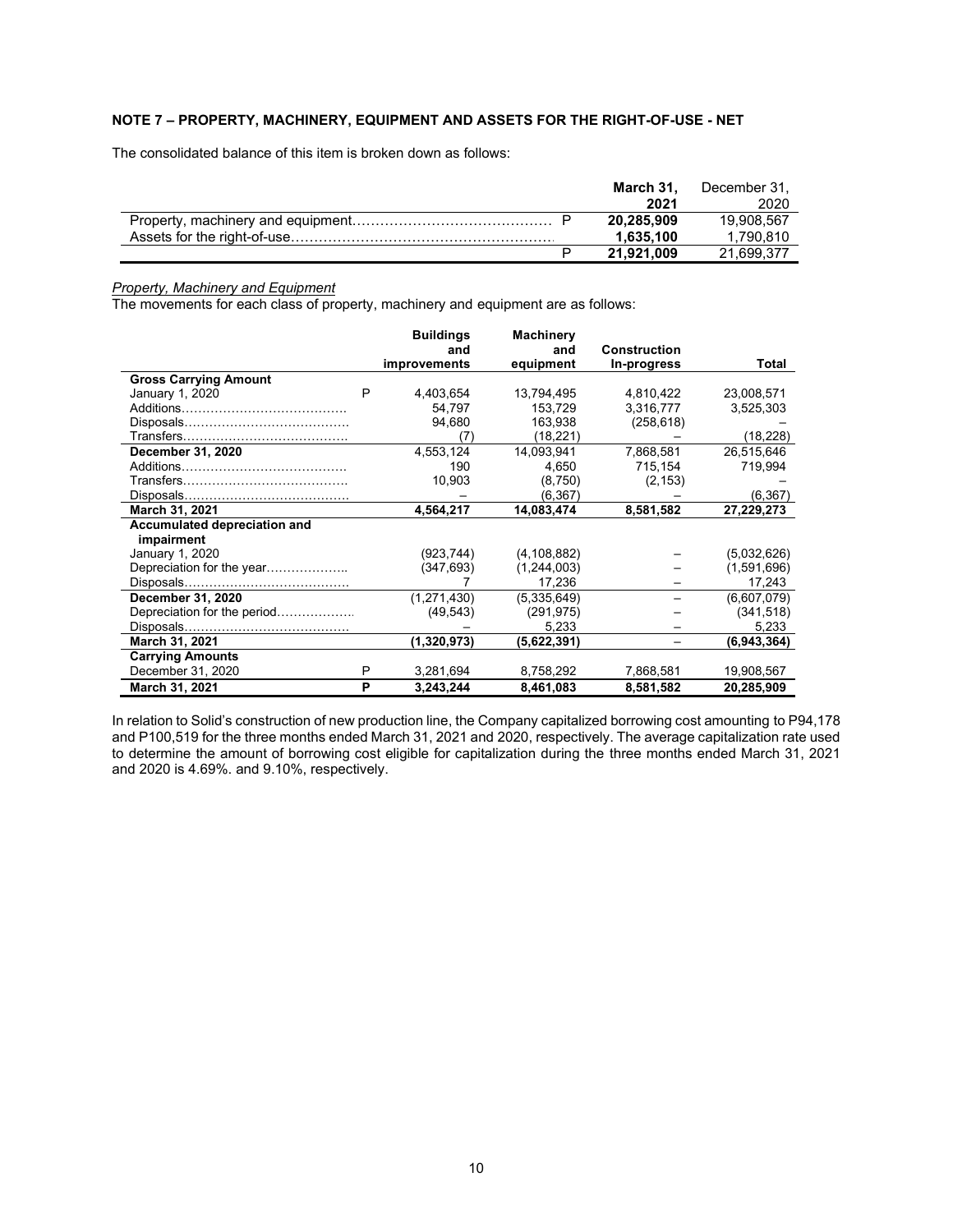**NOTE 7 – PROPERTY, MACHINERY, EQUIPMENT AND ASSETS FOR THE RIGHT-OF-USE - NET**

The consolidated balance of this item is broken down as follows:

| | | March 31, 2021 | December 31, 2020 |
|---|---|---|---|
| Property, machinery and equipment | P | **20,285,909** | 19,908,567 |
| Assets for the right-of-use | | **1,635,100** | 1,790,810 |
| | P | **21,921,009** | 21,699,377 |

*Property, Machinery and Equipment*

The movements for each class of property, machinery and equipment are as follows:

| | | Buildings and improvements | Machinery and equipment | Construction In-progress | Total |
|---|---|---|---|---|---|
| **Gross Carrying Amount** | | | | | |
| January 1, 2020 | P | 4,403,654 | 13,794,495 | 4,810,422 | 23,008,571 |
| Additions | | 54,797 | 153,729 | 3,316,777 | 3,525,303 |
| Disposals | | 94,680 | 163,938 | (258,618) | – |
| Transfers | | (7) | (18,221) | – | (18,228) |
| **December 31, 2020** | | 4,553,124 | 14,093,941 | 7,868,581 | 26,515,646 |
| Additions | | 190 | 4,650 | 715,154 | 719,994 |
| Transfers | | 10,903 | (8,750) | (2,153) | – |
| Disposals | | – | (6,367) | – | (6,367) |
| **March 31, 2021** | | **4,564,217** | **14,083,474** | **8,581,582** | **27,229,273** |
| **Accumulated depreciation and impairment** | | | | | |
| January 1, 2020 | | (923,744) | (4,108,882) | – | (5,032,626) |
| Depreciation for the year | | (347,693) | (1,244,003) | – | (1,591,696) |
| Disposals | | 7 | 17,236 | – | 17,243 |
| **December 31, 2020** | | (1,271,430) | (5,335,649) | – | (6,607,079) |
| Depreciation for the period | | (49,543) | (291,975) | – | (341,518) |
| Disposals | | – | 5,233 | – | 5,233 |
| **March 31, 2021** | | **(1,320,973)** | **(5,622,391)** | – | **(6,943,364)** |
| **Carrying Amounts** | | | | | |
| December 31, 2020 | P | 3,281,694 | 8,758,292 | 7,868,581 | 19,908,567 |
| **March 31, 2021** | **P** | **3,243,244** | **8,461,083** | **8,581,582** | **20,285,909** |

In relation to Solid's construction of new production line, the Company capitalized borrowing cost amounting to P94,178 and P100,519 for the three months ended March 31, 2021 and 2020, respectively. The average capitalization rate used to determine the amount of borrowing cost eligible for capitalization during the three months ended March 31, 2021 and 2020 is 4.69%. and 9.10%, respectively.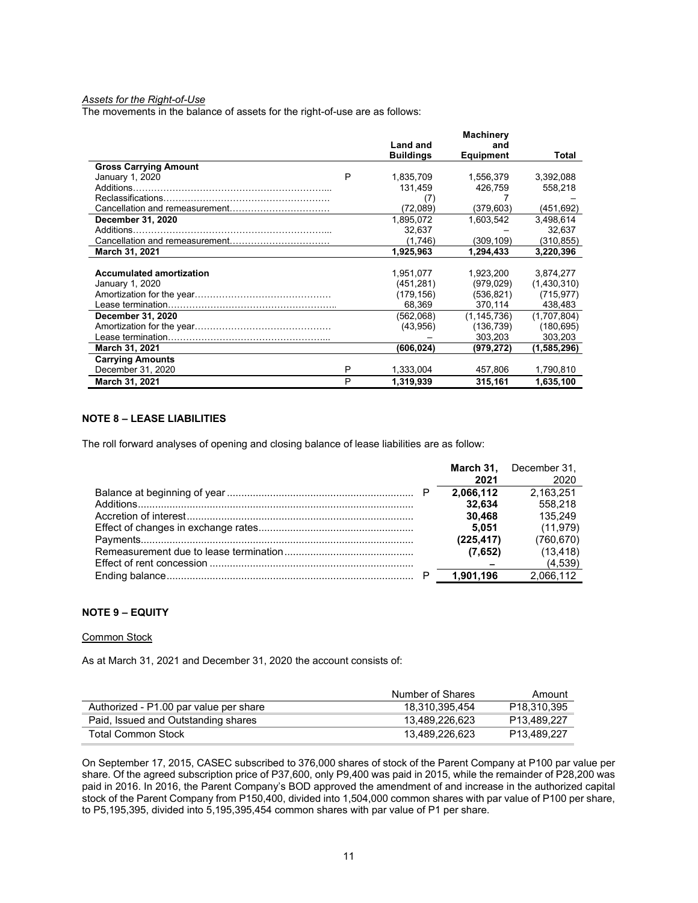*Assets for the Right-of-Use*

The movements in the balance of assets for the right-of-use are as follows:

| | | Land and Buildings | Machinery and Equipment | Total |
|---|---|---|---|---|
| **Gross Carrying Amount** | | | | |
| January 1, 2020 | P | 1,835,709 | 1,556,379 | 3,392,088 |
| Additions………………………………………………………... | | 131,459 | 426,759 | 558,218 |
| Reclassifications………………………………………………. | | (7) | 7 | – |
| Cancellation and remeasurement…………………………… | | (72,089) | (379,603) | (451,692) |
| **December 31, 2020** | | 1,895,072 | 1,603,542 | 3,498,614 |
| Additions………………………………………………………... | | 32,637 | – | 32,637 |
| Cancellation and remeasurement…………………………… | | (1,746) | (309,109) | (310,855) |
| **March 31, 2021** | | **1,925,963** | **1,294,433** | **3,220,396** |
| | | | | |
| **Accumulated amortization** | | 1,951,077 | 1,923,200 | 3,874,277 |
| January 1, 2020 | | (451,281) | (979,029) | (1,430,310) |
| Amortization for the year……………………………………… | | (179,156) | (536,821) | (715,977) |
| Lease termination……………………………………………….. | | 68,369 | 370,114 | 438,483 |
| **December 31, 2020** | | (562,068) | (1,145,736) | (1,707,804) |
| Amortization for the year……………………………………… | | (43,956) | (136,739) | (180,695) |
| Lease termination……………………………………………... | | – | 303,203 | 303,203 |
| **March 31, 2021** | | **(606,024)** | **(979,272)** | **(1,585,296)** |
| **Carrying Amounts** | | | | |
| December 31, 2020 | P | 1,333,004 | 457,806 | 1,790,810 |
| **March 31, 2021** | P | **1,319,939** | **315,161** | **1,635,100** |

**NOTE 8 – LEASE LIABILITIES**

The roll forward analyses of opening and closing balance of lease liabilities are as follow:

| | | **March 31, 2021** | December 31, 2020 |
|---|---|---|---|
| Balance at beginning of year ................................................................ | P | **2,066,112** | 2,163,251 |
| Additions............................................................................................... | | **32,634** | 558,218 |
| Accretion of interest.............................................................................. | | **30,468** | 135,249 |
| Effect of changes in exchange rates..................................................... | | **5,051** | (11,979) |
| Payments.............................................................................................. | | **(225,417)** | (760,670) |
| Remeasurement due to lease termination............................................ | | **(7,652)** | (13,418) |
| Effect of rent concession ...................................................................... | | **–** | (4,539) |
| Ending balance...................................................................................... | P | **1,901,196** | 2,066,112 |

**NOTE 9 – EQUITY**

Common Stock

As at March 31, 2021 and December 31, 2020 the account consists of:

| | Number of Shares | Amount |
|---|---|---|
| Authorized - P1.00 par value per share | 18,310,395,454 | P18,310,395 |
| Paid, Issued and Outstanding shares | 13,489,226,623 | P13,489,227 |
| Total Common Stock | 13,489,226,623 | P13,489,227 |

On September 17, 2015, CASEC subscribed to 376,000 shares of stock of the Parent Company at P100 par value per share. Of the agreed subscription price of P37,600, only P9,400 was paid in 2015, while the remainder of P28,200 was paid in 2016. In 2016, the Parent Company's BOD approved the amendment of and increase in the authorized capital stock of the Parent Company from P150,400, divided into 1,504,000 common shares with par value of P100 per share, to P5,195,395, divided into 5,195,395,454 common shares with par value of P1 per share.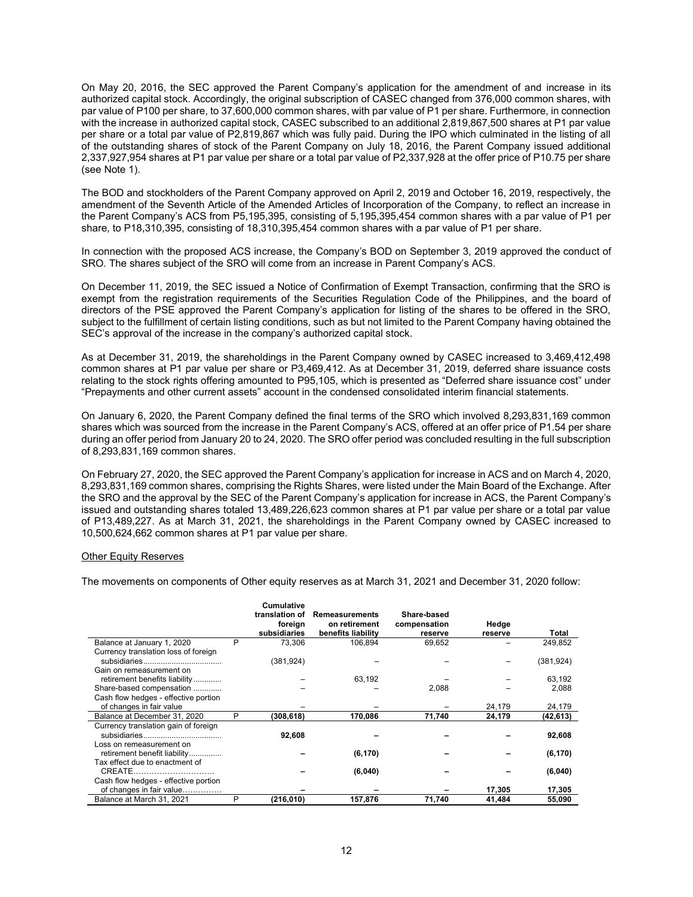On May 20, 2016, the SEC approved the Parent Company's application for the amendment of and increase in its authorized capital stock. Accordingly, the original subscription of CASEC changed from 376,000 common shares, with par value of P100 per share, to 37,600,000 common shares, with par value of P1 per share. Furthermore, in connection with the increase in authorized capital stock, CASEC subscribed to an additional 2,819,867,500 shares at P1 par value per share or a total par value of P2,819,867 which was fully paid. During the IPO which culminated in the listing of all of the outstanding shares of stock of the Parent Company on July 18, 2016, the Parent Company issued additional 2,337,927,954 shares at P1 par value per share or a total par value of P2,337,928 at the offer price of P10.75 per share (see Note 1).

The BOD and stockholders of the Parent Company approved on April 2, 2019 and October 16, 2019, respectively, the amendment of the Seventh Article of the Amended Articles of Incorporation of the Company, to reflect an increase in the Parent Company's ACS from P5,195,395, consisting of 5,195,395,454 common shares with a par value of P1 per share, to P18,310,395, consisting of 18,310,395,454 common shares with a par value of P1 per share.

In connection with the proposed ACS increase, the Company's BOD on September 3, 2019 approved the conduct of SRO. The shares subject of the SRO will come from an increase in Parent Company's ACS.

On December 11, 2019, the SEC issued a Notice of Confirmation of Exempt Transaction, confirming that the SRO is exempt from the registration requirements of the Securities Regulation Code of the Philippines, and the board of directors of the PSE approved the Parent Company's application for listing of the shares to be offered in the SRO, subject to the fulfillment of certain listing conditions, such as but not limited to the Parent Company having obtained the SEC's approval of the increase in the company's authorized capital stock.

As at December 31, 2019, the shareholdings in the Parent Company owned by CASEC increased to 3,469,412,498 common shares at P1 par value per share or P3,469,412. As at December 31, 2019, deferred share issuance costs relating to the stock rights offering amounted to P95,105, which is presented as "Deferred share issuance cost" under "Prepayments and other current assets" account in the condensed consolidated interim financial statements.

On January 6, 2020, the Parent Company defined the final terms of the SRO which involved 8,293,831,169 common shares which was sourced from the increase in the Parent Company's ACS, offered at an offer price of P1.54 per share during an offer period from January 20 to 24, 2020. The SRO offer period was concluded resulting in the full subscription of 8,293,831,169 common shares.

On February 27, 2020, the SEC approved the Parent Company's application for increase in ACS and on March 4, 2020, 8,293,831,169 common shares, comprising the Rights Shares, were listed under the Main Board of the Exchange. After the SRO and the approval by the SEC of the Parent Company's application for increase in ACS, the Parent Company's issued and outstanding shares totaled 13,489,226,623 common shares at P1 par value per share or a total par value of P13,489,227. As at March 31, 2021, the shareholdings in the Parent Company owned by CASEC increased to 10,500,624,662 common shares at P1 par value per share.

Other Equity Reserves

The movements on components of Other equity reserves as at March 31, 2021 and December 31, 2020 follow:

| | | Cumulative translation of foreign subsidiaries | Remeasurements on retirement benefits liability | Share-based compensation reserve | Hedge reserve | Total |
|---|---|---|---|---|---|---|
| Balance at January 1, 2020 | P | 73,306 | 106,894 | 69,652 | – | 249,852 |
| Currency translation loss of foreign subsidiaries | | (381,924) | – | – | – | (381,924) |
| Gain on remeasurement on retirement benefits liability | | – | 63,192 | – | – | 63,192 |
| Share-based compensation | | – | – | 2,088 | – | 2,088 |
| Cash flow hedges - effective portion of changes in fair value | | – | – | – | 24,179 | 24,179 |
| **Balance at December 31, 2020** | **P** | **(308,618)** | **170,086** | **71,740** | **24,179** | **(42,613)** |
| Currency translation gain of foreign subsidiaries | | **92,608** | **–** | **–** | **–** | **92,608** |
| Loss on remeasurement on retirement benefit liability | | **–** | **(6,170)** | **–** | **–** | **(6,170)** |
| Tax effect due to enactment of CREATE | | **–** | **(6,040)** | **–** | **–** | **(6,040)** |
| Cash flow hedges - effective portion of changes in fair value | | **–** | **–** | **–** | **17,305** | **17,305** |
| **Balance at March 31, 2021** | **P** | **(216,010)** | **157,876** | **71,740** | **41,484** | **55,090** |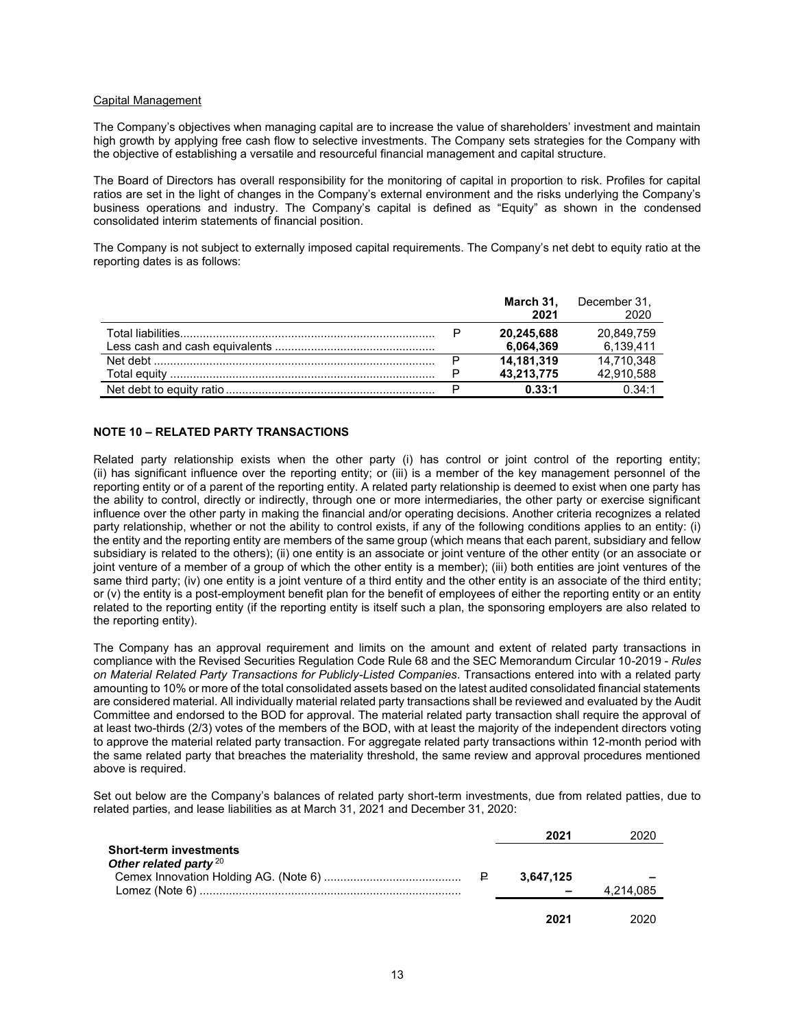Capital Management

The Company's objectives when managing capital are to increase the value of shareholders' investment and maintain high growth by applying free cash flow to selective investments. The Company sets strategies for the Company with the objective of establishing a versatile and resourceful financial management and capital structure.

The Board of Directors has overall responsibility for the monitoring of capital in proportion to risk. Profiles for capital ratios are set in the light of changes in the Company's external environment and the risks underlying the Company's business operations and industry. The Company's capital is defined as "Equity" as shown in the condensed consolidated interim statements of financial position.

The Company is not subject to externally imposed capital requirements. The Company's net debt to equity ratio at the reporting dates is as follows:

| | | March 31, 2021 | December 31, 2020 |
|---|---|---|---|
| Total liabilities | P | **20,245,688** | 20,849,759 |
| Less cash and cash equivalents | | **6,064,369** | 6,139,411 |
| Net debt | P | **14,181,319** | 14,710,348 |
| Total equity | P | **43,213,775** | 42,910,588 |
| Net debt to equity ratio | P | **0.33:1** | 0.34:1 |

## NOTE 10 – RELATED PARTY TRANSACTIONS

Related party relationship exists when the other party (i) has control or joint control of the reporting entity; (ii) has significant influence over the reporting entity; or (iii) is a member of the key management personnel of the reporting entity or of a parent of the reporting entity. A related party relationship is deemed to exist when one party has the ability to control, directly or indirectly, through one or more intermediaries, the other party or exercise significant influence over the other party in making the financial and/or operating decisions. Another criteria recognizes a related party relationship, whether or not the ability to control exists, if any of the following conditions applies to an entity: (i) the entity and the reporting entity are members of the same group (which means that each parent, subsidiary and fellow subsidiary is related to the others); (ii) one entity is an associate or joint venture of the other entity (or an associate or joint venture of a member of a group of which the other entity is a member); (iii) both entities are joint ventures of the same third party; (iv) one entity is a joint venture of a third entity and the other entity is an associate of the third entity; or (v) the entity is a post-employment benefit plan for the benefit of employees of either the reporting entity or an entity related to the reporting entity (if the reporting entity is itself such a plan, the sponsoring employers are also related to the reporting entity).

The Company has an approval requirement and limits on the amount and extent of related party transactions in compliance with the Revised Securities Regulation Code Rule 68 and the SEC Memorandum Circular 10-2019 - *Rules on Material Related Party Transactions for Publicly-Listed Companies*. Transactions entered into with a related party amounting to 10% or more of the total consolidated assets based on the latest audited consolidated financial statements are considered material. All individually material related party transactions shall be reviewed and evaluated by the Audit Committee and endorsed to the BOD for approval. The material related party transaction shall require the approval of at least two-thirds (2/3) votes of the members of the BOD, with at least the majority of the independent directors voting to approve the material related party transaction. For aggregate related party transactions within 12-month period with the same related party that breaches the materiality threshold, the same review and approval procedures mentioned above is required.

Set out below are the Company's balances of related party short-term investments, due from related patties, due to related parties, and lease liabilities as at March 31, 2021 and December 31, 2020:

| | | 2021 | 2020 |
|---|---|---|---|
| **Short-term investments** | | | |
| ***Other related party*** [20] | | | |
| Cemex Innovation Holding AG. (Note 6) | ₱ | **3,647,125** | – |
| Lomez (Note 6) | | **–** | 4,214,085 |
| | | **2021** | 2020 |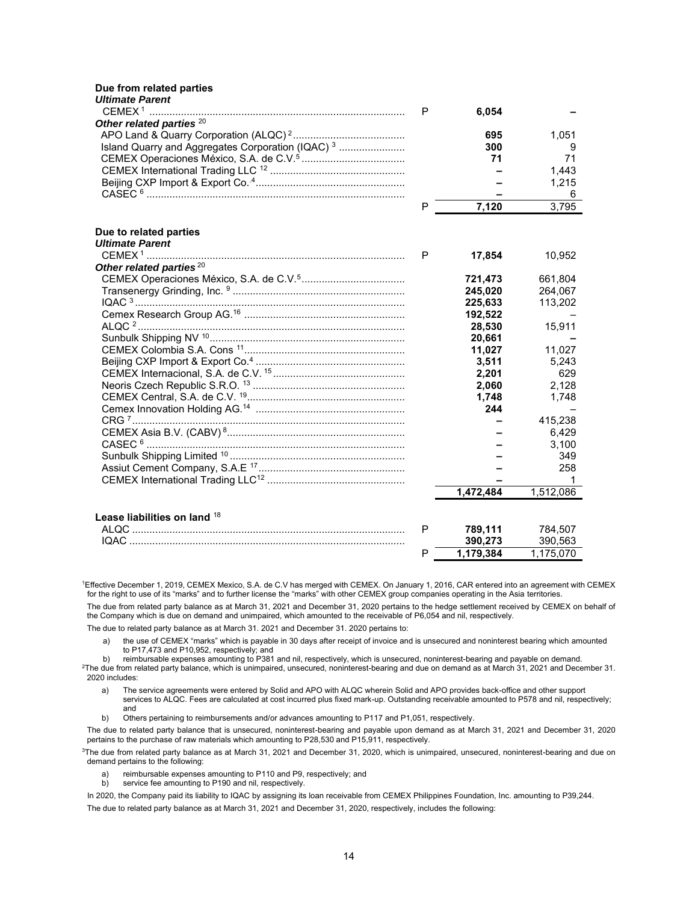| | | | |
|---|---|---|---|
| **Due from related parties** | | | |
| ***Ultimate Parent*** | | | |
| CEMEX [1] | P | **6,054** | – |
| ***Other related parties*** [20] | | | |
| APO Land & Quarry Corporation (ALQC) [2] | | **695** | 1,051 |
| Island Quarry and Aggregates Corporation (IQAC) [3] | | **300** | 9 |
| CEMEX Operaciones México, S.A. de C.V. [5] | | **71** | 71 |
| CEMEX International Trading LLC [12] | | **–** | 1,443 |
| Beijing CXP Import & Export Co. [4] | | **–** | 1,215 |
| CASEC [6] | | **–** | 6 |
| | P | **7,120** | 3,795 |
| **Due to related parties** | | | |
| ***Ultimate Parent*** | | | |
| CEMEX [1] | P | **17,854** | 10,952 |
| ***Other related parties*** [20] | | | |
| CEMEX Operaciones México, S.A. de C.V. [5] | | **721,473** | 661,804 |
| Transenergy Grinding, Inc. [9] | | **245,020** | 264,067 |
| IQAC [3] | | **225,633** | 113,202 |
| Cemex Research Group AG. [16] | | **192,522** | – |
| ALQC [2] | | **28,530** | 15,911 |
| Sunbulk Shipping NV [10] | | **20,661** | **–** |
| CEMEX Colombia S.A. Cons [11] | | **11,027** | 11,027 |
| Beijing CXP Import & Export Co. [4] | | **3,511** | 5,243 |
| CEMEX Internacional, S.A. de C.V. [15] | | **2,201** | 629 |
| Neoris Czech Republic S.R.O. [13] | | **2,060** | 2,128 |
| CEMEX Central, S.A. de C.V. [19] | | **1,748** | 1,748 |
| Cemex Innovation Holding AG. [14] | | **244** | – |
| CRG [7] | | **–** | 415,238 |
| CEMEX Asia B.V. (CABV) [8] | | **–** | 6,429 |
| CASEC [6] | | **–** | 3,100 |
| Sunbulk Shipping Limited [10] | | **–** | 349 |
| Assiut Cement Company, S.A.E [17] | | **–** | 258 |
| CEMEX International Trading LLC [12] | | **–** | 1 |
| | | **1,472,484** | 1,512,086 |
| **Lease liabilities on land** [18] | | | |
| ALQC | P | **789,111** | 784,507 |
| IQAC | | **390,273** | 390,563 |
| | P | **1,179,384** | 1,175,070 |

[1]Effective December 1, 2019, CEMEX Mexico, S.A. de C.V has merged with CEMEX. On January 1, 2016, CAR entered into an agreement with CEMEX for the right to use of its "marks" and to further license the "marks" with other CEMEX group companies operating in the Asia territories.

The due from related party balance as at March 31, 2021 and December 31, 2020 pertains to the hedge settlement received by CEMEX on behalf of the Company which is due on demand and unimpaired, which amounted to the receivable of P6,054 and nil, respectively.

The due to related party balance as at March 31. 2021 and December 31. 2020 pertains to:

a) the use of CEMEX "marks" which is payable in 30 days after receipt of invoice and is unsecured and noninterest bearing which amounted to P17,473 and P10,952, respectively; and
b) reimbursable expenses amounting to P381 and nil, respectively, which is unsecured, noninterest-bearing and payable on demand.

[2]The due from related party balance, which is unimpaired, unsecured, noninterest-bearing and due on demand as at March 31, 2021 and December 31. 2020 includes:

a) The service agreements were entered by Solid and APO with ALQC wherein Solid and APO provides back-office and other support services to ALQC. Fees are calculated at cost incurred plus fixed mark-up. Outstanding receivable amounted to P578 and nil, respectively; and
b) Others pertaining to reimbursements and/or advances amounting to P117 and P1,051, respectively.

The due to related party balance that is unsecured, noninterest-bearing and payable upon demand as at March 31, 2021 and December 31, 2020 pertains to the purchase of raw materials which amounting to P28,530 and P15,911, respectively.

[3]The due from related party balance as at March 31, 2021 and December 31, 2020, which is unimpaired, unsecured, noninterest-bearing and due on demand pertains to the following:

a) reimbursable expenses amounting to P110 and P9, respectively; and
b) service fee amounting to P190 and nil, respectively.

In 2020, the Company paid its liability to IQAC by assigning its loan receivable from CEMEX Philippines Foundation, Inc. amounting to P39,244.

The due to related party balance as at March 31, 2021 and December 31, 2020, respectively, includes the following: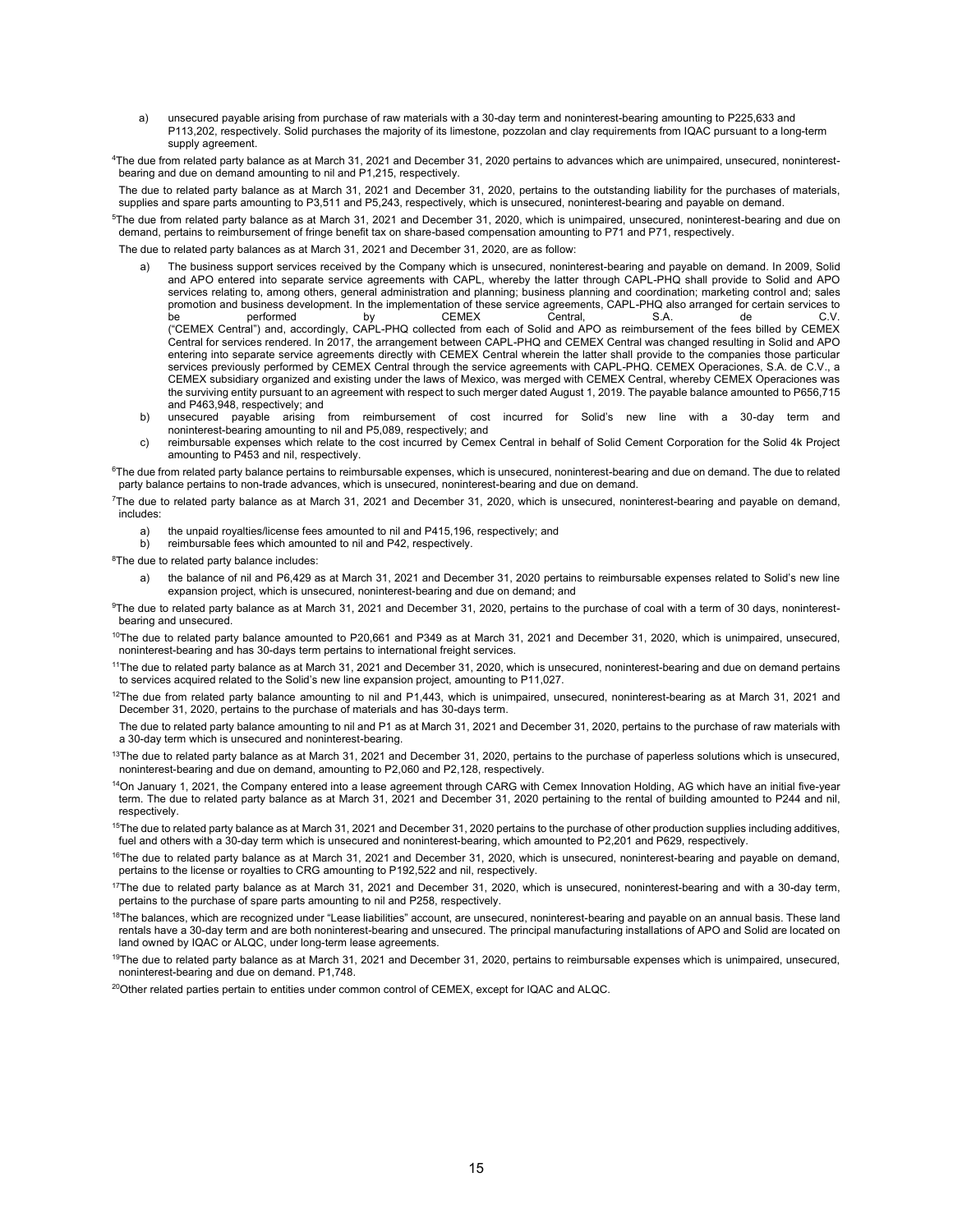a) unsecured payable arising from purchase of raw materials with a 30-day term and noninterest-bearing amounting to P225,633 and P113,202, respectively. Solid purchases the majority of its limestone, pozzolan and clay requirements from IQAC pursuant to a long-term supply agreement.

[4]The due from related party balance as at March 31, 2021 and December 31, 2020 pertains to advances which are unimpaired, unsecured, noninterest-bearing and due on demand amounting to nil and P1,215, respectively.

The due to related party balance as at March 31, 2021 and December 31, 2020, pertains to the outstanding liability for the purchases of materials, supplies and spare parts amounting to P3,511 and P5,243, respectively, which is unsecured, noninterest-bearing and payable on demand.

[5]The due from related party balance as at March 31, 2021 and December 31, 2020, which is unimpaired, unsecured, noninterest-bearing and due on demand, pertains to reimbursement of fringe benefit tax on share-based compensation amounting to P71 and P71, respectively.

The due to related party balances as at March 31, 2021 and December 31, 2020, are as follow:

a) The business support services received by the Company which is unsecured, noninterest-bearing and payable on demand. In 2009, Solid and APO entered into separate service agreements with CAPL, whereby the latter through CAPL-PHQ shall provide to Solid and APO services relating to, among others, general administration and planning; business planning and coordination; marketing control and; sales promotion and business development. In the implementation of these service agreements, CAPL-PHQ also arranged for certain services to be performed by CEMEX Central, S.A. de C.V. ("CEMEX Central") and, accordingly, CAPL-PHQ collected from each of Solid and APO as reimbursement of the fees billed by CEMEX Central for services rendered. In 2017, the arrangement between CAPL-PHQ and CEMEX Central was changed resulting in Solid and APO entering into separate service agreements directly with CEMEX Central wherein the latter shall provide to the companies those particular services previously performed by CEMEX Central through the service agreements with CAPL-PHQ. CEMEX Operaciones, S.A. de C.V., a CEMEX subsidiary organized and existing under the laws of Mexico, was merged with CEMEX Central, whereby CEMEX Operaciones was the surviving entity pursuant to an agreement with respect to such merger dated August 1, 2019. The payable balance amounted to P656,715 and P463,948, respectively; and
b) unsecured payable arising from reimbursement of cost incurred for Solid's new line with a 30-day term and noninterest-bearing amounting to nil and P5,089, respectively; and
c) reimbursable expenses which relate to the cost incurred by Cemex Central in behalf of Solid Cement Corporation for the Solid 4k Project amounting to P453 and nil, respectively.

[6]The due from related party balance pertains to reimbursable expenses, which is unsecured, noninterest-bearing and due on demand. The due to related party balance pertains to non-trade advances, which is unsecured, noninterest-bearing and due on demand.

[7]The due to related party balance as at March 31, 2021 and December 31, 2020, which is unsecured, noninterest-bearing and payable on demand, includes:

a) the unpaid royalties/license fees amounted to nil and P415,196, respectively; and
b) reimbursable fees which amounted to nil and P42, respectively.

[8]The due to related party balance includes:

a) the balance of nil and P6,429 as at March 31, 2021 and December 31, 2020 pertains to reimbursable expenses related to Solid's new line expansion project, which is unsecured, noninterest-bearing and due on demand; and

[9]The due to related party balance as at March 31, 2021 and December 31, 2020, pertains to the purchase of coal with a term of 30 days, noninterest-bearing and unsecured.

[10]The due to related party balance amounted to P20,661 and P349 as at March 31, 2021 and December 31, 2020, which is unimpaired, unsecured, noninterest-bearing and has 30-days term pertains to international freight services.

[11]The due to related party balance as at March 31, 2021 and December 31, 2020, which is unsecured, noninterest-bearing and due on demand pertains to services acquired related to the Solid's new line expansion project, amounting to P11,027.

[12]The due from related party balance amounting to nil and P1,443, which is unimpaired, unsecured, noninterest-bearing as at March 31, 2021 and December 31, 2020, pertains to the purchase of materials and has 30-days term.

The due to related party balance amounting to nil and P1 as at March 31, 2021 and December 31, 2020, pertains to the purchase of raw materials with a 30-day term which is unsecured and noninterest-bearing.

[13]The due to related party balance as at March 31, 2021 and December 31, 2020, pertains to the purchase of paperless solutions which is unsecured, noninterest-bearing and due on demand, amounting to P2,060 and P2,128, respectively.

[14]On January 1, 2021, the Company entered into a lease agreement through CARG with Cemex Innovation Holding, AG which have an initial five-year term. The due to related party balance as at March 31, 2021 and December 31, 2020 pertaining to the rental of building amounted to P244 and nil, respectively.

[15]The due to related party balance as at March 31, 2021 and December 31, 2020 pertains to the purchase of other production supplies including additives, fuel and others with a 30-day term which is unsecured and noninterest-bearing, which amounted to P2,201 and P629, respectively.

[16]The due to related party balance as at March 31, 2021 and December 31, 2020, which is unsecured, noninterest-bearing and payable on demand, pertains to the license or royalties to CRG amounting to P192,522 and nil, respectively.

[17]The due to related party balance as at March 31, 2021 and December 31, 2020, which is unsecured, noninterest-bearing and with a 30-day term, pertains to the purchase of spare parts amounting to nil and P258, respectively.

[18]The balances, which are recognized under "Lease liabilities" account, are unsecured, noninterest-bearing and payable on an annual basis. These land rentals have a 30-day term and are both noninterest-bearing and unsecured. The principal manufacturing installations of APO and Solid are located on land owned by IQAC or ALQC, under long-term lease agreements.

[19]The due to related party balance as at March 31, 2021 and December 31, 2020, pertains to reimbursable expenses which is unimpaired, unsecured, noninterest-bearing and due on demand. P1,748.

[20]Other related parties pertain to entities under common control of CEMEX, except for IQAC and ALQC.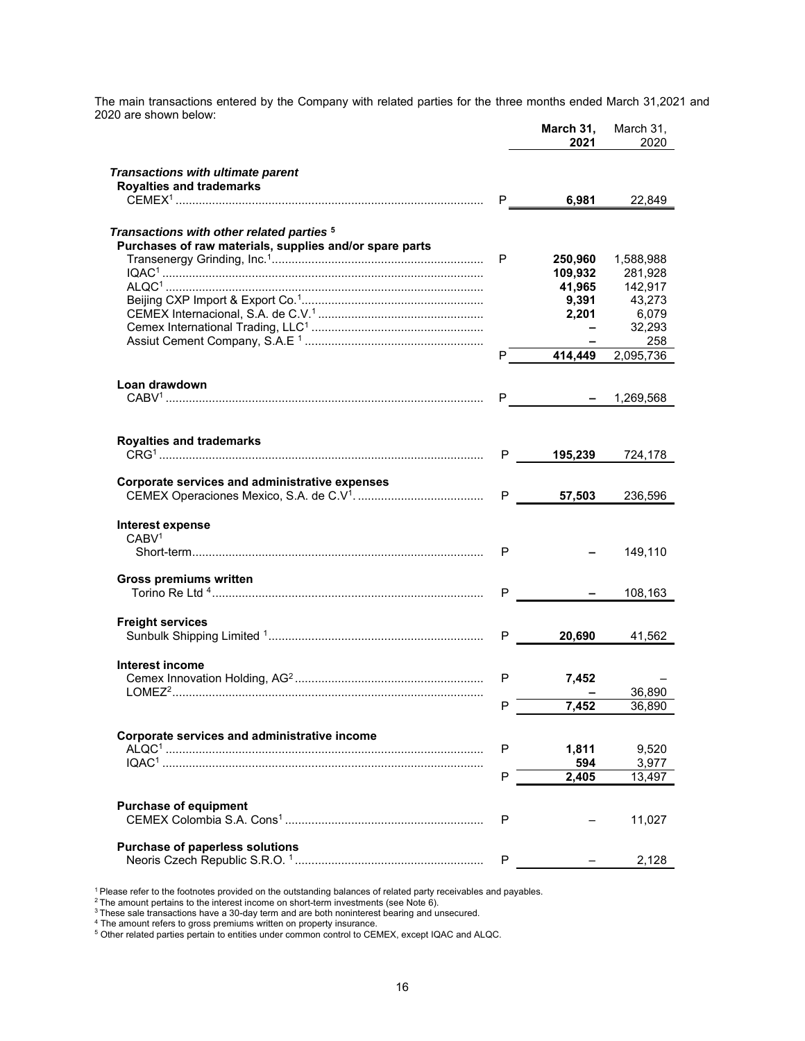The main transactions entered by the Company with related parties for the three months ended March 31,2021 and 2020 are shown below:

| | | **March 31, 2021** | March 31, 2020 |
|---|---|---|---|
| ***Transactions with ultimate parent*** | | | |
| **Royalties and trademarks** | | | |
| CEMEX[1] | P | **6,981** | 22,849 |
| ***Transactions with other related parties*** [5] | | | |
| **Purchases of raw materials, supplies and/or spare parts** | | | |
| Transenergy Grinding, Inc.[1] | P | **250,960** | 1,588,988 |
| IQAC[1] | | **109,932** | 281,928 |
| ALQC[1] | | **41,965** | 142,917 |
| Beijing CXP Import & Export Co.[1] | | **9,391** | 43,273 |
| CEMEX Internacional, S.A. de C.V.[1] | | **2,201** | 6,079 |
| Cemex International Trading, LLC[1] | | **–** | 32,293 |
| Assiut Cement Company, S.A.E [1] | | **–** | 258 |
| | P | **414,449** | 2,095,736 |
| **Loan drawdown** | | | |
| CABV[1] | P | **–** | 1,269,568 |
| **Royalties and trademarks** | | | |
| CRG[1] | P | **195,239** | 724,178 |
| **Corporate services and administrative expenses** | | | |
| CEMEX Operaciones Mexico, S.A. de C.V[1]. | P | **57,503** | 236,596 |
| **Interest expense** | | | |
| CABV[1] | | | |
| Short-term | P | **–** | 149,110 |
| **Gross premiums written** | | | |
| Torino Re Ltd [4] | P | **–** | 108,163 |
| **Freight services** | | | |
| Sunbulk Shipping Limited [1] | P | **20,690** | 41,562 |
| **Interest income** | | | |
| Cemex Innovation Holding, AG[2] | P | **7,452** | – |
| LOMEZ[2] | | **–** | 36,890 |
| | P | **7,452** | 36,890 |
| **Corporate services and administrative income** | | | |
| ALQC[1] | P | **1,811** | 9,520 |
| IQAC[1] | | **594** | 3,977 |
| | P | **2,405** | 13,497 |
| **Purchase of equipment** | | | |
| CEMEX Colombia S.A. Cons[1] | P | – | 11,027 |
| **Purchase of paperless solutions** | | | |
| Neoris Czech Republic S.R.O. [1] | P | – | 2,128 |

[1] Please refer to the footnotes provided on the outstanding balances of related party receivables and payables.
[2] The amount pertains to the interest income on short-term investments (see Note 6).
[3] These sale transactions have a 30-day term and are both noninterest bearing and unsecured.
[4] The amount refers to gross premiums written on property insurance.
[5] Other related parties pertain to entities under common control to CEMEX, except IQAC and ALQC.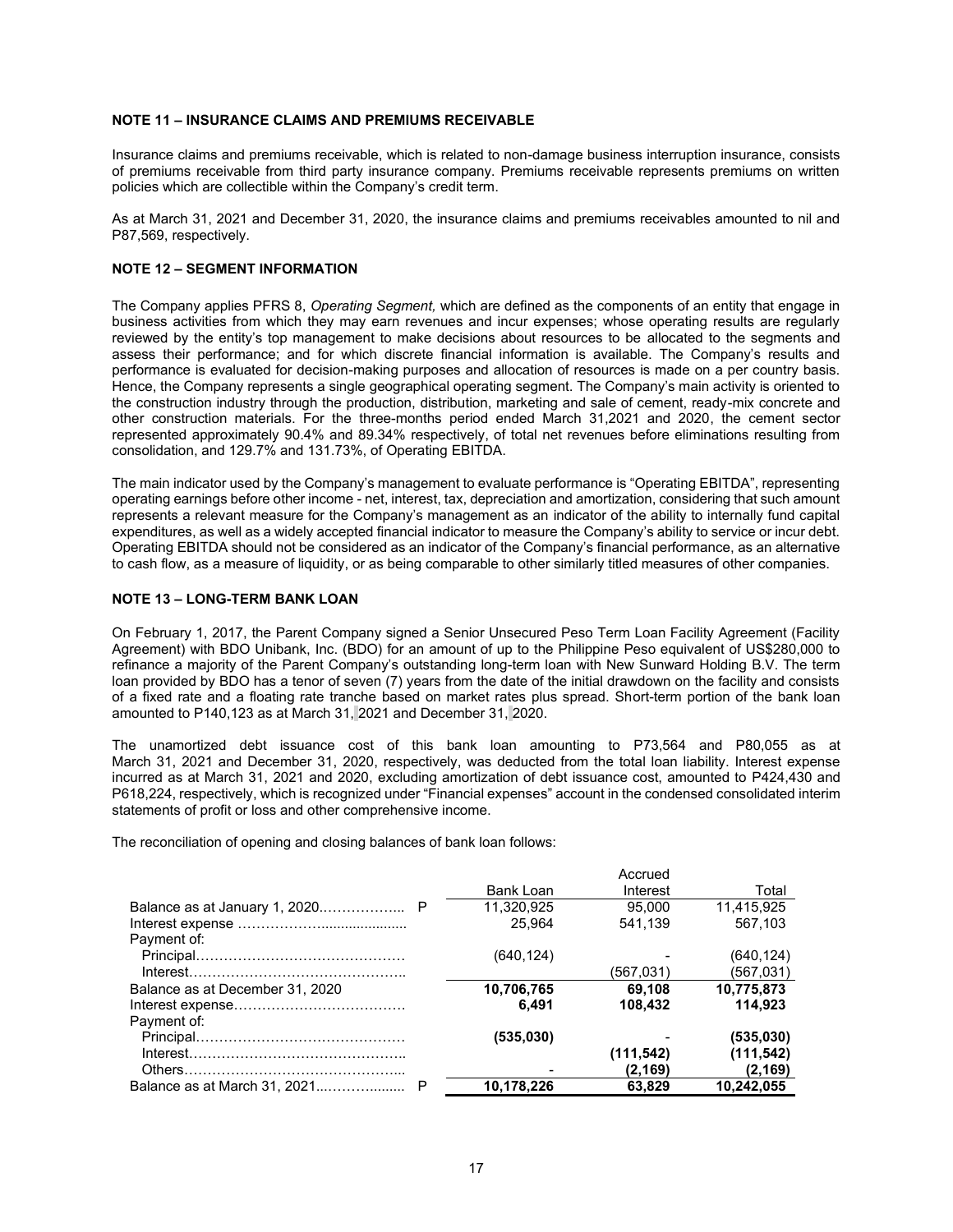### NOTE 11 – INSURANCE CLAIMS AND PREMIUMS RECEIVABLE

Insurance claims and premiums receivable, which is related to non-damage business interruption insurance, consists of premiums receivable from third party insurance company. Premiums receivable represents premiums on written policies which are collectible within the Company's credit term.

As at March 31, 2021 and December 31, 2020, the insurance claims and premiums receivables amounted to nil and P87,569, respectively.

### NOTE 12 – SEGMENT INFORMATION

The Company applies PFRS 8, *Operating Segment,* which are defined as the components of an entity that engage in business activities from which they may earn revenues and incur expenses; whose operating results are regularly reviewed by the entity's top management to make decisions about resources to be allocated to the segments and assess their performance; and for which discrete financial information is available. The Company's results and performance is evaluated for decision-making purposes and allocation of resources is made on a per country basis. Hence, the Company represents a single geographical operating segment. The Company's main activity is oriented to the construction industry through the production, distribution, marketing and sale of cement, ready-mix concrete and other construction materials. For the three-months period ended March 31,2021 and 2020, the cement sector represented approximately 90.4% and 89.34% respectively, of total net revenues before eliminations resulting from consolidation, and 129.7% and 131.73%, of Operating EBITDA.

The main indicator used by the Company's management to evaluate performance is "Operating EBITDA", representing operating earnings before other income - net, interest, tax, depreciation and amortization, considering that such amount represents a relevant measure for the Company's management as an indicator of the ability to internally fund capital expenditures, as well as a widely accepted financial indicator to measure the Company's ability to service or incur debt. Operating EBITDA should not be considered as an indicator of the Company's financial performance, as an alternative to cash flow, as a measure of liquidity, or as being comparable to other similarly titled measures of other companies.

### NOTE 13 – LONG-TERM BANK LOAN

On February 1, 2017, the Parent Company signed a Senior Unsecured Peso Term Loan Facility Agreement (Facility Agreement) with BDO Unibank, Inc. (BDO) for an amount of up to the Philippine Peso equivalent of US$280,000 to refinance a majority of the Parent Company's outstanding long-term loan with New Sunward Holding B.V. The term loan provided by BDO has a tenor of seven (7) years from the date of the initial drawdown on the facility and consists of a fixed rate and a floating rate tranche based on market rates plus spread. Short-term portion of the bank loan amounted to P140,123 as at March 31, 2021 and December 31, 2020.

The unamortized debt issuance cost of this bank loan amounting to P73,564 and P80,055 as at March 31, 2021 and December 31, 2020, respectively, was deducted from the total loan liability. Interest expense incurred as at March 31, 2021 and 2020, excluding amortization of debt issuance cost, amounted to P424,430 and P618,224, respectively, which is recognized under "Financial expenses" account in the condensed consolidated interim statements of profit or loss and other comprehensive income.

The reconciliation of opening and closing balances of bank loan follows:

| | | Bank Loan | Accrued Interest | Total |
|---|---|---|---|---|
| Balance as at January 1, 2020 | P | 11,320,925 | 95,000 | 11,415,925 |
| Interest expense | | 25,964 | 541,139 | 567,103 |
| Payment of: | | | | |
| Principal | | (640,124) | - | (640,124) |
| Interest | | | (567,031) | (567,031) |
| Balance as at December 31, 2020 | | **10,706,765** | **69,108** | **10,775,873** |
| Interest expense | | **6,491** | **108,432** | **114,923** |
| Payment of: | | | | |
| Principal | | **(535,030)** | - | **(535,030)** |
| Interest | | | **(111,542)** | **(111,542)** |
| Others | | - | **(2,169)** | **(2,169)** |
| Balance as at March 31, 2021 | P | **10,178,226** | **63,829** | **10,242,055** |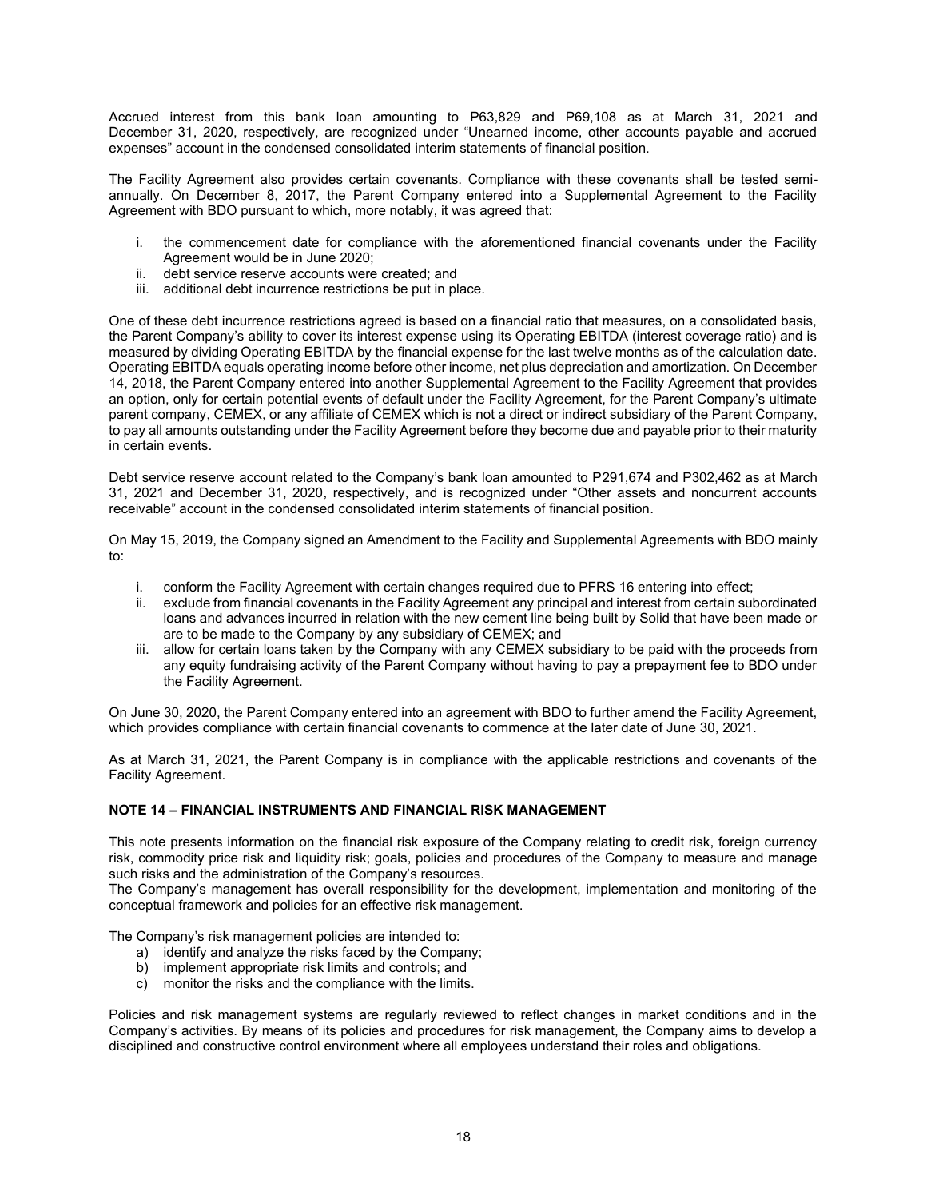Accrued interest from this bank loan amounting to P63,829 and P69,108 as at March 31, 2021 and December 31, 2020, respectively, are recognized under "Unearned income, other accounts payable and accrued expenses" account in the condensed consolidated interim statements of financial position.

The Facility Agreement also provides certain covenants. Compliance with these covenants shall be tested semi-annually. On December 8, 2017, the Parent Company entered into a Supplemental Agreement to the Facility Agreement with BDO pursuant to which, more notably, it was agreed that:

i. the commencement date for compliance with the aforementioned financial covenants under the Facility Agreement would be in June 2020;
ii. debt service reserve accounts were created; and
iii. additional debt incurrence restrictions be put in place.

One of these debt incurrence restrictions agreed is based on a financial ratio that measures, on a consolidated basis, the Parent Company's ability to cover its interest expense using its Operating EBITDA (interest coverage ratio) and is measured by dividing Operating EBITDA by the financial expense for the last twelve months as of the calculation date. Operating EBITDA equals operating income before other income, net plus depreciation and amortization. On December 14, 2018, the Parent Company entered into another Supplemental Agreement to the Facility Agreement that provides an option, only for certain potential events of default under the Facility Agreement, for the Parent Company's ultimate parent company, CEMEX, or any affiliate of CEMEX which is not a direct or indirect subsidiary of the Parent Company, to pay all amounts outstanding under the Facility Agreement before they become due and payable prior to their maturity in certain events.

Debt service reserve account related to the Company's bank loan amounted to P291,674 and P302,462 as at March 31, 2021 and December 31, 2020, respectively, and is recognized under "Other assets and noncurrent accounts receivable" account in the condensed consolidated interim statements of financial position.

On May 15, 2019, the Company signed an Amendment to the Facility and Supplemental Agreements with BDO mainly to:

i. conform the Facility Agreement with certain changes required due to PFRS 16 entering into effect;
ii. exclude from financial covenants in the Facility Agreement any principal and interest from certain subordinated loans and advances incurred in relation with the new cement line being built by Solid that have been made or are to be made to the Company by any subsidiary of CEMEX; and
iii. allow for certain loans taken by the Company with any CEMEX subsidiary to be paid with the proceeds from any equity fundraising activity of the Parent Company without having to pay a prepayment fee to BDO under the Facility Agreement.

On June 30, 2020, the Parent Company entered into an agreement with BDO to further amend the Facility Agreement, which provides compliance with certain financial covenants to commence at the later date of June 30, 2021.

As at March 31, 2021, the Parent Company is in compliance with the applicable restrictions and covenants of the Facility Agreement.

## NOTE 14 – FINANCIAL INSTRUMENTS AND FINANCIAL RISK MANAGEMENT

This note presents information on the financial risk exposure of the Company relating to credit risk, foreign currency risk, commodity price risk and liquidity risk; goals, policies and procedures of the Company to measure and manage such risks and the administration of the Company's resources.
The Company's management has overall responsibility for the development, implementation and monitoring of the conceptual framework and policies for an effective risk management.

The Company's risk management policies are intended to:

a) identify and analyze the risks faced by the Company;
b) implement appropriate risk limits and controls; and
c) monitor the risks and the compliance with the limits.

Policies and risk management systems are regularly reviewed to reflect changes in market conditions and in the Company's activities. By means of its policies and procedures for risk management, the Company aims to develop a disciplined and constructive control environment where all employees understand their roles and obligations.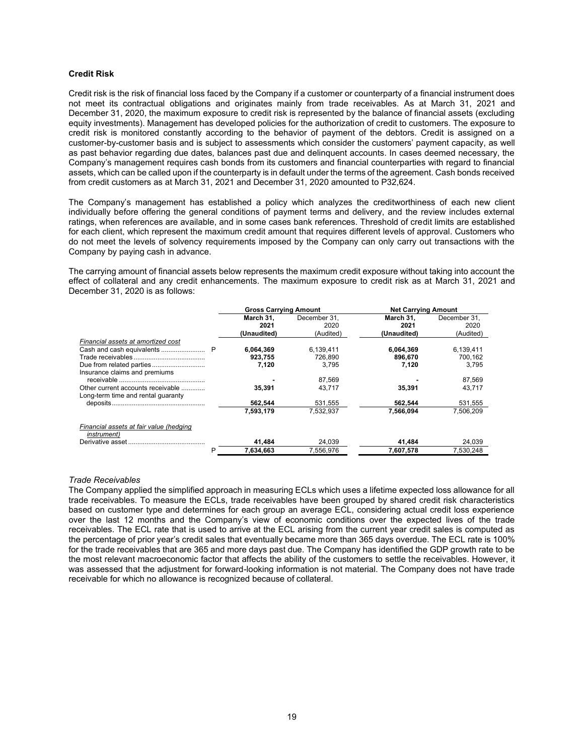**Credit Risk**

Credit risk is the risk of financial loss faced by the Company if a customer or counterparty of a financial instrument does not meet its contractual obligations and originates mainly from trade receivables. As at March 31, 2021 and December 31, 2020, the maximum exposure to credit risk is represented by the balance of financial assets (excluding equity investments). Management has developed policies for the authorization of credit to customers. The exposure to credit risk is monitored constantly according to the behavior of payment of the debtors. Credit is assigned on a customer-by-customer basis and is subject to assessments which consider the customers' payment capacity, as well as past behavior regarding due dates, balances past due and delinquent accounts. In cases deemed necessary, the Company's management requires cash bonds from its customers and financial counterparties with regard to financial assets, which can be called upon if the counterparty is in default under the terms of the agreement. Cash bonds received from credit customers as at March 31, 2021 and December 31, 2020 amounted to P32,624.

The Company's management has established a policy which analyzes the creditworthiness of each new client individually before offering the general conditions of payment terms and delivery, and the review includes external ratings, when references are available, and in some cases bank references. Threshold of credit limits are established for each client, which represent the maximum credit amount that requires different levels of approval. Customers who do not meet the levels of solvency requirements imposed by the Company can only carry out transactions with the Company by paying cash in advance.

The carrying amount of financial assets below represents the maximum credit exposure without taking into account the effect of collateral and any credit enhancements. The maximum exposure to credit risk as at March 31, 2021 and December 31, 2020 is as follows:

| | | Gross Carrying Amount | | Net Carrying Amount | |
|---|---|---|---|---|---|
| | | **March 31, 2021 (Unaudited)** | December 31, 2020 (Audited) | **March 31, 2021 (Unaudited)** | December 31, 2020 (Audited) |
| *Financial assets at amortized cost* | | | | | |
| Cash and cash equivalents | P | **6,064,369** | 6,139,411 | **6,064,369** | 6,139,411 |
| Trade receivables | | **923,755** | 726,890 | **896,670** | 700,162 |
| Due from related parties | | **7,120** | 3,795 | **7,120** | 3,795 |
| Insurance claims and premiums receivable | | **-** | 87,569 | **-** | 87,569 |
| Other current accounts receivable | | **35,391** | 43,717 | **35,391** | 43,717 |
| Long-term time and rental guaranty deposits | | **562,544** | 531,555 | **562,544** | 531,555 |
| | | **7,593,179** | 7,532,937 | **7,566,094** | 7,506,209 |
| *Financial assets at fair value (hedging instrument)* | | | | | |
| Derivative asset | | **41,484** | 24,039 | **41,484** | 24,039 |
| | P | **7,634,663** | 7,556,976 | **7,607,578** | 7,530,248 |

*Trade Receivables*

The Company applied the simplified approach in measuring ECLs which uses a lifetime expected loss allowance for all trade receivables. To measure the ECLs, trade receivables have been grouped by shared credit risk characteristics based on customer type and determines for each group an average ECL, considering actual credit loss experience over the last 12 months and the Company's view of economic conditions over the expected lives of the trade receivables. The ECL rate that is used to arrive at the ECL arising from the current year credit sales is computed as the percentage of prior year's credit sales that eventually became more than 365 days overdue. The ECL rate is 100% for the trade receivables that are 365 and more days past due. The Company has identified the GDP growth rate to be the most relevant macroeconomic factor that affects the ability of the customers to settle the receivables. However, it was assessed that the adjustment for forward-looking information is not material. The Company does not have trade receivable for which no allowance is recognized because of collateral.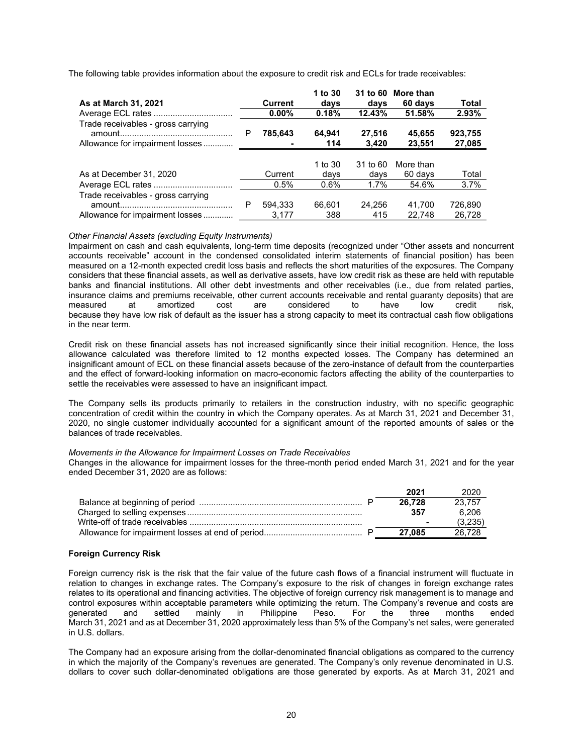The following table provides information about the exposure to credit risk and ECLs for trade receivables:

| **As at March 31, 2021** | | **Current** | **1 to 30 days** | **31 to 60 days** | **More than 60 days** | **Total** |
|---|---|---|---|---|---|---|
| Average ECL rates | | **0.00%** | **0.18%** | **12.43%** | **51.58%** | **2.93%** |
| Trade receivables - gross carrying amount | P | **785,643** | **64,941** | **27,516** | **45,655** | **923,755** |
| Allowance for impairment losses | | **-** | **114** | **3,420** | **23,551** | **27,085** |

| As at December 31, 2020 | | Current | 1 to 30 days | 31 to 60 days | More than 60 days | Total |
|---|---|---|---|---|---|---|
| Average ECL rates | | 0.5% | 0.6% | 1.7% | 54.6% | 3.7% |
| Trade receivables - gross carrying amount | P | 594,333 | 66,601 | 24,256 | 41,700 | 726,890 |
| Allowance for impairment losses | | 3,177 | 388 | 415 | 22,748 | 26,728 |

*Other Financial Assets (excluding Equity Instruments)*
Impairment on cash and cash equivalents, long-term time deposits (recognized under "Other assets and noncurrent accounts receivable" account in the condensed consolidated interim statements of financial position) has been measured on a 12-month expected credit loss basis and reflects the short maturities of the exposures. The Company considers that these financial assets, as well as derivative assets, have low credit risk as these are held with reputable banks and financial institutions. All other debt investments and other receivables (i.e., due from related parties, insurance claims and premiums receivable, other current accounts receivable and rental guaranty deposits) that are measured at amortized cost are considered to have low credit risk, because they have low risk of default as the issuer has a strong capacity to meet its contractual cash flow obligations in the near term.

Credit risk on these financial assets has not increased significantly since their initial recognition. Hence, the loss allowance calculated was therefore limited to 12 months expected losses. The Company has determined an insignificant amount of ECL on these financial assets because of the zero-instance of default from the counterparties and the effect of forward-looking information on macro-economic factors affecting the ability of the counterparties to settle the receivables were assessed to have an insignificant impact.

The Company sells its products primarily to retailers in the construction industry, with no specific geographic concentration of credit within the country in which the Company operates. As at March 31, 2021 and December 31, 2020, no single customer individually accounted for a significant amount of the reported amounts of sales or the balances of trade receivables.

*Movements in the Allowance for Impairment Losses on Trade Receivables*
Changes in the allowance for impairment losses for the three-month period ended March 31, 2021 and for the year ended December 31, 2020 are as follows:

| | | **2021** | 2020 |
|---|---|---|---|
| Balance at beginning of period | P | **26,728** | 23,757 |
| Charged to selling expenses | | **357** | 6,206 |
| Write-off of trade receivables | | **-** | (3,235) |
| Allowance for impairment losses at end of period | P | **27,085** | 26,728 |

**Foreign Currency Risk**

Foreign currency risk is the risk that the fair value of the future cash flows of a financial instrument will fluctuate in relation to changes in exchange rates. The Company's exposure to the risk of changes in foreign exchange rates relates to its operational and financing activities. The objective of foreign currency risk management is to manage and control exposures within acceptable parameters while optimizing the return. The Company's revenue and costs are generated and settled mainly in Philippine Peso. For the three months ended March 31, 2021 and as at December 31, 2020 approximately less than 5% of the Company's net sales, were generated in U.S. dollars.

The Company had an exposure arising from the dollar-denominated financial obligations as compared to the currency in which the majority of the Company's revenues are generated. The Company's only revenue denominated in U.S. dollars to cover such dollar-denominated obligations are those generated by exports. As at March 31, 2021 and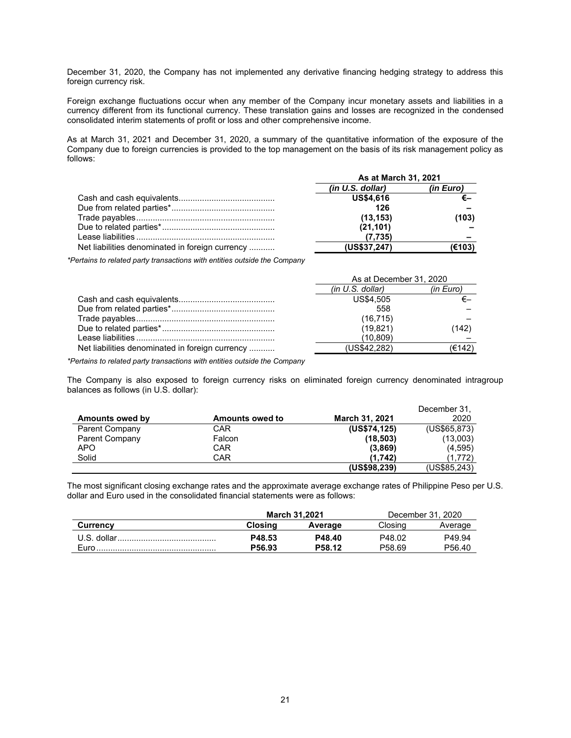December 31, 2020, the Company has not implemented any derivative financing hedging strategy to address this foreign currency risk.

Foreign exchange fluctuations occur when any member of the Company incur monetary assets and liabilities in a currency different from its functional currency. These translation gains and losses are recognized in the condensed consolidated interim statements of profit or loss and other comprehensive income.

As at March 31, 2021 and December 31, 2020, a summary of the quantitative information of the exposure of the Company due to foreign currencies is provided to the top management on the basis of its risk management policy as follows:

| | **As at March 31, 2021** | |
|---|---|---|
| | ***(in U.S. dollar)*** | ***(in Euro)*** |
| Cash and cash equivalents | **US$4,616** | **€–** |
| Due from related parties* | **126** | **–** |
| Trade payables | **(13,153)** | **(103)** |
| Due to related parties* | **(21,101)** | **–** |
| Lease liabilities | **(7,735)** | **–** |
| Net liabilities denominated in foreign currency | **(US$37,247)** | **(€103)** |

*\*Pertains to related party transactions with entities outside the Company*

| | As at December 31, 2020 | |
|---|---|---|
| | *(in U.S. dollar)* | *(in Euro)* |
| Cash and cash equivalents | US$4,505 | €– |
| Due from related parties* | 558 | – |
| Trade payables | (16,715) | – |
| Due to related parties* | (19,821) | (142) |
| Lease liabilities | (10,809) | – |
| Net liabilities denominated in foreign currency | (US$42,282) | (€142) |

*\*Pertains to related party transactions with entities outside the Company*

The Company is also exposed to foreign currency risks on eliminated foreign currency denominated intragroup balances as follows (in U.S. dollar):

| **Amounts owed by** | **Amounts owed to** | **March 31, 2021** | December 31, 2020 |
|---|---|---|---|
| Parent Company | CAR | **(US$74,125)** | (US$65,873) |
| Parent Company | Falcon | **(18,503)** | (13,003) |
| APO | CAR | **(3,869)** | (4,595) |
| Solid | CAR | **(1,742)** | (1,772) |
| | | **(US$98,239)** | (US$85,243) |

The most significant closing exchange rates and the approximate average exchange rates of Philippine Peso per U.S. dollar and Euro used in the consolidated financial statements were as follows:

| | **March 31,2021** | | December 31, 2020 | |
|---|---|---|---|---|
| **Currency** | **Closing** | **Average** | Closing | Average |
| U.S. dollar | **P48.53** | **P48.40** | P48.02 | P49.94 |
| Euro | **P56.93** | **P58.12** | P58.69 | P56.40 |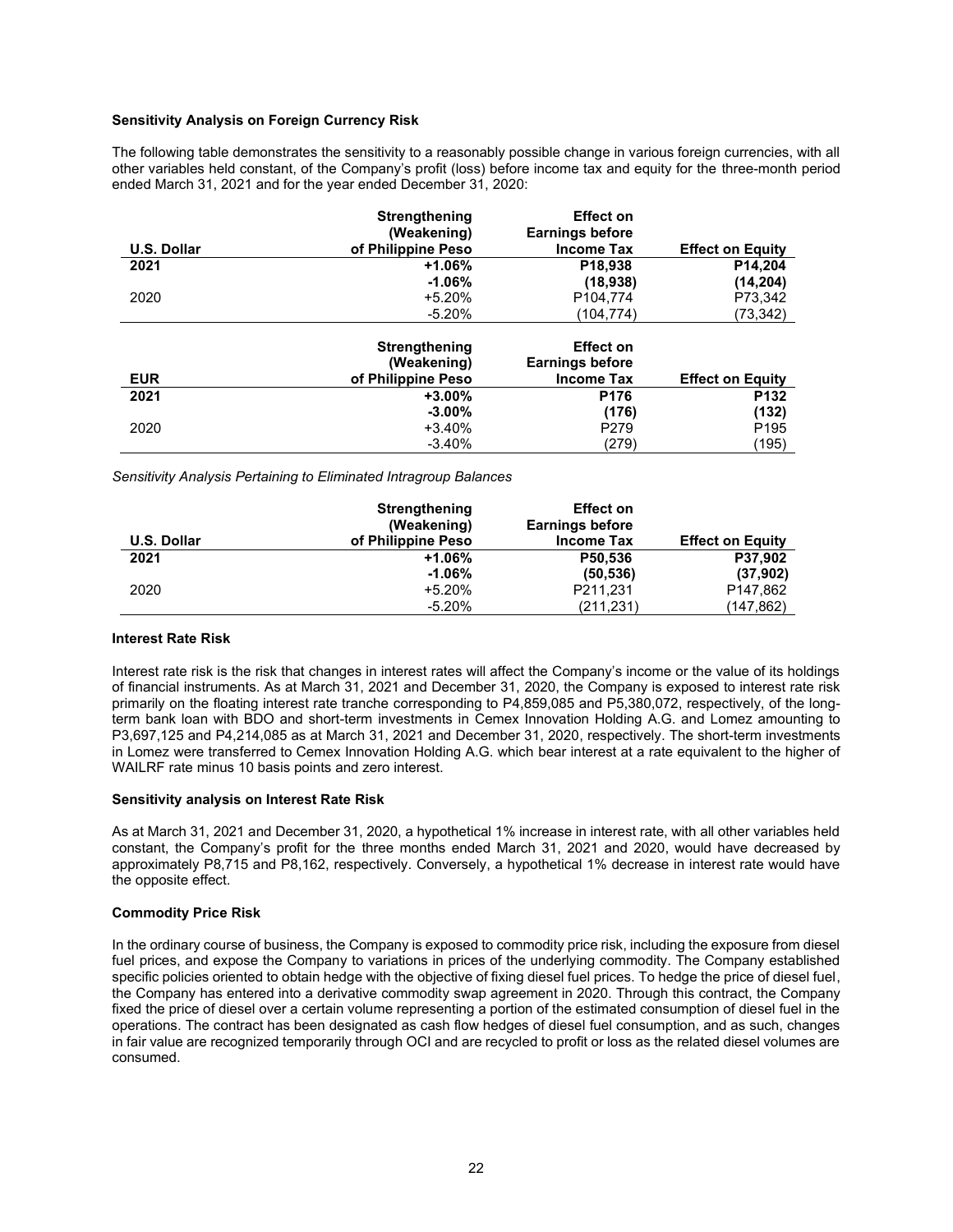**Sensitivity Analysis on Foreign Currency Risk**

The following table demonstrates the sensitivity to a reasonably possible change in various foreign currencies, with all other variables held constant, of the Company's profit (loss) before income tax and equity for the three-month period ended March 31, 2021 and for the year ended December 31, 2020:

| U.S. Dollar | Strengthening (Weakening) of Philippine Peso | Effect on Earnings before Income Tax | Effect on Equity |
|---|---|---|---|
| **2021** | **+1.06%** | **P18,938** | **P14,204** |
| | **-1.06%** | **(18,938)** | **(14,204)** |
| 2020 | +5.20% | P104,774 | P73,342 |
| | -5.20% | (104,774) | (73,342) |

| EUR | Strengthening (Weakening) of Philippine Peso | Effect on Earnings before Income Tax | Effect on Equity |
|---|---|---|---|
| **2021** | **+3.00%** | **P176** | **P132** |
| | **-3.00%** | **(176)** | **(132)** |
| 2020 | +3.40% | P279 | P195 |
| | -3.40% | (279) | (195) |

*Sensitivity Analysis Pertaining to Eliminated Intragroup Balances*

| U.S. Dollar | Strengthening (Weakening) of Philippine Peso | Effect on Earnings before Income Tax | Effect on Equity |
|---|---|---|---|
| **2021** | **+1.06%** | **P50,536** | **P37,902** |
| | **-1.06%** | **(50,536)** | **(37,902)** |
| 2020 | +5.20% | P211,231 | P147,862 |
| | -5.20% | (211,231) | (147,862) |

**Interest Rate Risk**

Interest rate risk is the risk that changes in interest rates will affect the Company's income or the value of its holdings of financial instruments. As at March 31, 2021 and December 31, 2020, the Company is exposed to interest rate risk primarily on the floating interest rate tranche corresponding to P4,859,085 and P5,380,072, respectively, of the long-term bank loan with BDO and short-term investments in Cemex Innovation Holding A.G. and Lomez amounting to P3,697,125 and P4,214,085 as at March 31, 2021 and December 31, 2020, respectively. The short-term investments in Lomez were transferred to Cemex Innovation Holding A.G. which bear interest at a rate equivalent to the higher of WAILRF rate minus 10 basis points and zero interest.

**Sensitivity analysis on Interest Rate Risk**

As at March 31, 2021 and December 31, 2020, a hypothetical 1% increase in interest rate, with all other variables held constant, the Company's profit for the three months ended March 31, 2021 and 2020, would have decreased by approximately P8,715 and P8,162, respectively. Conversely, a hypothetical 1% decrease in interest rate would have the opposite effect.

**Commodity Price Risk**

In the ordinary course of business, the Company is exposed to commodity price risk, including the exposure from diesel fuel prices, and expose the Company to variations in prices of the underlying commodity. The Company established specific policies oriented to obtain hedge with the objective of fixing diesel fuel prices. To hedge the price of diesel fuel, the Company has entered into a derivative commodity swap agreement in 2020. Through this contract, the Company fixed the price of diesel over a certain volume representing a portion of the estimated consumption of diesel fuel in the operations. The contract has been designated as cash flow hedges of diesel fuel consumption, and as such, changes in fair value are recognized temporarily through OCI and are recycled to profit or loss as the related diesel volumes are consumed.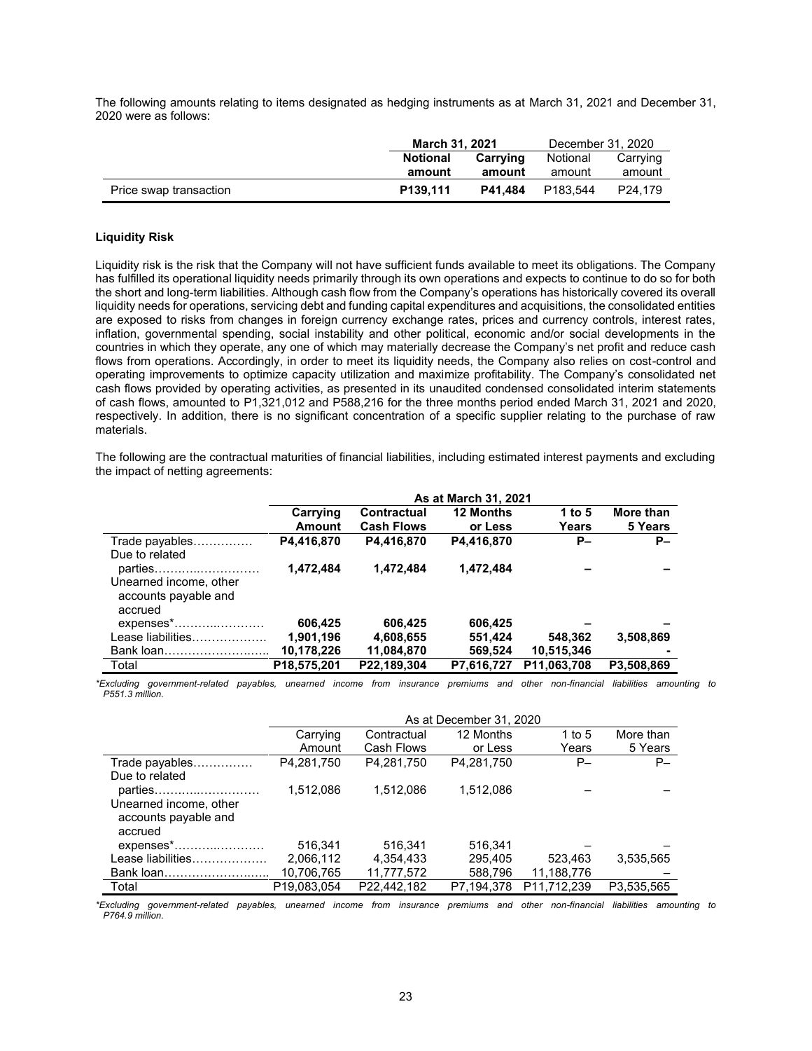The following amounts relating to items designated as hedging instruments as at March 31, 2021 and December 31, 2020 were as follows:

| | **March 31, 2021** | | December 31, 2020 | |
|---|---|---|---|---|
| | **Notional amount** | **Carrying amount** | Notional amount | Carrying amount |
| Price swap transaction | **P139,111** | **P41,484** | P183,544 | P24,179 |

**Liquidity Risk**

Liquidity risk is the risk that the Company will not have sufficient funds available to meet its obligations. The Company has fulfilled its operational liquidity needs primarily through its own operations and expects to continue to do so for both the short and long-term liabilities. Although cash flow from the Company's operations has historically covered its overall liquidity needs for operations, servicing debt and funding capital expenditures and acquisitions, the consolidated entities are exposed to risks from changes in foreign currency exchange rates, prices and currency controls, interest rates, inflation, governmental spending, social instability and other political, economic and/or social developments in the countries in which they operate, any one of which may materially decrease the Company's net profit and reduce cash flows from operations. Accordingly, in order to meet its liquidity needs, the Company also relies on cost-control and operating improvements to optimize capacity utilization and maximize profitability. The Company's consolidated net cash flows provided by operating activities, as presented in its unaudited condensed consolidated interim statements of cash flows, amounted to P1,321,012 and P588,216 for the three months period ended March 31, 2021 and 2020, respectively. In addition, there is no significant concentration of a specific supplier relating to the purchase of raw materials.

The following are the contractual maturities of financial liabilities, including estimated interest payments and excluding the impact of netting agreements:

| | **As at March 31, 2021** | | | | |
|---|---|---|---|---|---|
| | **Carrying Amount** | **Contractual Cash Flows** | **12 Months or Less** | **1 to 5 Years** | **More than 5 Years** |
| Trade payables…………… | **P4,416,870** | **P4,416,870** | **P4,416,870** | **P–** | **P–** |
| Due to related parties……….……………… | **1,472,484** | **1,472,484** | **1,472,484** | **–** | **–** |
| Unearned income, other accounts payable and accrued expenses*……….………… | **606,425** | **606,425** | **606,425** | **–** | **–** |
| Lease liabilities………………. | **1,901,196** | **4,608,655** | **551,424** | **548,362** | **3,508,869** |
| Bank loan…………………….. | **10,178,226** | **11,084,870** | **569,524** | **10,515,346** | **-** |
| Total | **P18,575,201** | **P22,189,304** | **P7,616,727** | **P11,063,708** | **P3,508,869** |

*\*Excluding government-related payables, unearned income from insurance premiums and other non-financial liabilities amounting to P551.3 million.*

| | As at December 31, 2020 | | | | |
|---|---|---|---|---|---|
| | Carrying Amount | Contractual Cash Flows | 12 Months or Less | 1 to 5 Years | More than 5 Years |
| Trade payables…………… | P4,281,750 | P4,281,750 | P4,281,750 | P– | P– |
| Due to related parties……….……………… | 1,512,086 | 1,512,086 | 1,512,086 | – | – |
| Unearned income, other accounts payable and accrued expenses*……….………… | 516,341 | 516,341 | 516,341 | – | – |
| Lease liabilities………………. | 2,066,112 | 4,354,433 | 295,405 | 523,463 | 3,535,565 |
| Bank loan…………………….. | 10,706,765 | 11,777,572 | 588,796 | 11,188,776 | – |
| Total | P19,083,054 | P22,442,182 | P7,194,378 | P11,712,239 | P3,535,565 |

*\*Excluding government-related payables, unearned income from insurance premiums and other non-financial liabilities amounting to P764.9 million.*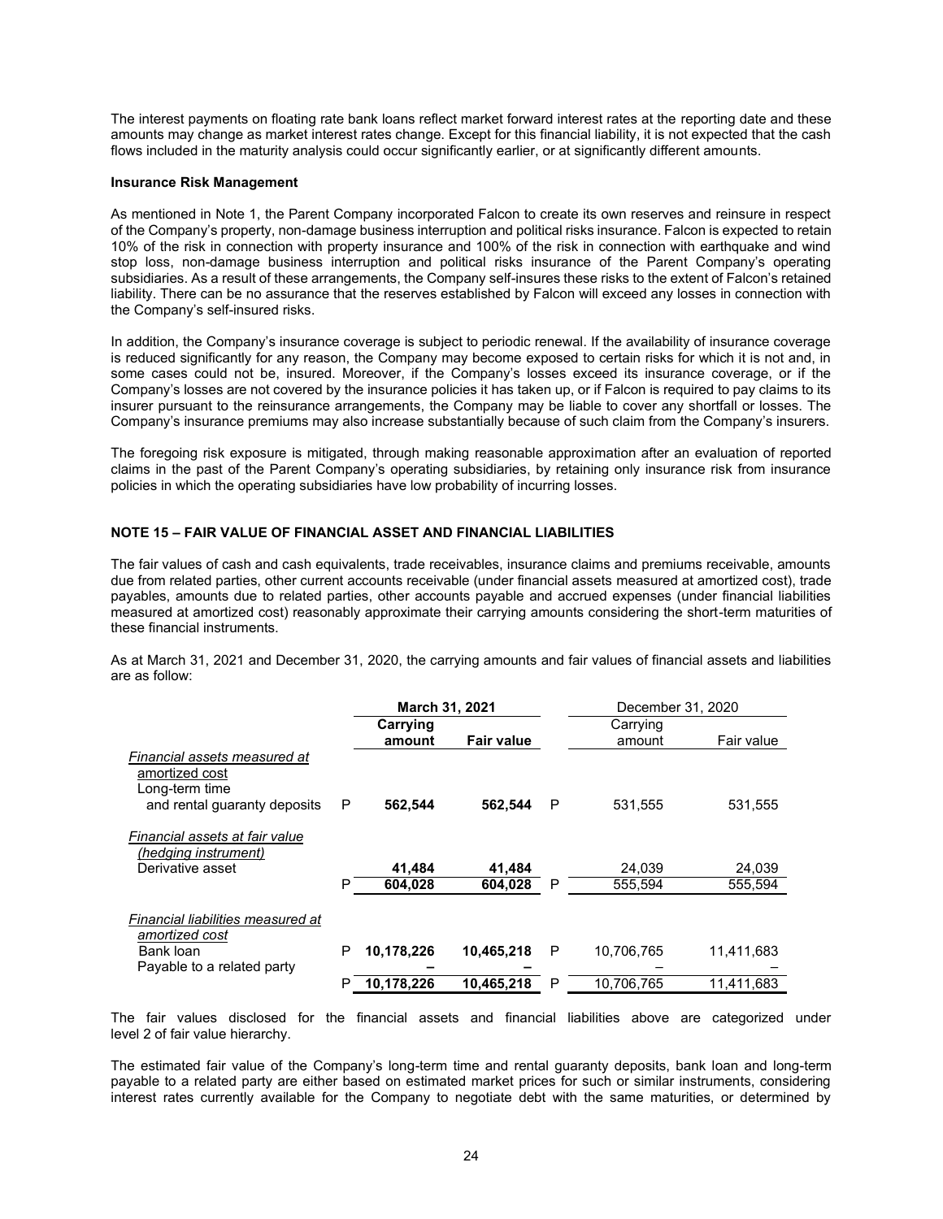The interest payments on floating rate bank loans reflect market forward interest rates at the reporting date and these amounts may change as market interest rates change. Except for this financial liability, it is not expected that the cash flows included in the maturity analysis could occur significantly earlier, or at significantly different amounts.

**Insurance Risk Management**

As mentioned in Note 1, the Parent Company incorporated Falcon to create its own reserves and reinsure in respect of the Company's property, non-damage business interruption and political risks insurance. Falcon is expected to retain 10% of the risk in connection with property insurance and 100% of the risk in connection with earthquake and wind stop loss, non-damage business interruption and political risks insurance of the Parent Company's operating subsidiaries. As a result of these arrangements, the Company self-insures these risks to the extent of Falcon's retained liability. There can be no assurance that the reserves established by Falcon will exceed any losses in connection with the Company's self-insured risks.

In addition, the Company's insurance coverage is subject to periodic renewal. If the availability of insurance coverage is reduced significantly for any reason, the Company may become exposed to certain risks for which it is not and, in some cases could not be, insured. Moreover, if the Company's losses exceed its insurance coverage, or if the Company's losses are not covered by the insurance policies it has taken up, or if Falcon is required to pay claims to its insurer pursuant to the reinsurance arrangements, the Company may be liable to cover any shortfall or losses. The Company's insurance premiums may also increase substantially because of such claim from the Company's insurers.

The foregoing risk exposure is mitigated, through making reasonable approximation after an evaluation of reported claims in the past of the Parent Company's operating subsidiaries, by retaining only insurance risk from insurance policies in which the operating subsidiaries have low probability of incurring losses.

**NOTE 15 – FAIR VALUE OF FINANCIAL ASSET AND FINANCIAL LIABILITIES**

The fair values of cash and cash equivalents, trade receivables, insurance claims and premiums receivable, amounts due from related parties, other current accounts receivable (under financial assets measured at amortized cost), trade payables, amounts due to related parties, other accounts payable and accrued expenses (under financial liabilities measured at amortized cost) reasonably approximate their carrying amounts considering the short-term maturities of these financial instruments.

As at March 31, 2021 and December 31, 2020, the carrying amounts and fair values of financial assets and liabilities are as follow:

| | | **March 31, 2021** | | | December 31, 2020 | |
|---|---|---|---|---|---|---|
| | | **Carrying amount** | **Fair value** | | Carrying amount | Fair value |
| *Financial assets measured at amortized cost* | | | | | | |
| Long-term time and rental guaranty deposits | P | **562,544** | **562,544** | P | 531,555 | 531,555 |
| *Financial assets at fair value (hedging instrument)* | | | | | | |
| Derivative asset | | **41,484** | **41,484** | | 24,039 | 24,039 |
| | P | **604,028** | **604,028** | P | 555,594 | 555,594 |
| *Financial liabilities measured at amortized cost* | | | | | | |
| Bank loan | P | **10,178,226** | **10,465,218** | P | 10,706,765 | 11,411,683 |
| Payable to a related party | | **–** | **–** | | – | – |
| | P | **10,178,226** | **10,465,218** | P | 10,706,765 | 11,411,683 |

The fair values disclosed for the financial assets and financial liabilities above are categorized under level 2 of fair value hierarchy.

The estimated fair value of the Company's long-term time and rental guaranty deposits, bank loan and long-term payable to a related party are either based on estimated market prices for such or similar instruments, considering interest rates currently available for the Company to negotiate debt with the same maturities, or determined by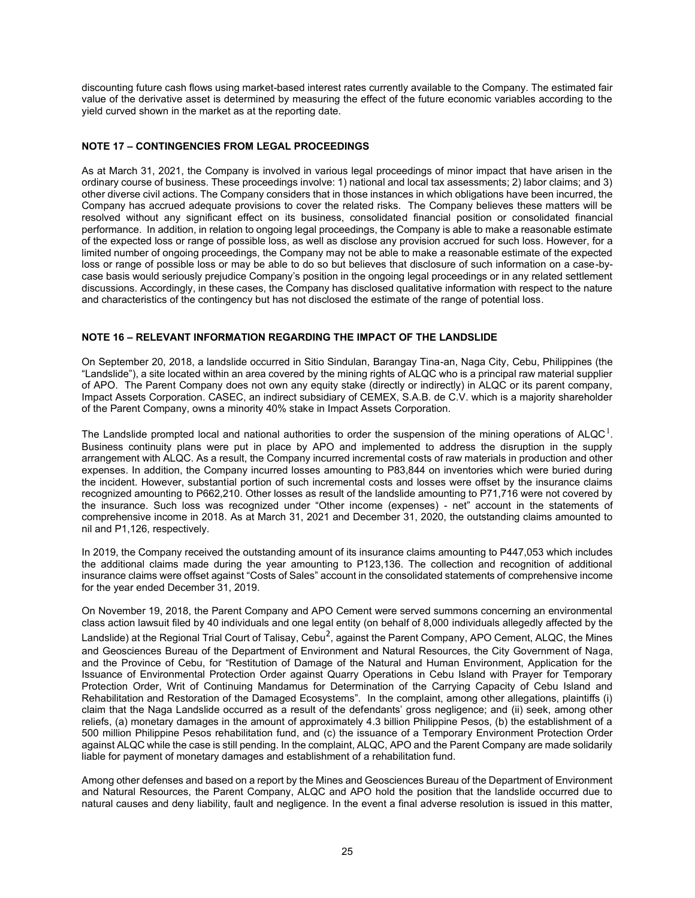discounting future cash flows using market-based interest rates currently available to the Company. The estimated fair value of the derivative asset is determined by measuring the effect of the future economic variables according to the yield curved shown in the market as at the reporting date.

## NOTE 17 – CONTINGENCIES FROM LEGAL PROCEEDINGS

As at March 31, 2021, the Company is involved in various legal proceedings of minor impact that have arisen in the ordinary course of business. These proceedings involve: 1) national and local tax assessments; 2) labor claims; and 3) other diverse civil actions. The Company considers that in those instances in which obligations have been incurred, the Company has accrued adequate provisions to cover the related risks. The Company believes these matters will be resolved without any significant effect on its business, consolidated financial position or consolidated financial performance. In addition, in relation to ongoing legal proceedings, the Company is able to make a reasonable estimate of the expected loss or range of possible loss, as well as disclose any provision accrued for such loss. However, for a limited number of ongoing proceedings, the Company may not be able to make a reasonable estimate of the expected loss or range of possible loss or may be able to do so but believes that disclosure of such information on a case-by-case basis would seriously prejudice Company's position in the ongoing legal proceedings or in any related settlement discussions. Accordingly, in these cases, the Company has disclosed qualitative information with respect to the nature and characteristics of the contingency but has not disclosed the estimate of the range of potential loss.

## NOTE 16 – RELEVANT INFORMATION REGARDING THE IMPACT OF THE LANDSLIDE

On September 20, 2018, a landslide occurred in Sitio Sindulan, Barangay Tina-an, Naga City, Cebu, Philippines (the "Landslide"), a site located within an area covered by the mining rights of ALQC who is a principal raw material supplier of APO. The Parent Company does not own any equity stake (directly or indirectly) in ALQC or its parent company, Impact Assets Corporation. CASEC, an indirect subsidiary of CEMEX, S.A.B. de C.V. which is a majority shareholder of the Parent Company, owns a minority 40% stake in Impact Assets Corporation.

The Landslide prompted local and national authorities to order the suspension of the mining operations of ALQC[1]. Business continuity plans were put in place by APO and implemented to address the disruption in the supply arrangement with ALQC. As a result, the Company incurred incremental costs of raw materials in production and other expenses. In addition, the Company incurred losses amounting to P83,844 on inventories which were buried during the incident. However, substantial portion of such incremental costs and losses were offset by the insurance claims recognized amounting to P662,210. Other losses as result of the landslide amounting to P71,716 were not covered by the insurance. Such loss was recognized under "Other income (expenses) - net" account in the statements of comprehensive income in 2018. As at March 31, 2021 and December 31, 2020, the outstanding claims amounted to nil and P1,126, respectively.

In 2019, the Company received the outstanding amount of its insurance claims amounting to P447,053 which includes the additional claims made during the year amounting to P123,136. The collection and recognition of additional insurance claims were offset against "Costs of Sales" account in the consolidated statements of comprehensive income for the year ended December 31, 2019.

On November 19, 2018, the Parent Company and APO Cement were served summons concerning an environmental class action lawsuit filed by 40 individuals and one legal entity (on behalf of 8,000 individuals allegedly affected by the Landslide) at the Regional Trial Court of Talisay, Cebu[2], against the Parent Company, APO Cement, ALQC, the Mines and Geosciences Bureau of the Department of Environment and Natural Resources, the City Government of Naga, and the Province of Cebu, for "Restitution of Damage of the Natural and Human Environment, Application for the Issuance of Environmental Protection Order against Quarry Operations in Cebu Island with Prayer for Temporary Protection Order, Writ of Continuing Mandamus for Determination of the Carrying Capacity of Cebu Island and Rehabilitation and Restoration of the Damaged Ecosystems". In the complaint, among other allegations, plaintiffs (i) claim that the Naga Landslide occurred as a result of the defendants' gross negligence; and (ii) seek, among other reliefs, (a) monetary damages in the amount of approximately 4.3 billion Philippine Pesos, (b) the establishment of a 500 million Philippine Pesos rehabilitation fund, and (c) the issuance of a Temporary Environment Protection Order against ALQC while the case is still pending. In the complaint, ALQC, APO and the Parent Company are made solidarily liable for payment of monetary damages and establishment of a rehabilitation fund.

Among other defenses and based on a report by the Mines and Geosciences Bureau of the Department of Environment and Natural Resources, the Parent Company, ALQC and APO hold the position that the landslide occurred due to natural causes and deny liability, fault and negligence. In the event a final adverse resolution is issued in this matter,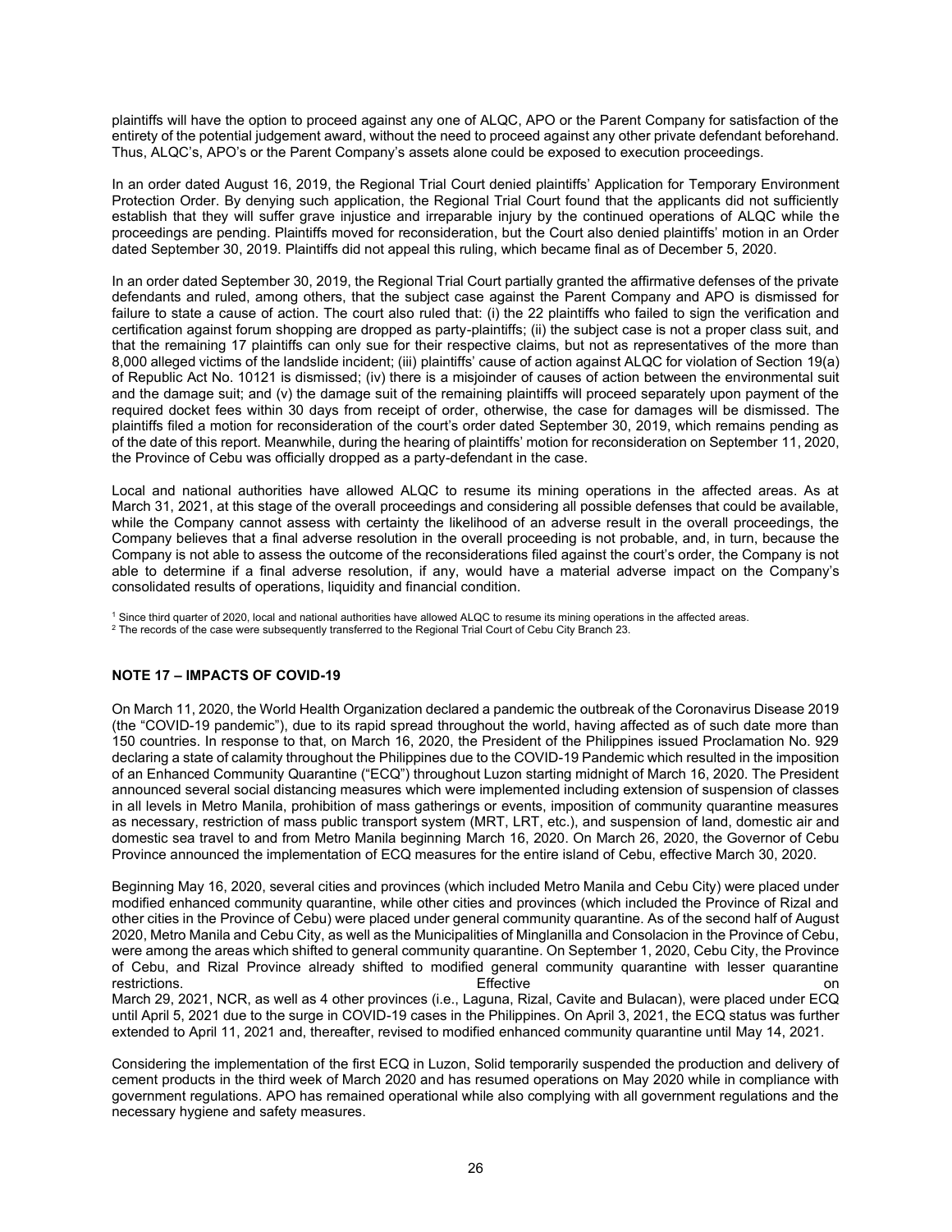plaintiffs will have the option to proceed against any one of ALQC, APO or the Parent Company for satisfaction of the entirety of the potential judgement award, without the need to proceed against any other private defendant beforehand. Thus, ALQC's, APO's or the Parent Company's assets alone could be exposed to execution proceedings.

In an order dated August 16, 2019, the Regional Trial Court denied plaintiffs' Application for Temporary Environment Protection Order. By denying such application, the Regional Trial Court found that the applicants did not sufficiently establish that they will suffer grave injustice and irreparable injury by the continued operations of ALQC while the proceedings are pending. Plaintiffs moved for reconsideration, but the Court also denied plaintiffs' motion in an Order dated September 30, 2019. Plaintiffs did not appeal this ruling, which became final as of December 5, 2020.

In an order dated September 30, 2019, the Regional Trial Court partially granted the affirmative defenses of the private defendants and ruled, among others, that the subject case against the Parent Company and APO is dismissed for failure to state a cause of action. The court also ruled that: (i) the 22 plaintiffs who failed to sign the verification and certification against forum shopping are dropped as party-plaintiffs; (ii) the subject case is not a proper class suit, and that the remaining 17 plaintiffs can only sue for their respective claims, but not as representatives of the more than 8,000 alleged victims of the landslide incident; (iii) plaintiffs' cause of action against ALQC for violation of Section 19(a) of Republic Act No. 10121 is dismissed; (iv) there is a misjoinder of causes of action between the environmental suit and the damage suit; and (v) the damage suit of the remaining plaintiffs will proceed separately upon payment of the required docket fees within 30 days from receipt of order, otherwise, the case for damages will be dismissed. The plaintiffs filed a motion for reconsideration of the court's order dated September 30, 2019, which remains pending as of the date of this report. Meanwhile, during the hearing of plaintiffs' motion for reconsideration on September 11, 2020, the Province of Cebu was officially dropped as a party-defendant in the case.

Local and national authorities have allowed ALQC to resume its mining operations in the affected areas. As at March 31, 2021, at this stage of the overall proceedings and considering all possible defenses that could be available, while the Company cannot assess with certainty the likelihood of an adverse result in the overall proceedings, the Company believes that a final adverse resolution in the overall proceeding is not probable, and, in turn, because the Company is not able to assess the outcome of the reconsiderations filed against the court's order, the Company is not able to determine if a final adverse resolution, if any, would have a material adverse impact on the Company's consolidated results of operations, liquidity and financial condition.

[1] Since third quarter of 2020, local and national authorities have allowed ALQC to resume its mining operations in the affected areas.
[2] The records of the case were subsequently transferred to the Regional Trial Court of Cebu City Branch 23.

## NOTE 17 – IMPACTS OF COVID-19

On March 11, 2020, the World Health Organization declared a pandemic the outbreak of the Coronavirus Disease 2019 (the "COVID-19 pandemic"), due to its rapid spread throughout the world, having affected as of such date more than 150 countries. In response to that, on March 16, 2020, the President of the Philippines issued Proclamation No. 929 declaring a state of calamity throughout the Philippines due to the COVID-19 Pandemic which resulted in the imposition of an Enhanced Community Quarantine ("ECQ") throughout Luzon starting midnight of March 16, 2020. The President announced several social distancing measures which were implemented including extension of suspension of classes in all levels in Metro Manila, prohibition of mass gatherings or events, imposition of community quarantine measures as necessary, restriction of mass public transport system (MRT, LRT, etc.), and suspension of land, domestic air and domestic sea travel to and from Metro Manila beginning March 16, 2020. On March 26, 2020, the Governor of Cebu Province announced the implementation of ECQ measures for the entire island of Cebu, effective March 30, 2020.

Beginning May 16, 2020, several cities and provinces (which included Metro Manila and Cebu City) were placed under modified enhanced community quarantine, while other cities and provinces (which included the Province of Rizal and other cities in the Province of Cebu) were placed under general community quarantine. As of the second half of August 2020, Metro Manila and Cebu City, as well as the Municipalities of Minglanilla and Consolacion in the Province of Cebu, were among the areas which shifted to general community quarantine. On September 1, 2020, Cebu City, the Province of Cebu, and Rizal Province already shifted to modified general community quarantine with lesser quarantine restrictions. Effective on March 29, 2021, NCR, as well as 4 other provinces (i.e., Laguna, Rizal, Cavite and Bulacan), were placed under ECQ until April 5, 2021 due to the surge in COVID-19 cases in the Philippines. On April 3, 2021, the ECQ status was further extended to April 11, 2021 and, thereafter, revised to modified enhanced community quarantine until May 14, 2021.

Considering the implementation of the first ECQ in Luzon, Solid temporarily suspended the production and delivery of cement products in the third week of March 2020 and has resumed operations on May 2020 while in compliance with government regulations. APO has remained operational while also complying with all government regulations and the necessary hygiene and safety measures.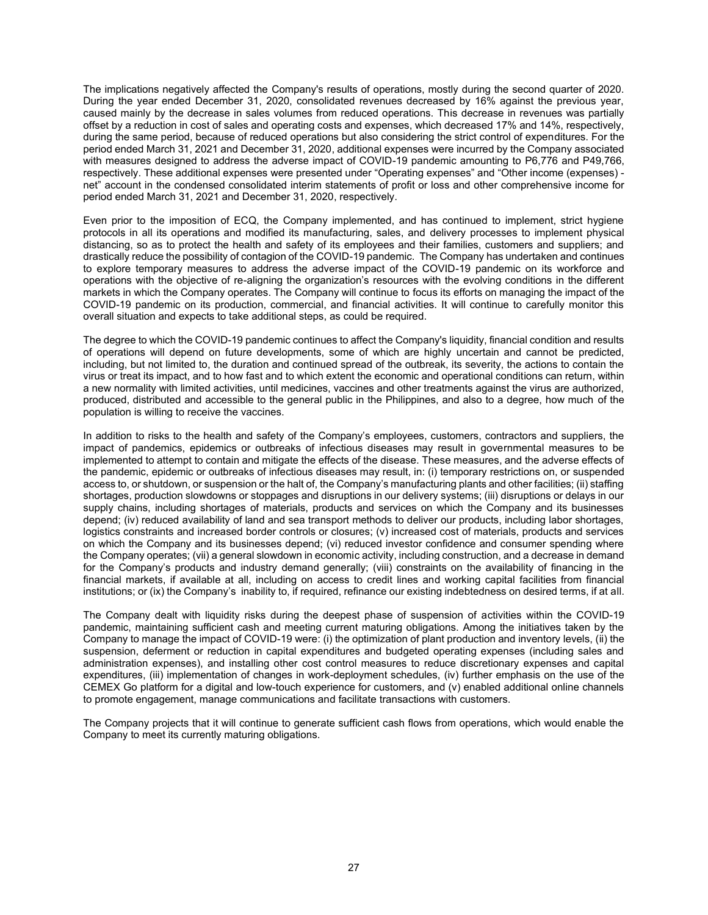The implications negatively affected the Company's results of operations, mostly during the second quarter of 2020. During the year ended December 31, 2020, consolidated revenues decreased by 16% against the previous year, caused mainly by the decrease in sales volumes from reduced operations. This decrease in revenues was partially offset by a reduction in cost of sales and operating costs and expenses, which decreased 17% and 14%, respectively, during the same period, because of reduced operations but also considering the strict control of expenditures. For the period ended March 31, 2021 and December 31, 2020, additional expenses were incurred by the Company associated with measures designed to address the adverse impact of COVID-19 pandemic amounting to P6,776 and P49,766, respectively. These additional expenses were presented under "Operating expenses" and "Other income (expenses) - net" account in the condensed consolidated interim statements of profit or loss and other comprehensive income for period ended March 31, 2021 and December 31, 2020, respectively.

Even prior to the imposition of ECQ, the Company implemented, and has continued to implement, strict hygiene protocols in all its operations and modified its manufacturing, sales, and delivery processes to implement physical distancing, so as to protect the health and safety of its employees and their families, customers and suppliers; and drastically reduce the possibility of contagion of the COVID-19 pandemic. The Company has undertaken and continues to explore temporary measures to address the adverse impact of the COVID-19 pandemic on its workforce and operations with the objective of re-aligning the organization's resources with the evolving conditions in the different markets in which the Company operates. The Company will continue to focus its efforts on managing the impact of the COVID-19 pandemic on its production, commercial, and financial activities. It will continue to carefully monitor this overall situation and expects to take additional steps, as could be required.

The degree to which the COVID-19 pandemic continues to affect the Company's liquidity, financial condition and results of operations will depend on future developments, some of which are highly uncertain and cannot be predicted, including, but not limited to, the duration and continued spread of the outbreak, its severity, the actions to contain the virus or treat its impact, and to how fast and to which extent the economic and operational conditions can return, within a new normality with limited activities, until medicines, vaccines and other treatments against the virus are authorized, produced, distributed and accessible to the general public in the Philippines, and also to a degree, how much of the population is willing to receive the vaccines.

In addition to risks to the health and safety of the Company's employees, customers, contractors and suppliers, the impact of pandemics, epidemics or outbreaks of infectious diseases may result in governmental measures to be implemented to attempt to contain and mitigate the effects of the disease. These measures, and the adverse effects of the pandemic, epidemic or outbreaks of infectious diseases may result, in: (i) temporary restrictions on, or suspended access to, or shutdown, or suspension or the halt of, the Company's manufacturing plants and other facilities; (ii) staffing shortages, production slowdowns or stoppages and disruptions in our delivery systems; (iii) disruptions or delays in our supply chains, including shortages of materials, products and services on which the Company and its businesses depend; (iv) reduced availability of land and sea transport methods to deliver our products, including labor shortages, logistics constraints and increased border controls or closures; (v) increased cost of materials, products and services on which the Company and its businesses depend; (vi) reduced investor confidence and consumer spending where the Company operates; (vii) a general slowdown in economic activity, including construction, and a decrease in demand for the Company's products and industry demand generally; (viii) constraints on the availability of financing in the financial markets, if available at all, including on access to credit lines and working capital facilities from financial institutions; or (ix) the Company's inability to, if required, refinance our existing indebtedness on desired terms, if at all.

The Company dealt with liquidity risks during the deepest phase of suspension of activities within the COVID-19 pandemic, maintaining sufficient cash and meeting current maturing obligations. Among the initiatives taken by the Company to manage the impact of COVID-19 were: (i) the optimization of plant production and inventory levels, (ii) the suspension, deferment or reduction in capital expenditures and budgeted operating expenses (including sales and administration expenses), and installing other cost control measures to reduce discretionary expenses and capital expenditures, (iii) implementation of changes in work-deployment schedules, (iv) further emphasis on the use of the CEMEX Go platform for a digital and low-touch experience for customers, and (v) enabled additional online channels to promote engagement, manage communications and facilitate transactions with customers.

The Company projects that it will continue to generate sufficient cash flows from operations, which would enable the Company to meet its currently maturing obligations.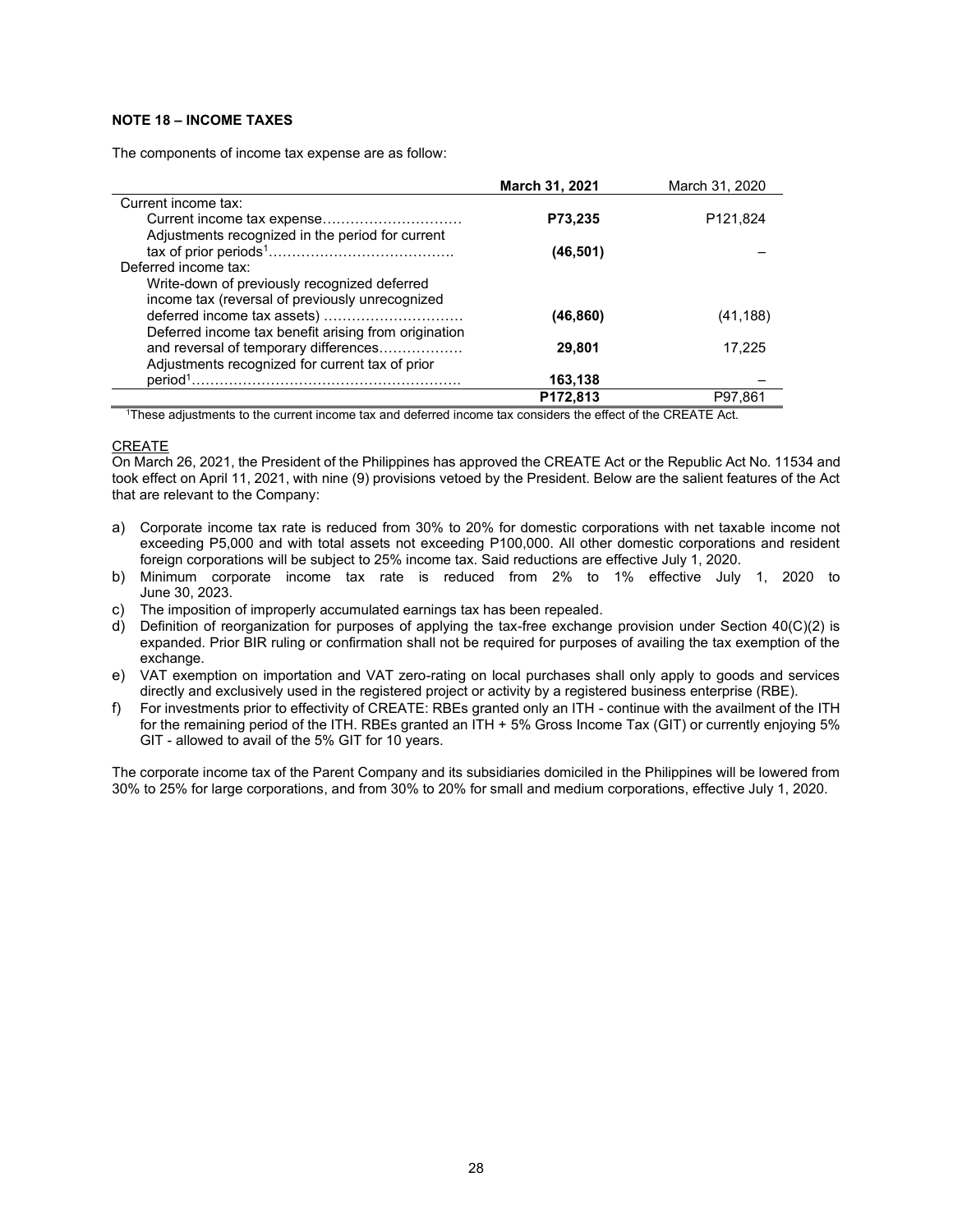**NOTE 18 – INCOME TAXES**

The components of income tax expense are as follow:

| | **March 31, 2021** | March 31, 2020 |
|---|---|---|
| Current income tax: | | |
| Current income tax expense………………………… | **P73,235** | P121,824 |
| Adjustments recognized in the period for current tax of prior periods[1]………………………………… | **(46,501)** | – |
| Deferred income tax: | | |
| Write-down of previously recognized deferred income tax (reversal of previously unrecognized deferred income tax assets) ………………………… | **(46,860)** | (41,188) |
| Deferred income tax benefit arising from origination and reversal of temporary differences……………… | **29,801** | 17,225 |
| Adjustments recognized for current tax of prior period[1]………………………………………………… | **163,138** | – |
| | **P172,813** | P97,861 |

[1]These adjustments to the current income tax and deferred income tax considers the effect of the CREATE Act.

CREATE

On March 26, 2021, the President of the Philippines has approved the CREATE Act or the Republic Act No. 11534 and took effect on April 11, 2021, with nine (9) provisions vetoed by the President. Below are the salient features of the Act that are relevant to the Company:

a) Corporate income tax rate is reduced from 30% to 20% for domestic corporations with net taxable income not exceeding P5,000 and with total assets not exceeding P100,000. All other domestic corporations and resident foreign corporations will be subject to 25% income tax. Said reductions are effective July 1, 2020.
b) Minimum corporate income tax rate is reduced from 2% to 1% effective July 1, 2020 to June 30, 2023.
c) The imposition of improperly accumulated earnings tax has been repealed.
d) Definition of reorganization for purposes of applying the tax-free exchange provision under Section 40(C)(2) is expanded. Prior BIR ruling or confirmation shall not be required for purposes of availing the tax exemption of the exchange.
e) VAT exemption on importation and VAT zero-rating on local purchases shall only apply to goods and services directly and exclusively used in the registered project or activity by a registered business enterprise (RBE).
f) For investments prior to effectivity of CREATE: RBEs granted only an ITH - continue with the availment of the ITH for the remaining period of the ITH. RBEs granted an ITH + 5% Gross Income Tax (GIT) or currently enjoying 5% GIT - allowed to avail of the 5% GIT for 10 years.

The corporate income tax of the Parent Company and its subsidiaries domiciled in the Philippines will be lowered from 30% to 25% for large corporations, and from 30% to 20% for small and medium corporations, effective July 1, 2020.